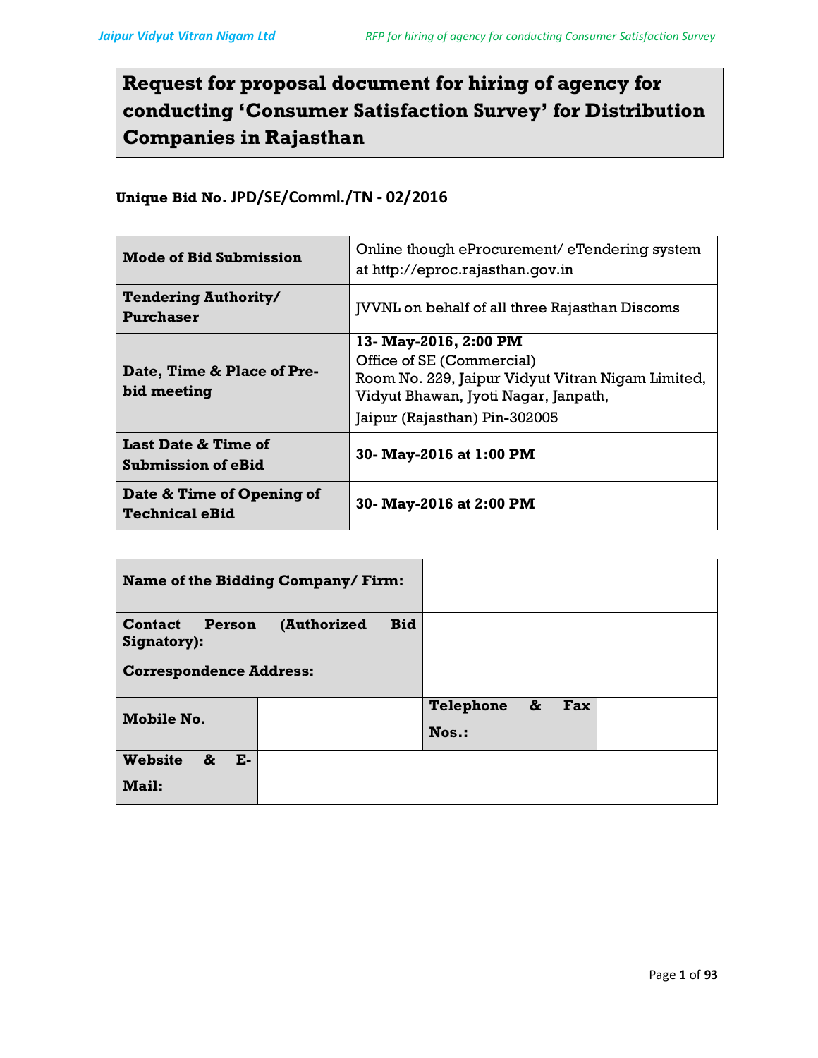# Request for proposal document for hiring of agency for conducting 'Consumer Satisfaction Survey' for Distribution Companies in Rajasthan

**Unique Bid No. JPD/SE/Comml./TN - 02/2016**

| | |
|---|---|
| **Mode of Bid Submission** | Online though eProcurement/ eTendering system at http://eproc.rajasthan.gov.in |
| **Tendering Authority/ Purchaser** | JVVNL on behalf of all three Rajasthan Discoms |
| **Date, Time & Place of Pre-bid meeting** | **13- May-2016, 2:00 PM**<br>Office of SE (Commercial)<br>Room No. 229, Jaipur Vidyut Vitran Nigam Limited, Vidyut Bhawan, Jyoti Nagar, Janpath,<br>Jaipur (Rajasthan) Pin-302005 |
| **Last Date & Time of Submission of eBid** | **30- May-2016 at 1:00 PM** |
| **Date & Time of Opening of Technical eBid** | **30- May-2016 at 2:00 PM** |

| | | | |
|---|---|---|---|
| **Name of the Bidding Company/ Firm:** | | | |
| **Contact Person (Authorized Bid Signatory):** | | | |
| **Correspondence Address:** | | | |
| **Mobile No.** | | **Telephone & Fax Nos.:** | |
| **Website & E-Mail:** | | | |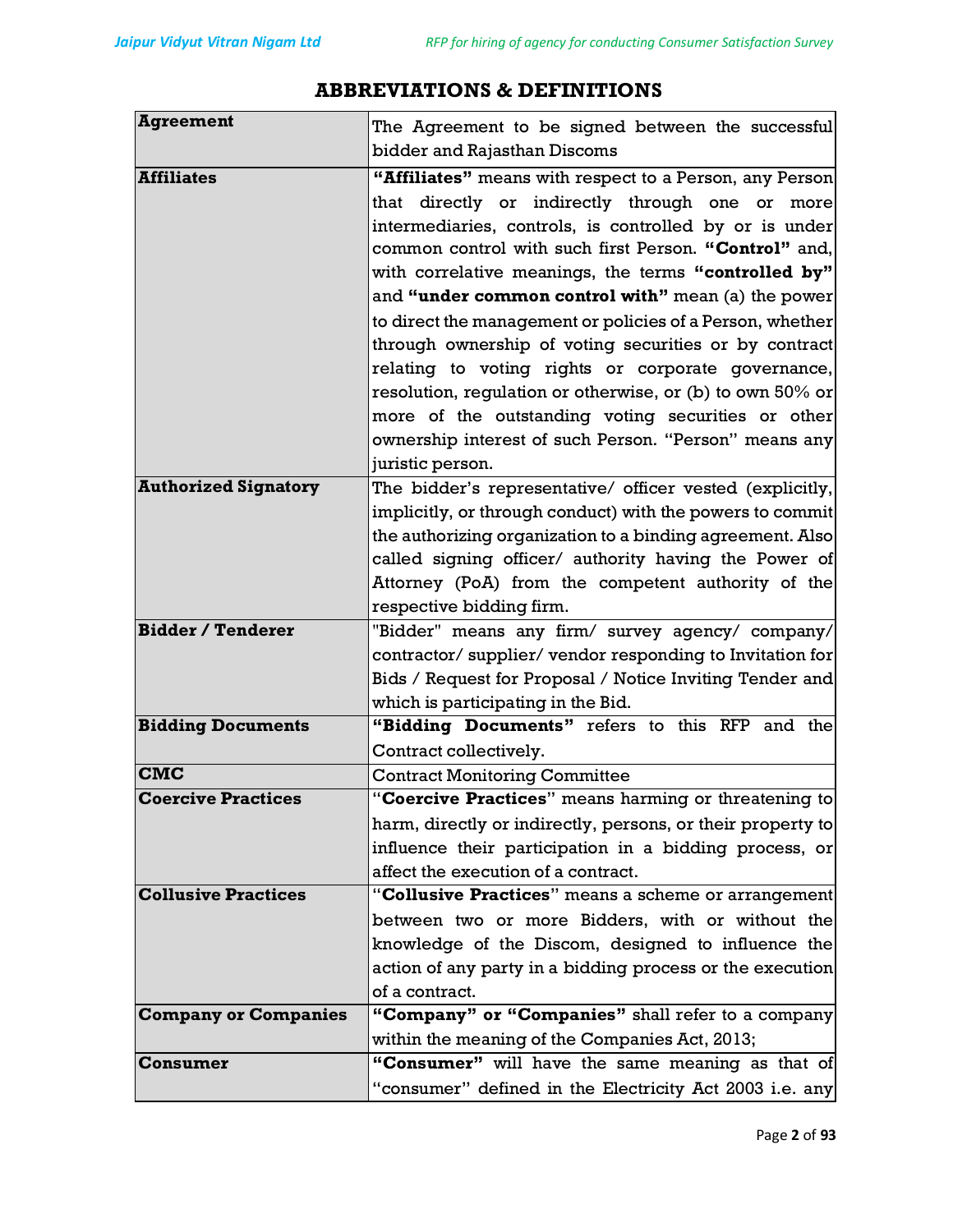# ABBREVIATIONS & DEFINITIONS

| | |
|---|---|
| **Agreement** | The Agreement to be signed between the successful bidder and Rajasthan Discoms |
| **Affiliates** | **"Affiliates"** means with respect to a Person, any Person that directly or indirectly through one or more intermediaries, controls, is controlled by or is under common control with such first Person. **"Control"** and, with correlative meanings, the terms **"controlled by"** and **"under common control with"** mean (a) the power to direct the management or policies of a Person, whether through ownership of voting securities or by contract relating to voting rights or corporate governance, resolution, regulation or otherwise, or (b) to own 50% or more of the outstanding voting securities or other ownership interest of such Person. "Person" means any juristic person. |
| **Authorized Signatory** | The bidder's representative/ officer vested (explicitly, implicitly, or through conduct) with the powers to commit the authorizing organization to a binding agreement. Also called signing officer/ authority having the Power of Attorney (PoA) from the competent authority of the respective bidding firm. |
| **Bidder / Tenderer** | "Bidder" means any firm/ survey agency/ company/ contractor/ supplier/ vendor responding to Invitation for Bids / Request for Proposal / Notice Inviting Tender and which is participating in the Bid. |
| **Bidding Documents** | **"Bidding Documents"** refers to this RFP and the Contract collectively. |
| **CMC** | Contract Monitoring Committee |
| **Coercive Practices** | "**Coercive Practices**" means harming or threatening to harm, directly or indirectly, persons, or their property to influence their participation in a bidding process, or affect the execution of a contract. |
| **Collusive Practices** | "**Collusive Practices**" means a scheme or arrangement between two or more Bidders, with or without the knowledge of the Discom, designed to influence the action of any party in a bidding process or the execution of a contract. |
| **Company or Companies** | **"Company" or "Companies"** shall refer to a company within the meaning of the Companies Act, 2013; |
| **Consumer** | **"Consumer"** will have the same meaning as that of "consumer" defined in the Electricity Act 2003 i.e. any |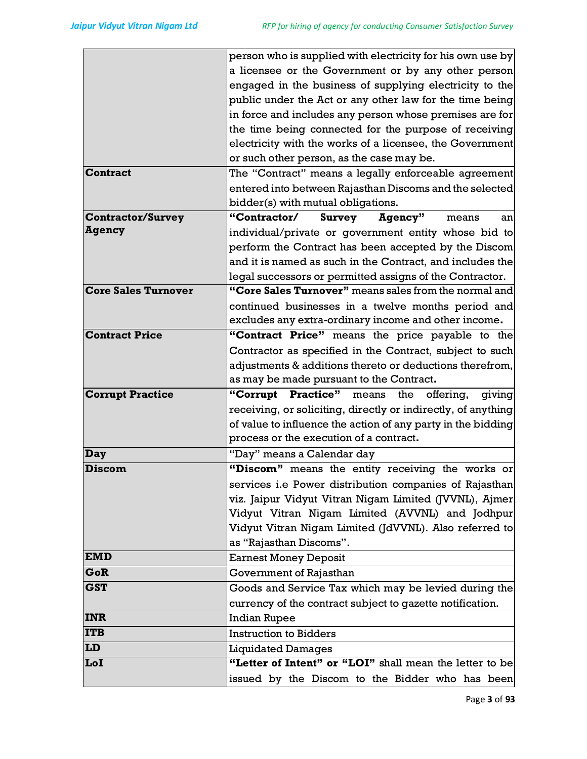| | |
|---|---|
| | person who is supplied with electricity for his own use by a licensee or the Government or by any other person engaged in the business of supplying electricity to the public under the Act or any other law for the time being in force and includes any person whose premises are for the time being connected for the purpose of receiving electricity with the works of a licensee, the Government or such other person, as the case may be. |
| **Contract** | The "Contract" means a legally enforceable agreement entered into between Rajasthan Discoms and the selected bidder(s) with mutual obligations. |
| **Contractor/Survey Agency** | **"Contractor/ Survey Agency"** means an individual/private or government entity whose bid to perform the Contract has been accepted by the Discom and it is named as such in the Contract, and includes the legal successors or permitted assigns of the Contractor. |
| **Core Sales Turnover** | **"Core Sales Turnover"** means sales from the normal and continued businesses in a twelve months period and excludes any extra-ordinary income and other income**.** |
| **Contract Price** | **"Contract Price"** means the price payable to the Contractor as specified in the Contract, subject to such adjustments & additions thereto or deductions therefrom, as may be made pursuant to the Contract**.** |
| **Corrupt Practice** | **"Corrupt Practice"** means the offering, giving receiving, or soliciting, directly or indirectly, of anything of value to influence the action of any party in the bidding process or the execution of a contract**.** |
| **Day** | "Day" means a Calendar day |
| **Discom** | **"Discom"** means the entity receiving the works or services i.e Power distribution companies of Rajasthan viz. Jaipur Vidyut Vitran Nigam Limited (JVVNL), Ajmer Vidyut Vitran Nigam Limited (AVVNL) and Jodhpur Vidyut Vitran Nigam Limited (JdVVNL). Also referred to as "Rajasthan Discoms". |
| **EMD** | Earnest Money Deposit |
| **GoR** | Government of Rajasthan |
| **GST** | Goods and Service Tax which may be levied during the currency of the contract subject to gazette notification. |
| **INR** | Indian Rupee |
| **ITB** | Instruction to Bidders |
| **LD** | Liquidated Damages |
| **LoI** | **"Letter of Intent" or "LOI"** shall mean the letter to be issued by the Discom to the Bidder who has been |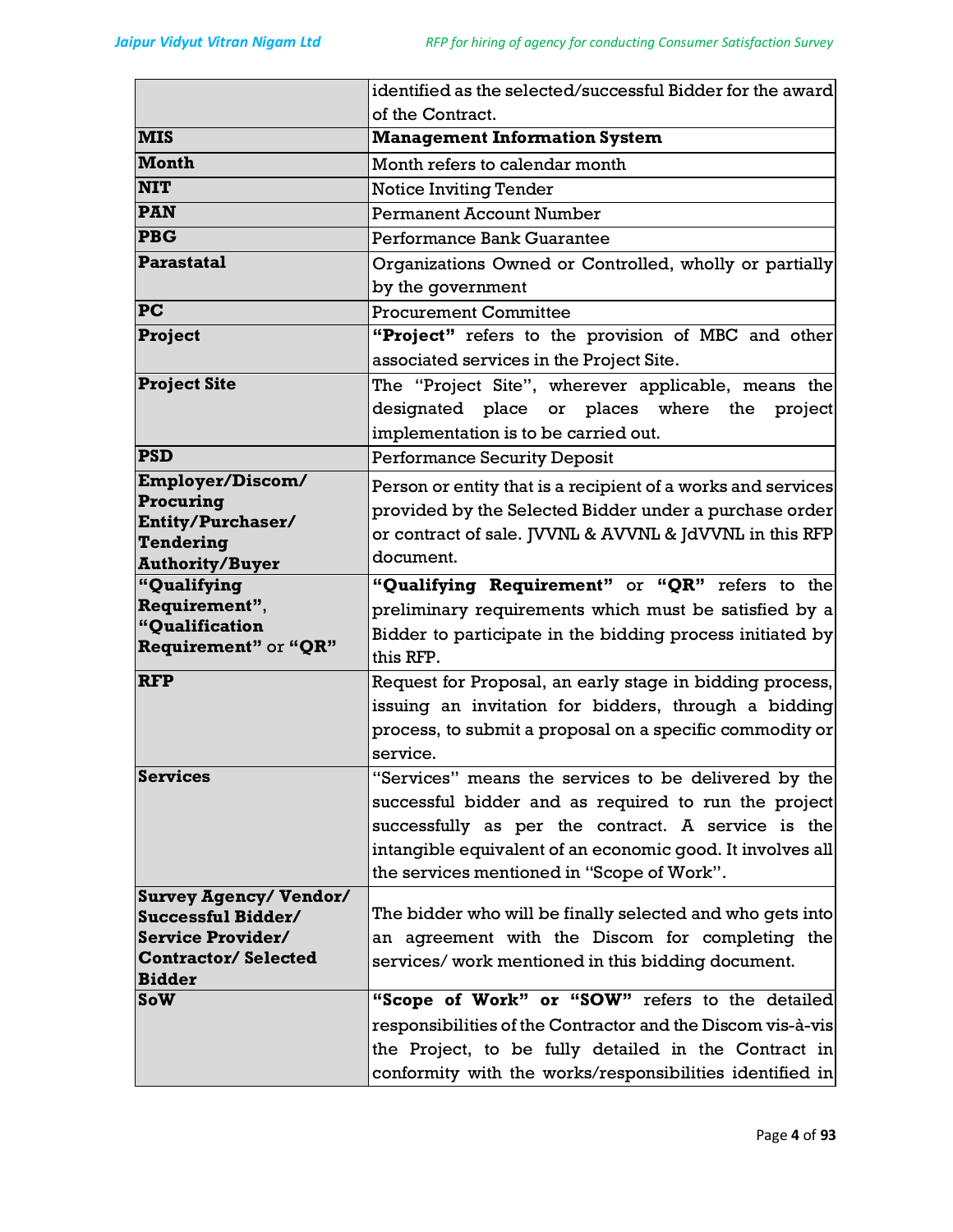| | |
|---|---|
| | identified as the selected/successful Bidder for the award of the Contract. |
| **MIS** | **Management Information System** |
| **Month** | Month refers to calendar month |
| **NIT** | Notice Inviting Tender |
| **PAN** | Permanent Account Number |
| **PBG** | Performance Bank Guarantee |
| **Parastatal** | Organizations Owned or Controlled, wholly or partially by the government |
| **PC** | Procurement Committee |
| **Project** | **"Project"** refers to the provision of MBC and other associated services in the Project Site. |
| **Project Site** | The "Project Site", wherever applicable, means the designated place or places where the project implementation is to be carried out. |
| **PSD** | Performance Security Deposit |
| **Employer/Discom/ Procuring Entity/Purchaser/ Tendering Authority/Buyer** | Person or entity that is a recipient of a works and services provided by the Selected Bidder under a purchase order or contract of sale. JVVNL & AVVNL & JdVVNL in this RFP document. |
| **"Qualifying Requirement", "Qualification Requirement"** or **"QR"** | **"Qualifying Requirement"** or **"QR"** refers to the preliminary requirements which must be satisfied by a Bidder to participate in the bidding process initiated by this RFP. |
| **RFP** | Request for Proposal, an early stage in bidding process, issuing an invitation for bidders, through a bidding process, to submit a proposal on a specific commodity or service. |
| **Services** | "Services" means the services to be delivered by the successful bidder and as required to run the project successfully as per the contract. A service is the intangible equivalent of an economic good. It involves all the services mentioned in "Scope of Work". |
| **Survey Agency/ Vendor/ Successful Bidder/ Service Provider/ Contractor/ Selected Bidder** | The bidder who will be finally selected and who gets into an agreement with the Discom for completing the services/ work mentioned in this bidding document. |
| **SoW** | **"Scope of Work" or "SOW"** refers to the detailed responsibilities of the Contractor and the Discom vis-à-vis the Project, to be fully detailed in the Contract in conformity with the works/responsibilities identified in |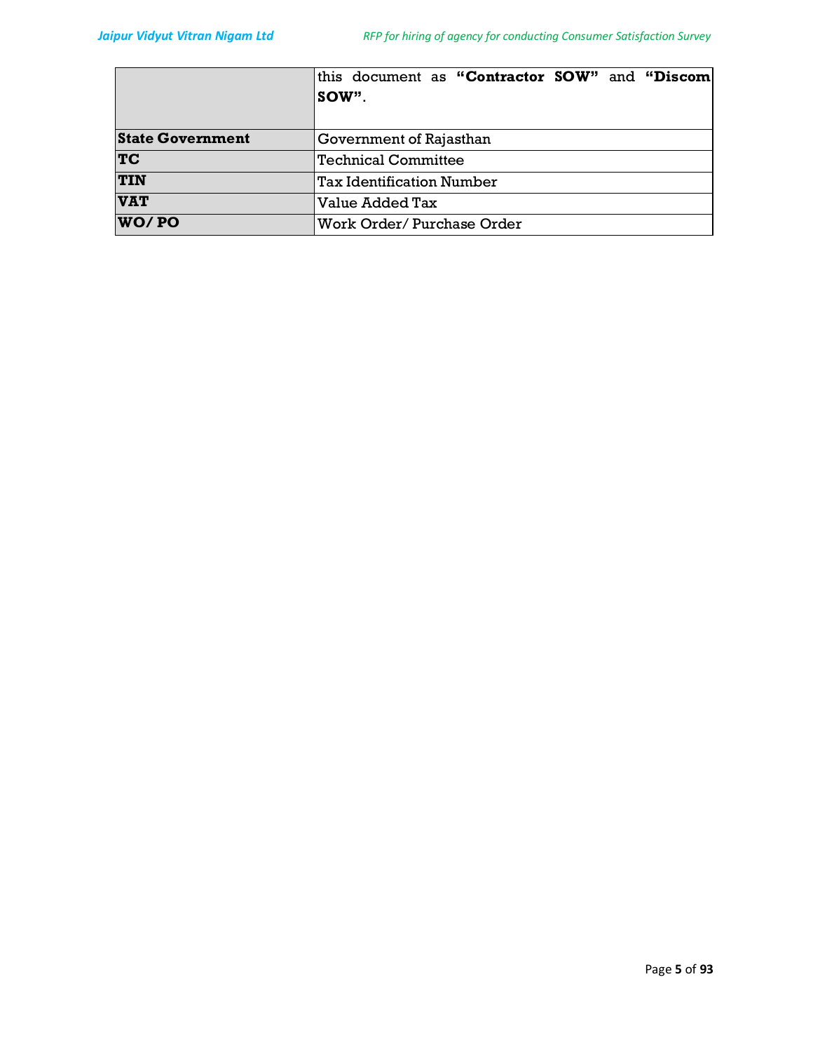| | |
|---|---|
| | this document as **"Contractor SOW"** and **"Discom SOW"**. |
| **State Government** | Government of Rajasthan |
| **TC** | Technical Committee |
| **TIN** | Tax Identification Number |
| **VAT** | Value Added Tax |
| **WO/ PO** | Work Order/ Purchase Order |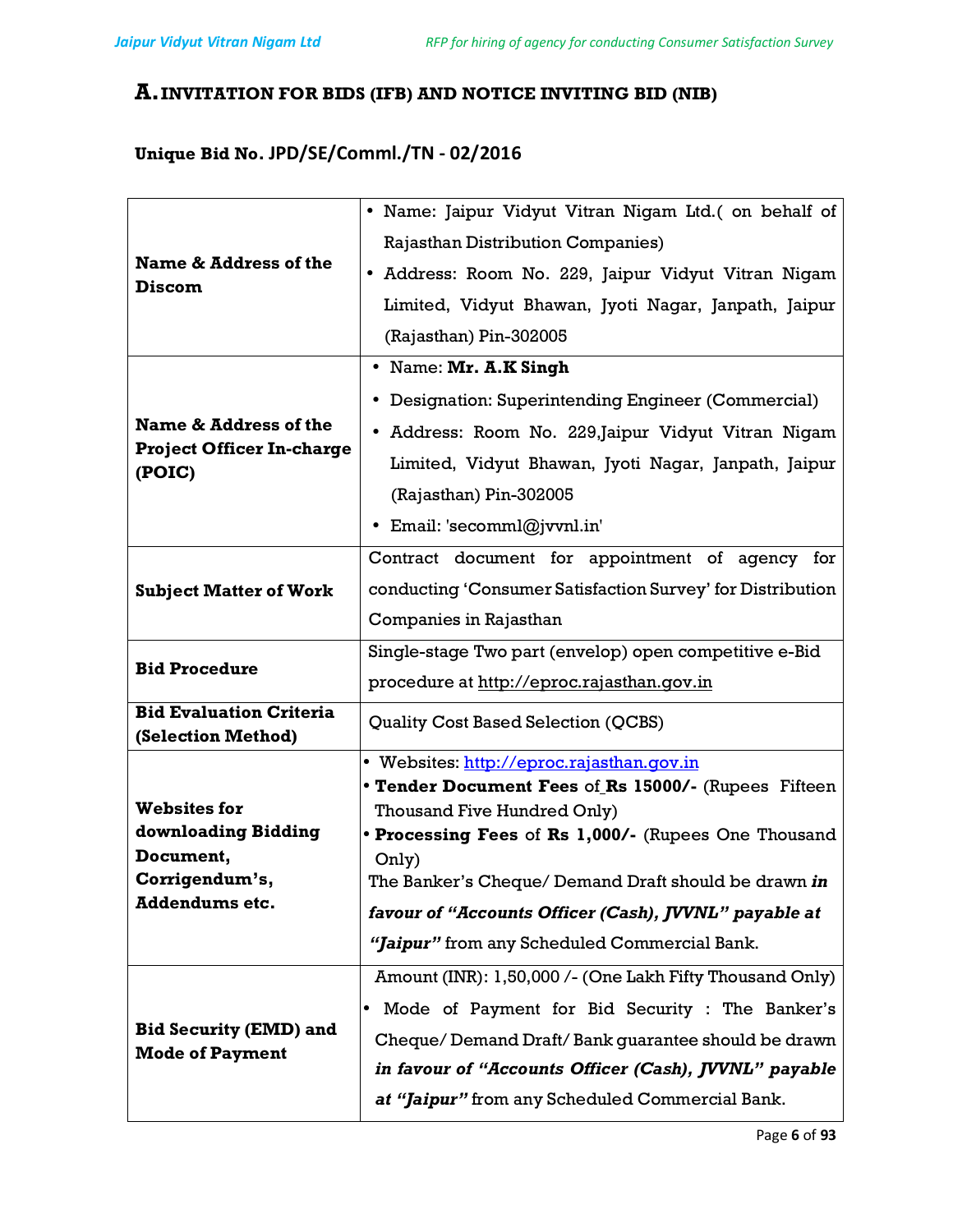## A. INVITATION FOR BIDS (IFB) AND NOTICE INVITING BID (NIB)

### Unique Bid No. JPD/SE/Comml./TN - 02/2016

| | |
|---|---|
| **Name & Address of the Discom** | • Name: Jaipur Vidyut Vitran Nigam Ltd.( on behalf of Rajasthan Distribution Companies)<br>• Address: Room No. 229, Jaipur Vidyut Vitran Nigam Limited, Vidyut Bhawan, Jyoti Nagar, Janpath, Jaipur (Rajasthan) Pin-302005 |
| **Name & Address of the Project Officer In-charge (POIC)** | • Name: **Mr. A.K Singh**<br>• Designation: Superintending Engineer (Commercial)<br>• Address: Room No. 229,Jaipur Vidyut Vitran Nigam Limited, Vidyut Bhawan, Jyoti Nagar, Janpath, Jaipur (Rajasthan) Pin-302005<br>• Email: 'secomml@jvvnl.in' |
| **Subject Matter of Work** | Contract document for appointment of agency for conducting 'Consumer Satisfaction Survey' for Distribution Companies in Rajasthan |
| **Bid Procedure** | Single-stage Two part (envelop) open competitive e-Bid procedure at http://eproc.rajasthan.gov.in |
| **Bid Evaluation Criteria (Selection Method)** | Quality Cost Based Selection (QCBS) |
| **Websites for downloading Bidding Document, Corrigendum's, Addendums etc.** | • Websites: http://eproc.rajasthan.gov.in<br>• **Tender Document Fees** of **Rs 15000/-** (Rupees Fifteen Thousand Five Hundred Only)<br>• **Processing Fees** of **Rs 1,000/-** (Rupees One Thousand Only)<br>The Banker's Cheque/ Demand Draft should be drawn ***in favour of "Accounts Officer (Cash), JVVNL" payable at "Jaipur"*** from any Scheduled Commercial Bank. |
| **Bid Security (EMD) and Mode of Payment** | Amount (INR): 1,50,000 /- (One Lakh Fifty Thousand Only)<br>• Mode of Payment for Bid Security : The Banker's Cheque/ Demand Draft/ Bank guarantee should be drawn ***in favour of "Accounts Officer (Cash), JVVNL" payable at "Jaipur"*** from any Scheduled Commercial Bank. |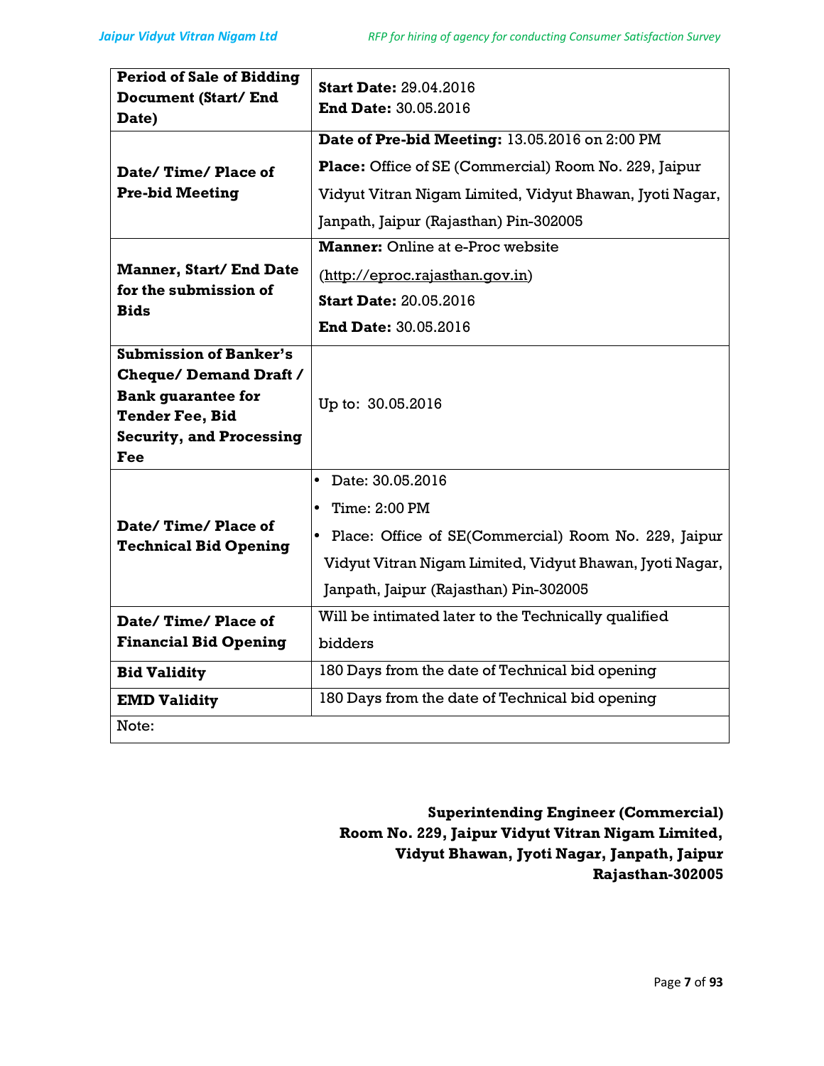| | |
|---|---|
| **Period of Sale of Bidding Document (Start/ End Date)** | **Start Date:** 29.04.2016<br>**End Date:** 30.05.2016 |
| **Date/ Time/ Place of Pre-bid Meeting** | **Date of Pre-bid Meeting:** 13.05.2016 on 2:00 PM<br>**Place:** Office of SE (Commercial) Room No. 229, Jaipur Vidyut Vitran Nigam Limited, Vidyut Bhawan, Jyoti Nagar, Janpath, Jaipur (Rajasthan) Pin-302005 |
| **Manner, Start/ End Date for the submission of Bids** | **Manner:** Online at e-Proc website (http://eproc.rajasthan.gov.in)<br>**Start Date:** 20.05.2016<br>**End Date:** 30.05.2016 |
| **Submission of Banker's Cheque/ Demand Draft / Bank guarantee for Tender Fee, Bid Security, and Processing Fee** | Up to: 30.05.2016 |
| **Date/ Time/ Place of Technical Bid Opening** | • Date: 30.05.2016<br>• Time: 2:00 PM<br>• Place: Office of SE(Commercial) Room No. 229, Jaipur Vidyut Vitran Nigam Limited, Vidyut Bhawan, Jyoti Nagar, Janpath, Jaipur (Rajasthan) Pin-302005 |
| **Date/ Time/ Place of Financial Bid Opening** | Will be intimated later to the Technically qualified bidders |
| **Bid Validity** | 180 Days from the date of Technical bid opening |
| **EMD Validity** | 180 Days from the date of Technical bid opening |
| Note: | |

**Superintending Engineer (Commercial)**
**Room No. 229, Jaipur Vidyut Vitran Nigam Limited,**
**Vidyut Bhawan, Jyoti Nagar, Janpath, Jaipur**
**Rajasthan-302005**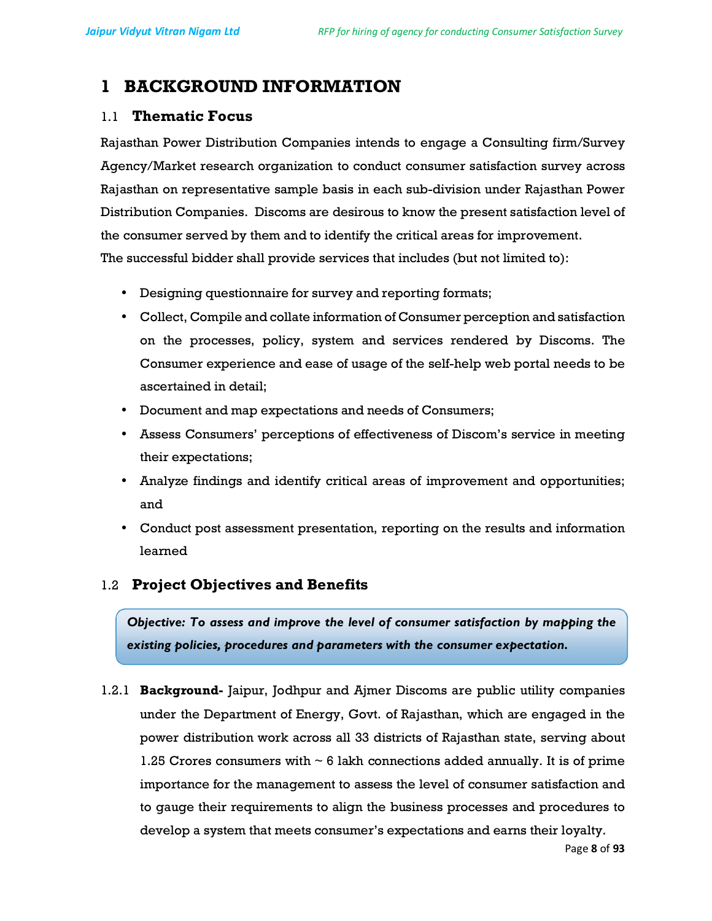# 1 BACKGROUND INFORMATION

## 1.1 Thematic Focus

Rajasthan Power Distribution Companies intends to engage a Consulting firm/Survey Agency/Market research organization to conduct consumer satisfaction survey across Rajasthan on representative sample basis in each sub-division under Rajasthan Power Distribution Companies. Discoms are desirous to know the present satisfaction level of the consumer served by them and to identify the critical areas for improvement.
The successful bidder shall provide services that includes (but not limited to):

- Designing questionnaire for survey and reporting formats;
- Collect, Compile and collate information of Consumer perception and satisfaction on the processes, policy, system and services rendered by Discoms. The Consumer experience and ease of usage of the self-help web portal needs to be ascertained in detail;
- Document and map expectations and needs of Consumers;
- Assess Consumers' perceptions of effectiveness of Discom's service in meeting their expectations;
- Analyze findings and identify critical areas of improvement and opportunities; and
- Conduct post assessment presentation, reporting on the results and information learned

## 1.2 Project Objectives and Benefits

***Objective: To assess and improve the level of consumer satisfaction by mapping the existing policies, procedures and parameters with the consumer expectation.***

1.2.1 **Background-** Jaipur, Jodhpur and Ajmer Discoms are public utility companies under the Department of Energy, Govt. of Rajasthan, which are engaged in the power distribution work across all 33 districts of Rajasthan state, serving about 1.25 Crores consumers with ~ 6 lakh connections added annually. It is of prime importance for the management to assess the level of consumer satisfaction and to gauge their requirements to align the business processes and procedures to develop a system that meets consumer's expectations and earns their loyalty.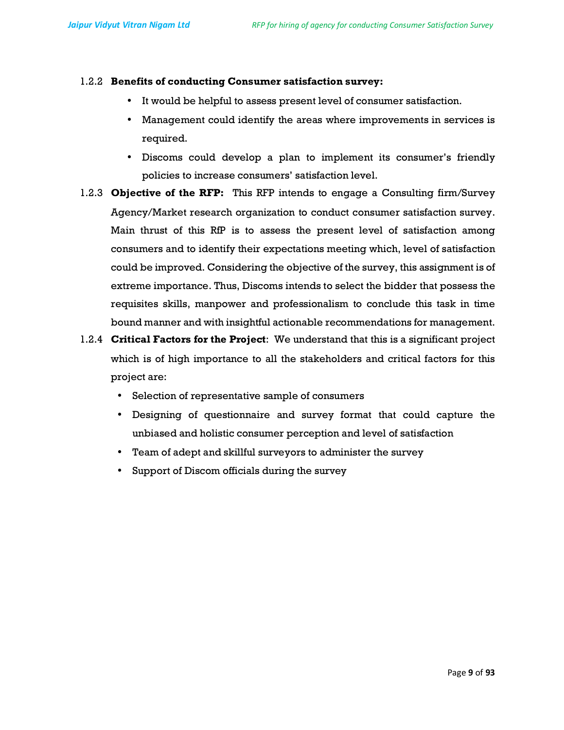1.2.2 **Benefits of conducting Consumer satisfaction survey:**

- It would be helpful to assess present level of consumer satisfaction.
- Management could identify the areas where improvements in services is required.
- Discoms could develop a plan to implement its consumer's friendly policies to increase consumers' satisfaction level.

1.2.3 **Objective of the RFP:** This RFP intends to engage a Consulting firm/Survey Agency/Market research organization to conduct consumer satisfaction survey. Main thrust of this RfP is to assess the present level of satisfaction among consumers and to identify their expectations meeting which, level of satisfaction could be improved. Considering the objective of the survey, this assignment is of extreme importance. Thus, Discoms intends to select the bidder that possess the requisites skills, manpower and professionalism to conclude this task in time bound manner and with insightful actionable recommendations for management.

1.2.4 **Critical Factors for the Project**: We understand that this is a significant project which is of high importance to all the stakeholders and critical factors for this project are:

- Selection of representative sample of consumers
- Designing of questionnaire and survey format that could capture the unbiased and holistic consumer perception and level of satisfaction
- Team of adept and skillful surveyors to administer the survey
- Support of Discom officials during the survey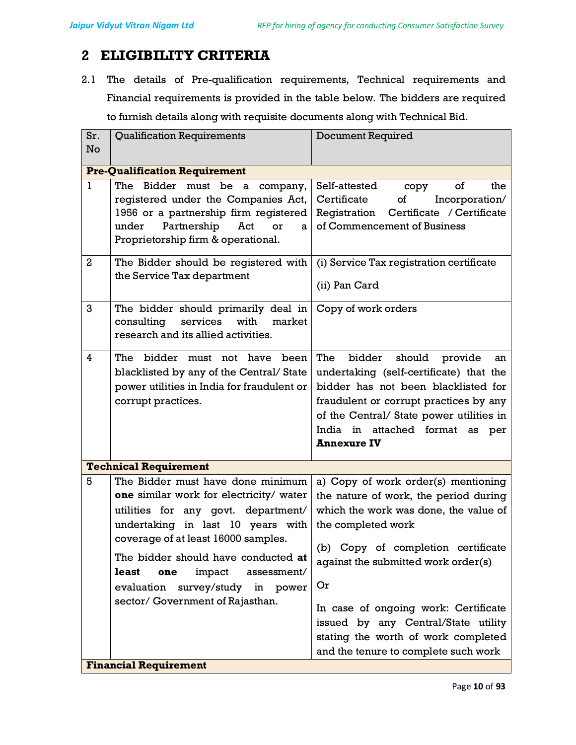# 2 ELIGIBILITY CRITERIA

2.1 The details of Pre-qualification requirements, Technical requirements and Financial requirements is provided in the table below. The bidders are required to furnish details along with requisite documents along with Technical Bid.

| Sr. No | Qualification Requirements | Document Required |
|---|---|---|
| **Pre-Qualification Requirement** | | |
| 1 | The Bidder must be a company, registered under the Companies Act, 1956 or a partnership firm registered under Partnership Act or a Proprietorship firm & operational. | Self-attested copy of the Certificate of Incorporation/ Registration Certificate / Certificate of Commencement of Business |
| 2 | The Bidder should be registered with the Service Tax department | (i) Service Tax registration certificate<br><br>(ii) Pan Card |
| 3 | The bidder should primarily deal in consulting services with market research and its allied activities. | Copy of work orders |
| 4 | The bidder must not have been blacklisted by any of the Central/ State power utilities in India for fraudulent or corrupt practices. | The bidder should provide an undertaking (self-certificate) that the bidder has not been blacklisted for fraudulent or corrupt practices by any of the Central/ State power utilities in India in attached format as per **Annexure IV** |
| **Technical Requirement** | | |
| 5 | The Bidder must have done minimum **one** similar work for electricity/ water utilities for any govt. department/ undertaking in last 10 years with coverage of at least 16000 samples.<br><br>The bidder should have conducted **at least one** impact assessment/ evaluation survey/study in power sector/ Government of Rajasthan. | a) Copy of work order(s) mentioning the nature of work, the period during which the work was done, the value of the completed work<br><br>(b) Copy of completion certificate against the submitted work order(s)<br><br>Or<br><br>In case of ongoing work: Certificate issued by any Central/State utility stating the worth of work completed and the tenure to complete such work |
| **Financial Requirement** | | |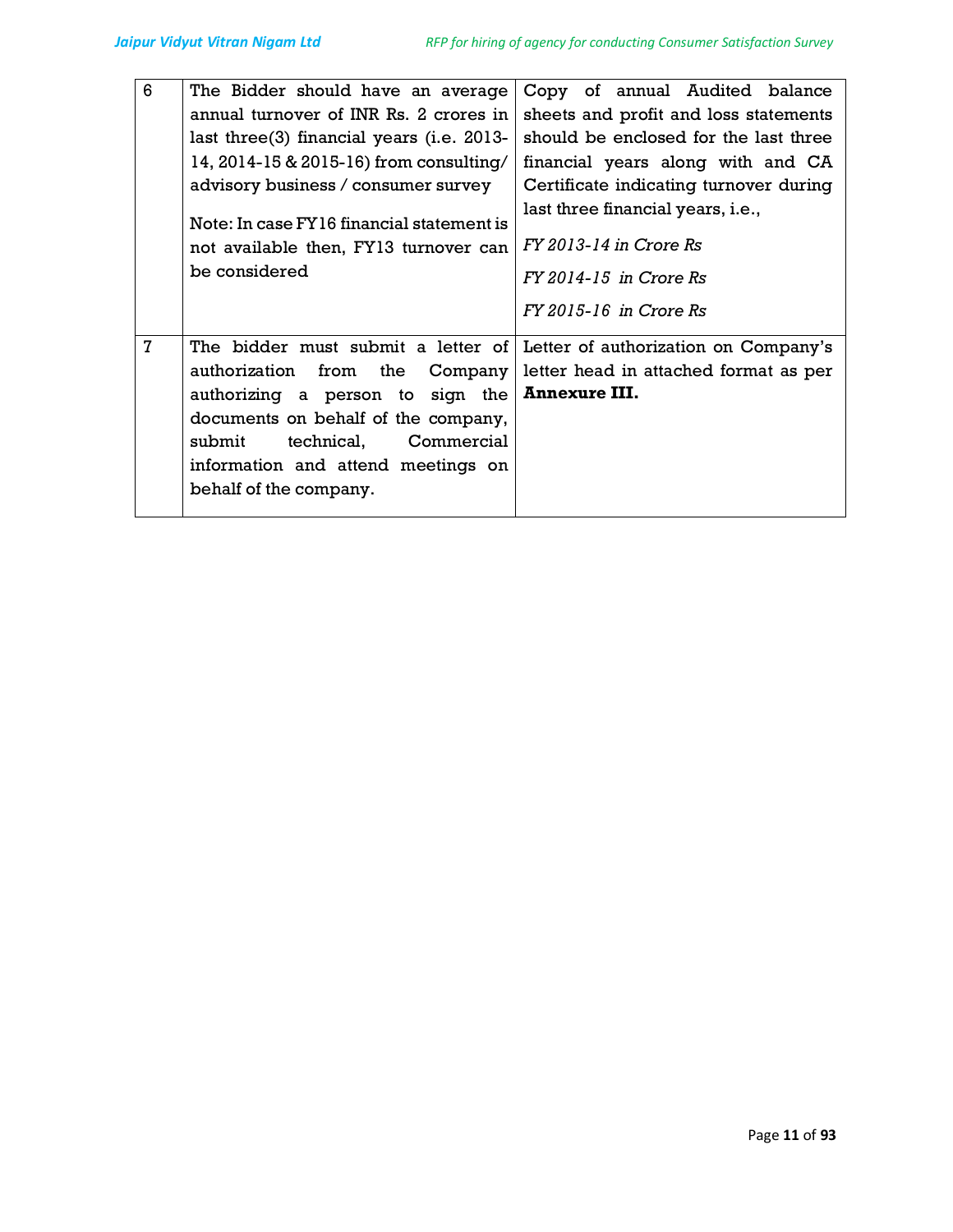| | | |
|---|---|---|
| 6 | The Bidder should have an average annual turnover of INR Rs. 2 crores in last three(3) financial years (i.e. 2013-14, 2014-15 & 2015-16) from consulting/ advisory business / consumer survey<br><br>Note: In case FY16 financial statement is not available then, FY13 turnover can be considered | Copy of annual Audited balance sheets and profit and loss statements should be enclosed for the last three financial years along with and CA Certificate indicating turnover during last three financial years, i.e.,<br><br>*FY 2013-14 in Crore Rs*<br><br>*FY 2014-15 in Crore Rs*<br><br>*FY 2015-16 in Crore Rs* |
| 7 | The bidder must submit a letter of authorization from the Company authorizing a person to sign the documents on behalf of the company, submit technical, Commercial information and attend meetings on behalf of the company. | Letter of authorization on Company's letter head in attached format as per **Annexure III.** |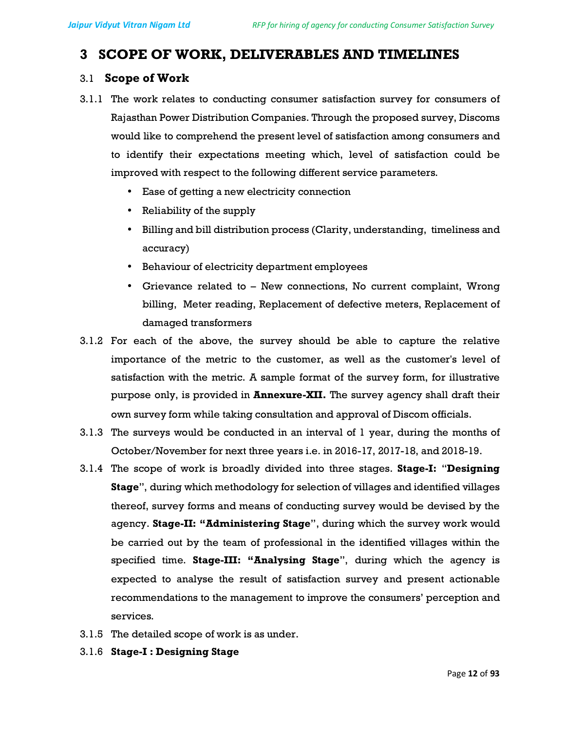# 3 SCOPE OF WORK, DELIVERABLES AND TIMELINES

## 3.1 Scope of Work

3.1.1 The work relates to conducting consumer satisfaction survey for consumers of Rajasthan Power Distribution Companies. Through the proposed survey, Discoms would like to comprehend the present level of satisfaction among consumers and to identify their expectations meeting which, level of satisfaction could be improved with respect to the following different service parameters.

- Ease of getting a new electricity connection
- Reliability of the supply
- Billing and bill distribution process (Clarity, understanding, timeliness and accuracy)
- Behaviour of electricity department employees
- Grievance related to – New connections, No current complaint, Wrong billing, Meter reading, Replacement of defective meters, Replacement of damaged transformers

3.1.2 For each of the above, the survey should be able to capture the relative importance of the metric to the customer, as well as the customer's level of satisfaction with the metric. A sample format of the survey form, for illustrative purpose only, is provided in **Annexure-XII.** The survey agency shall draft their own survey form while taking consultation and approval of Discom officials.

3.1.3 The surveys would be conducted in an interval of 1 year, during the months of October/November for next three years i.e. in 2016-17, 2017-18, and 2018-19.

3.1.4 The scope of work is broadly divided into three stages. **Stage-I:** "**Designing Stage**", during which methodology for selection of villages and identified villages thereof, survey forms and means of conducting survey would be devised by the agency. **Stage-II: "Administering Stage"**, during which the survey work would be carried out by the team of professional in the identified villages within the specified time. **Stage-III: "Analysing Stage"**, during which the agency is expected to analyse the result of satisfaction survey and present actionable recommendations to the management to improve the consumers' perception and services.

3.1.5 The detailed scope of work is as under.

3.1.6 **Stage-I : Designing Stage**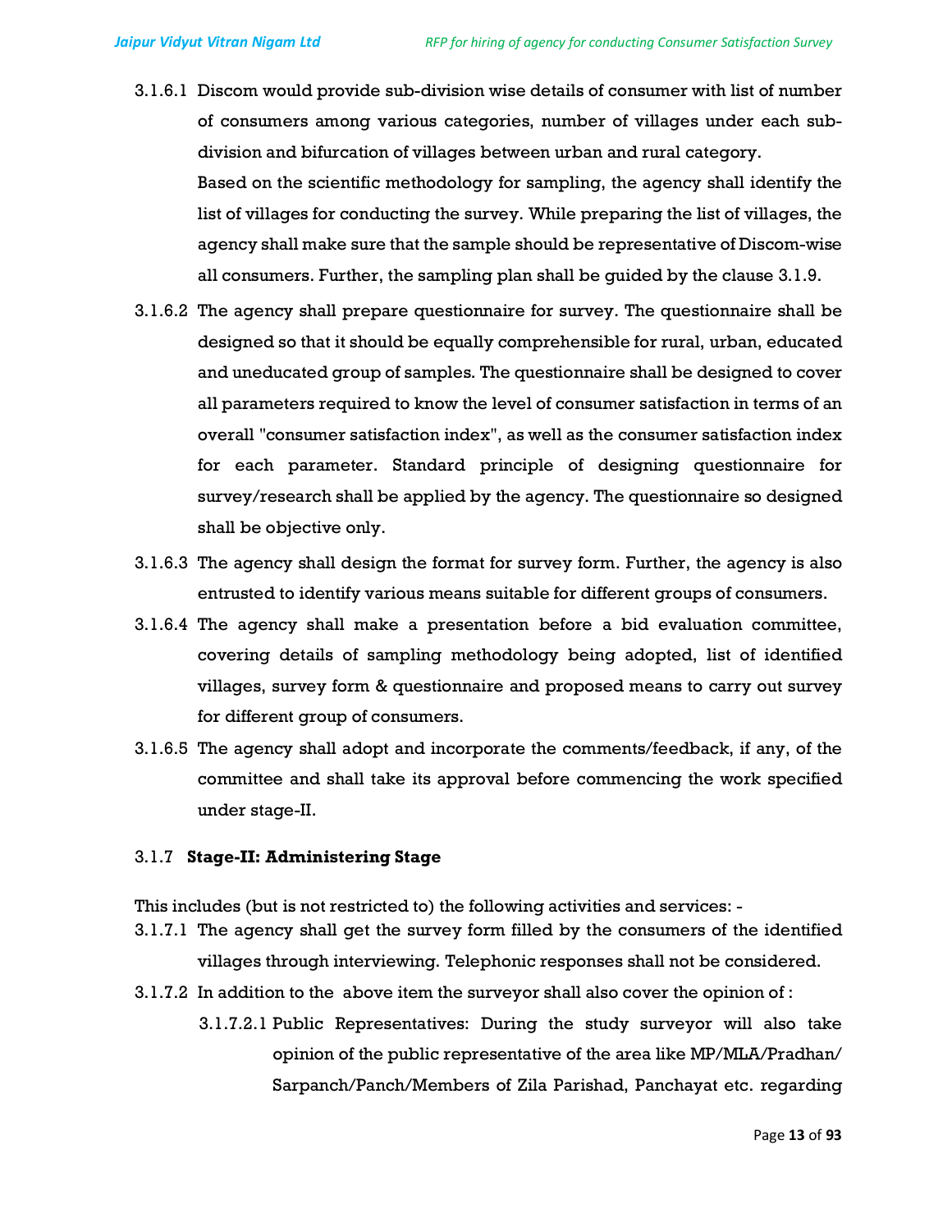3.1.6.1 Discom would provide sub-division wise details of consumer with list of number of consumers among various categories, number of villages under each sub-division and bifurcation of villages between urban and rural category.

Based on the scientific methodology for sampling, the agency shall identify the list of villages for conducting the survey. While preparing the list of villages, the agency shall make sure that the sample should be representative of Discom-wise all consumers. Further, the sampling plan shall be guided by the clause 3.1.9.

3.1.6.2 The agency shall prepare questionnaire for survey. The questionnaire shall be designed so that it should be equally comprehensible for rural, urban, educated and uneducated group of samples. The questionnaire shall be designed to cover all parameters required to know the level of consumer satisfaction in terms of an overall "consumer satisfaction index", as well as the consumer satisfaction index for each parameter. Standard principle of designing questionnaire for survey/research shall be applied by the agency. The questionnaire so designed shall be objective only.

3.1.6.3 The agency shall design the format for survey form. Further, the agency is also entrusted to identify various means suitable for different groups of consumers.

3.1.6.4 The agency shall make a presentation before a bid evaluation committee, covering details of sampling methodology being adopted, list of identified villages, survey form & questionnaire and proposed means to carry out survey for different group of consumers.

3.1.6.5 The agency shall adopt and incorporate the comments/feedback, if any, of the committee and shall take its approval before commencing the work specified under stage-II.

### 3.1.7 **Stage-II: Administering Stage**

This includes (but is not restricted to) the following activities and services: -

3.1.7.1 The agency shall get the survey form filled by the consumers of the identified villages through interviewing. Telephonic responses shall not be considered.

3.1.7.2 In addition to the above item the surveyor shall also cover the opinion of :

3.1.7.2.1 Public Representatives: During the study surveyor will also take opinion of the public representative of the area like MP/MLA/Pradhan/ Sarpanch/Panch/Members of Zila Parishad, Panchayat etc. regarding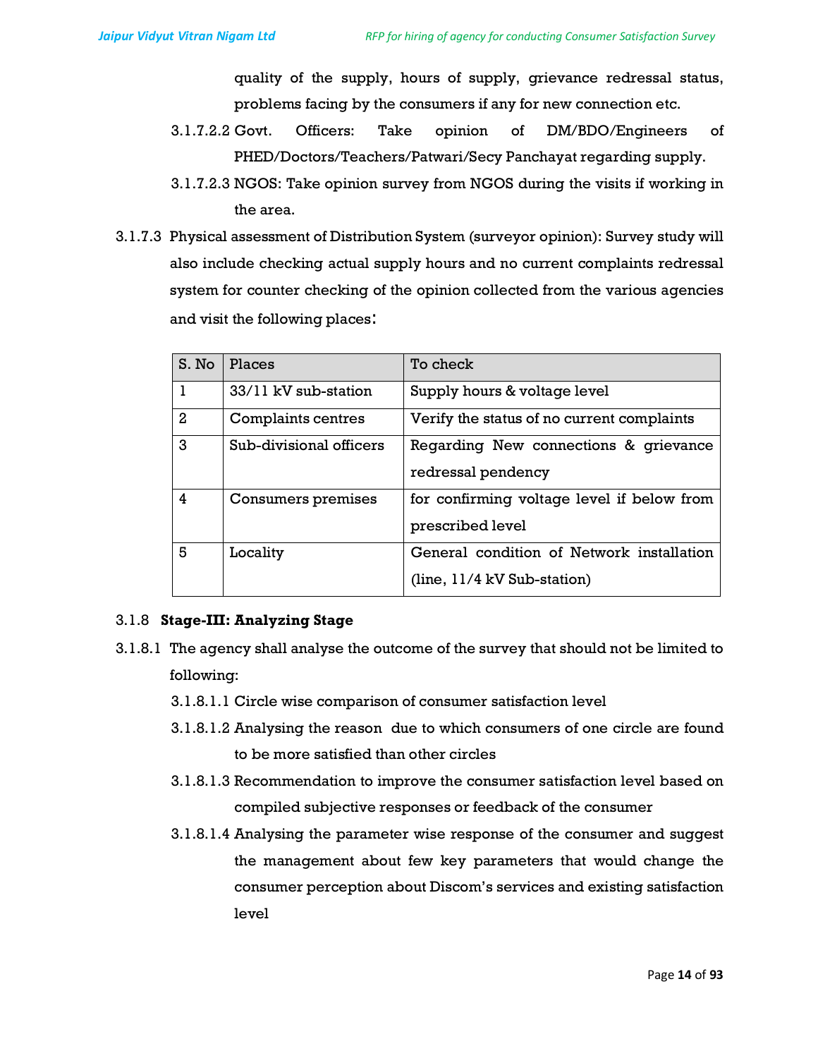quality of the supply, hours of supply, grievance redressal status, problems facing by the consumers if any for new connection etc.

3.1.7.2.2 Govt. Officers: Take opinion of DM/BDO/Engineers of PHED/Doctors/Teachers/Patwari/Secy Panchayat regarding supply.

3.1.7.2.3 NGOS: Take opinion survey from NGOS during the visits if working in the area.

3.1.7.3 Physical assessment of Distribution System (surveyor opinion): Survey study will also include checking actual supply hours and no current complaints redressal system for counter checking of the opinion collected from the various agencies and visit the following places:

| S. No | Places | To check |
|---|---|---|
| 1 | 33/11 kV sub-station | Supply hours & voltage level |
| 2 | Complaints centres | Verify the status of no current complaints |
| 3 | Sub-divisional officers | Regarding New connections & grievance redressal pendency |
| 4 | Consumers premises | for confirming voltage level if below from prescribed level |
| 5 | Locality | General condition of Network installation (line, 11/4 kV Sub-station) |

3.1.8 **Stage-III: Analyzing Stage**

3.1.8.1 The agency shall analyse the outcome of the survey that should not be limited to following:

3.1.8.1.1 Circle wise comparison of consumer satisfaction level

3.1.8.1.2 Analysing the reason due to which consumers of one circle are found to be more satisfied than other circles

3.1.8.1.3 Recommendation to improve the consumer satisfaction level based on compiled subjective responses or feedback of the consumer

3.1.8.1.4 Analysing the parameter wise response of the consumer and suggest the management about few key parameters that would change the consumer perception about Discom's services and existing satisfaction level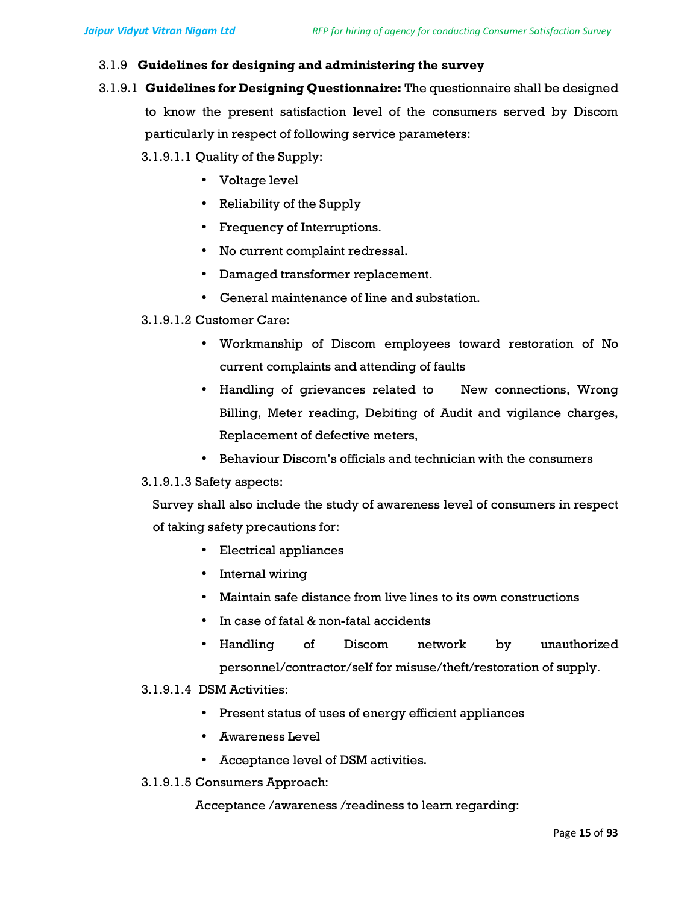### 3.1.9 Guidelines for designing and administering the survey

**3.1.9.1 Guidelines for Designing Questionnaire:** The questionnaire shall be designed to know the present satisfaction level of the consumers served by Discom particularly in respect of following service parameters:

3.1.9.1.1 Quality of the Supply:

- Voltage level
- Reliability of the Supply
- Frequency of Interruptions.
- No current complaint redressal.
- Damaged transformer replacement.
- General maintenance of line and substation.

3.1.9.1.2 Customer Care:

- Workmanship of Discom employees toward restoration of No current complaints and attending of faults
- Handling of grievances related to New connections, Wrong Billing, Meter reading, Debiting of Audit and vigilance charges, Replacement of defective meters,
- Behaviour Discom's officials and technician with the consumers

3.1.9.1.3 Safety aspects:

Survey shall also include the study of awareness level of consumers in respect of taking safety precautions for:

- Electrical appliances
- Internal wiring
- Maintain safe distance from live lines to its own constructions
- In case of fatal & non-fatal accidents
- Handling of Discom network by unauthorized personnel/contractor/self for misuse/theft/restoration of supply.

3.1.9.1.4 DSM Activities:

- Present status of uses of energy efficient appliances
- Awareness Level
- Acceptance level of DSM activities.

3.1.9.1.5 Consumers Approach:

Acceptance /awareness /readiness to learn regarding: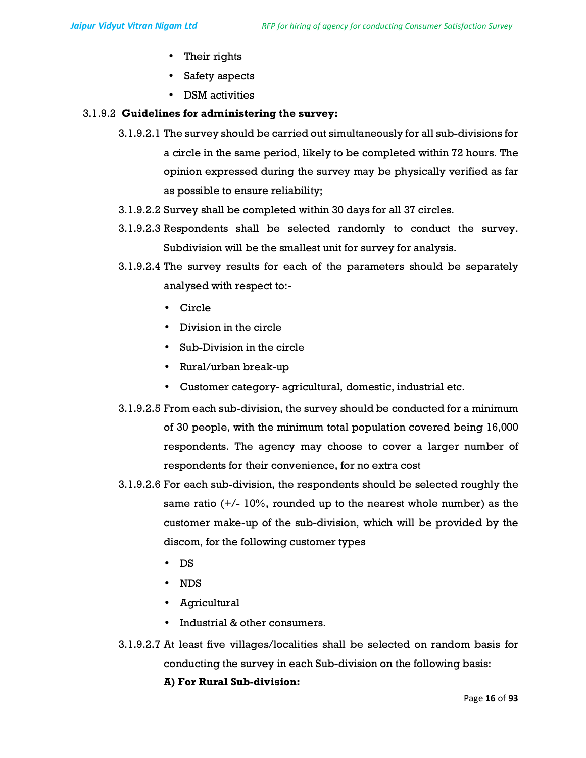- Their rights
- Safety aspects
- DSM activities

3.1.9.2 **Guidelines for administering the survey:**

3.1.9.2.1 The survey should be carried out simultaneously for all sub-divisions for a circle in the same period, likely to be completed within 72 hours. The opinion expressed during the survey may be physically verified as far as possible to ensure reliability;

3.1.9.2.2 Survey shall be completed within 30 days for all 37 circles.

3.1.9.2.3 Respondents shall be selected randomly to conduct the survey. Subdivision will be the smallest unit for survey for analysis.

3.1.9.2.4 The survey results for each of the parameters should be separately analysed with respect to:-

- Circle
- Division in the circle
- Sub-Division in the circle
- Rural/urban break-up
- Customer category- agricultural, domestic, industrial etc.

3.1.9.2.5 From each sub-division, the survey should be conducted for a minimum of 30 people, with the minimum total population covered being 16,000 respondents. The agency may choose to cover a larger number of respondents for their convenience, for no extra cost

3.1.9.2.6 For each sub-division, the respondents should be selected roughly the same ratio (+/- 10%, rounded up to the nearest whole number) as the customer make-up of the sub-division, which will be provided by the discom, for the following customer types

- DS
- NDS
- Agricultural
- Industrial & other consumers.

3.1.9.2.7 At least five villages/localities shall be selected on random basis for conducting the survey in each Sub-division on the following basis:

**A) For Rural Sub-division:**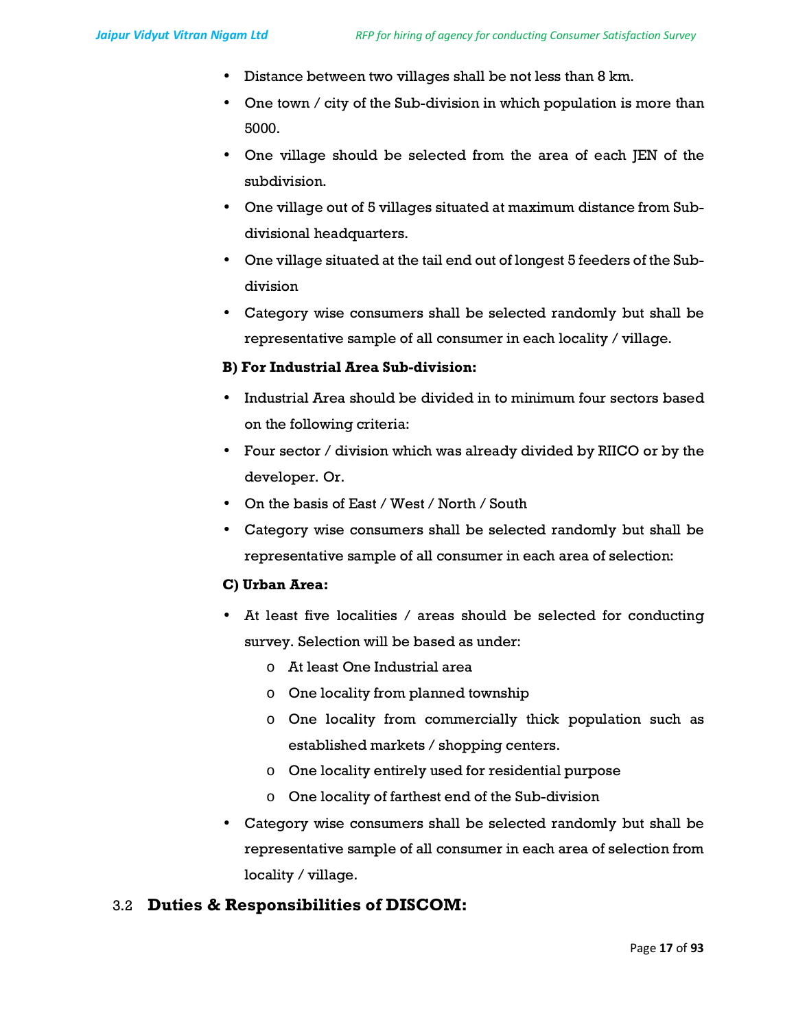- Distance between two villages shall be not less than 8 km.
- One town / city of the Sub-division in which population is more than 5000.
- One village should be selected from the area of each JEN of the subdivision.
- One village out of 5 villages situated at maximum distance from Sub-divisional headquarters.
- One village situated at the tail end out of longest 5 feeders of the Sub-division
- Category wise consumers shall be selected randomly but shall be representative sample of all consumer in each locality / village.

**B) For Industrial Area Sub-division:**

- Industrial Area should be divided in to minimum four sectors based on the following criteria:
- Four sector / division which was already divided by RIICO or by the developer. Or.
- On the basis of East / West / North / South
- Category wise consumers shall be selected randomly but shall be representative sample of all consumer in each area of selection:

**C) Urban Area:**

- At least five localities / areas should be selected for conducting survey. Selection will be based as under:
  - At least One Industrial area
  - One locality from planned township
  - One locality from commercially thick population such as established markets / shopping centers.
  - One locality entirely used for residential purpose
  - One locality of farthest end of the Sub-division
- Category wise consumers shall be selected randomly but shall be representative sample of all consumer in each area of selection from locality / village.

## 3.2 Duties & Responsibilities of DISCOM: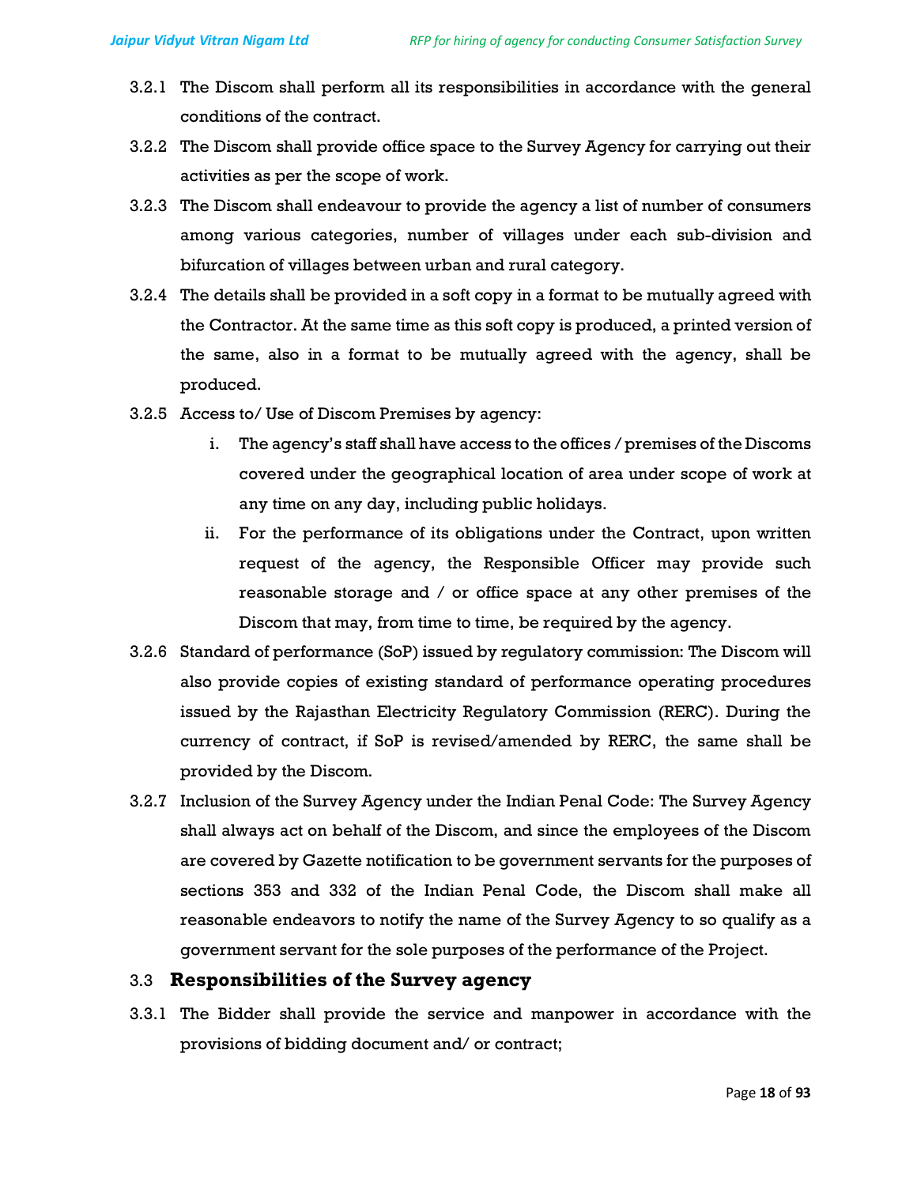3.2.1 The Discom shall perform all its responsibilities in accordance with the general conditions of the contract.

3.2.2 The Discom shall provide office space to the Survey Agency for carrying out their activities as per the scope of work.

3.2.3 The Discom shall endeavour to provide the agency a list of number of consumers among various categories, number of villages under each sub-division and bifurcation of villages between urban and rural category.

3.2.4 The details shall be provided in a soft copy in a format to be mutually agreed with the Contractor. At the same time as this soft copy is produced, a printed version of the same, also in a format to be mutually agreed with the agency, shall be produced.

3.2.5 Access to/ Use of Discom Premises by agency:

i. The agency's staff shall have access to the offices / premises of the Discoms covered under the geographical location of area under scope of work at any time on any day, including public holidays.

ii. For the performance of its obligations under the Contract, upon written request of the agency, the Responsible Officer may provide such reasonable storage and / or office space at any other premises of the Discom that may, from time to time, be required by the agency.

3.2.6 Standard of performance (SoP) issued by regulatory commission: The Discom will also provide copies of existing standard of performance operating procedures issued by the Rajasthan Electricity Regulatory Commission (RERC). During the currency of contract, if SoP is revised/amended by RERC, the same shall be provided by the Discom.

3.2.7 Inclusion of the Survey Agency under the Indian Penal Code: The Survey Agency shall always act on behalf of the Discom, and since the employees of the Discom are covered by Gazette notification to be government servants for the purposes of sections 353 and 332 of the Indian Penal Code, the Discom shall make all reasonable endeavors to notify the name of the Survey Agency to so qualify as a government servant for the sole purposes of the performance of the Project.

## 3.3 Responsibilities of the Survey agency

3.3.1 The Bidder shall provide the service and manpower in accordance with the provisions of bidding document and/ or contract;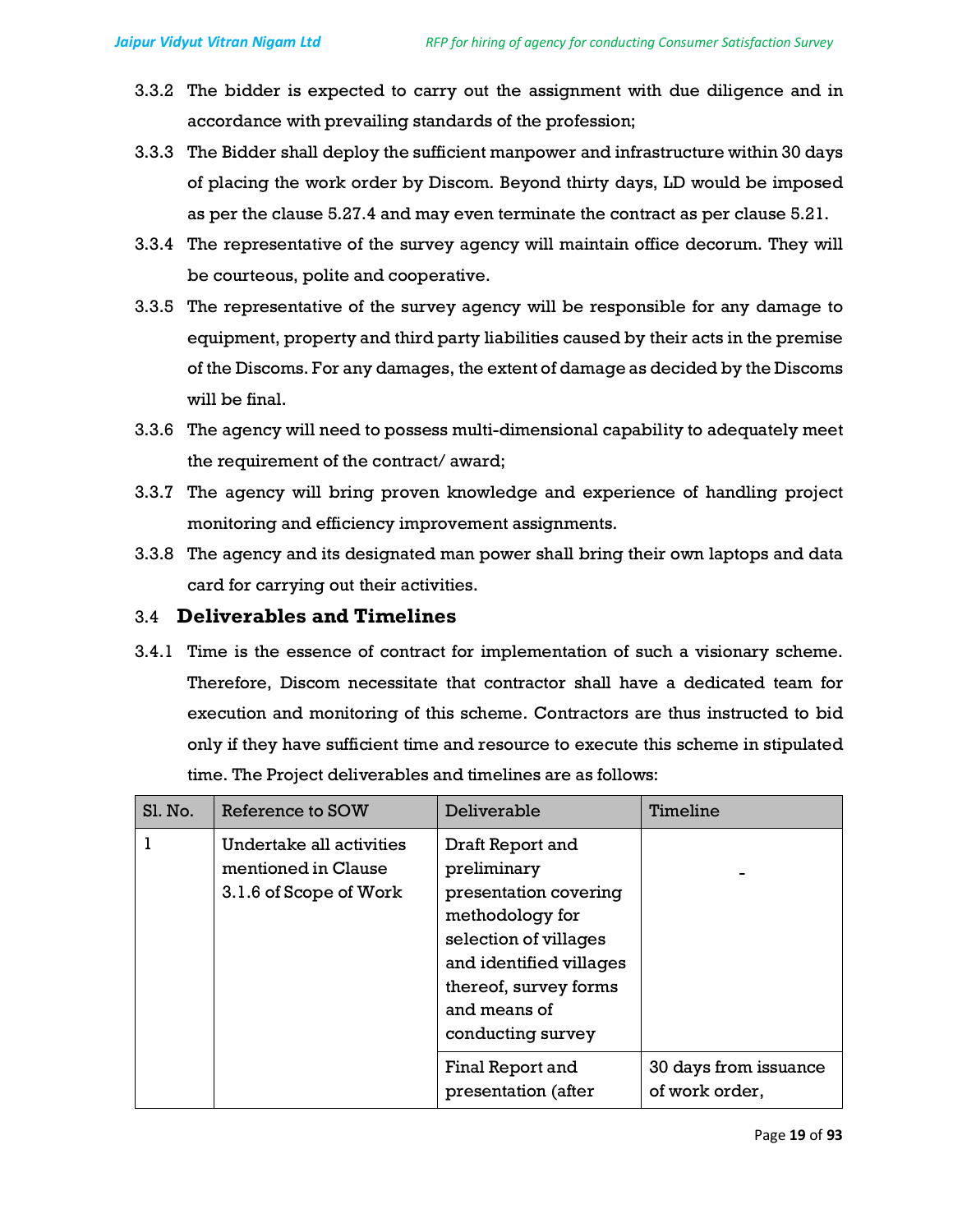3.3.2 The bidder is expected to carry out the assignment with due diligence and in accordance with prevailing standards of the profession;

3.3.3 The Bidder shall deploy the sufficient manpower and infrastructure within 30 days of placing the work order by Discom. Beyond thirty days, LD would be imposed as per the clause 5.27.4 and may even terminate the contract as per clause 5.21.

3.3.4 The representative of the survey agency will maintain office decorum. They will be courteous, polite and cooperative.

3.3.5 The representative of the survey agency will be responsible for any damage to equipment, property and third party liabilities caused by their acts in the premise of the Discoms. For any damages, the extent of damage as decided by the Discoms will be final.

3.3.6 The agency will need to possess multi-dimensional capability to adequately meet the requirement of the contract/ award;

3.3.7 The agency will bring proven knowledge and experience of handling project monitoring and efficiency improvement assignments.

3.3.8 The agency and its designated man power shall bring their own laptops and data card for carrying out their activities.

### 3.4 Deliverables and Timelines

3.4.1 Time is the essence of contract for implementation of such a visionary scheme. Therefore, Discom necessitate that contractor shall have a dedicated team for execution and monitoring of this scheme. Contractors are thus instructed to bid only if they have sufficient time and resource to execute this scheme in stipulated time. The Project deliverables and timelines are as follows:

| Sl. No. | Reference to SOW | Deliverable | Timeline |
|---|---|---|---|
| 1 | Undertake all activities mentioned in Clause 3.1.6 of Scope of Work | Draft Report and preliminary presentation covering methodology for selection of villages and identified villages thereof, survey forms and means of conducting survey | - |
| | | Final Report and presentation (after | 30 days from issuance of work order, |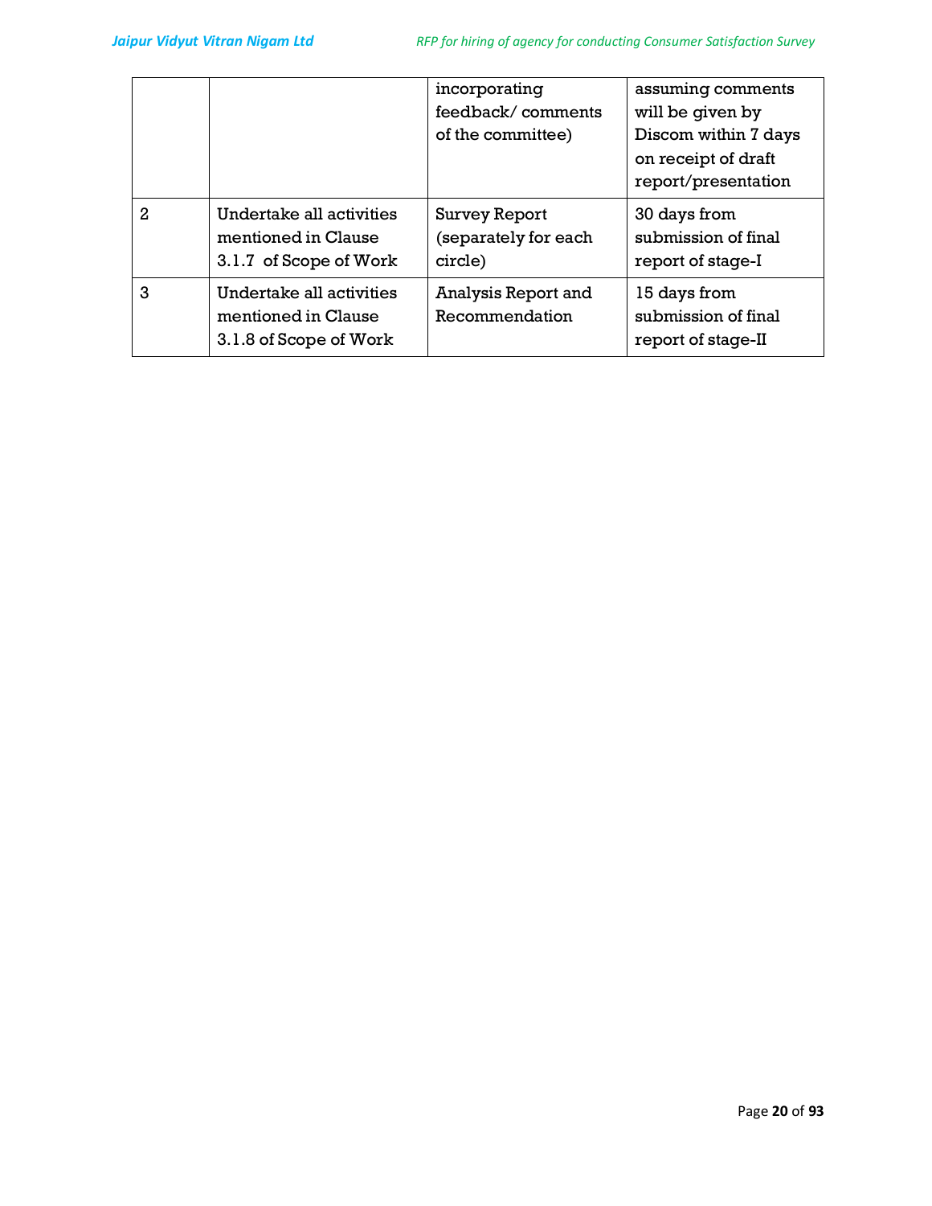| | | incorporating feedback/ comments of the committee) | assuming comments will be given by Discom within 7 days on receipt of draft report/presentation |
|---|---|---|---|
| 2 | Undertake all activities mentioned in Clause 3.1.7 of Scope of Work | Survey Report (separately for each circle) | 30 days from submission of final report of stage-I |
| 3 | Undertake all activities mentioned in Clause 3.1.8 of Scope of Work | Analysis Report and Recommendation | 15 days from submission of final report of stage-II |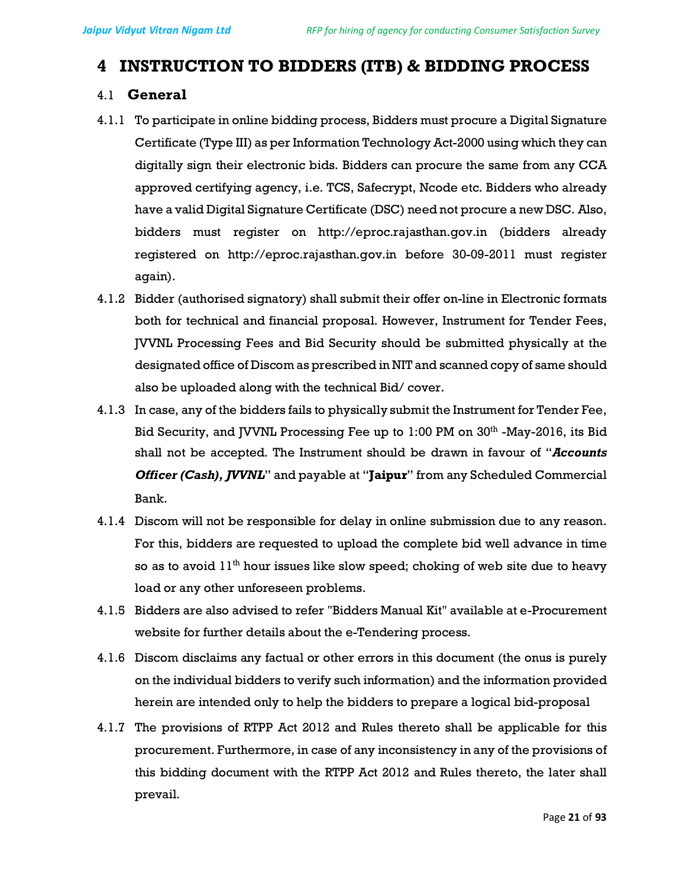# 4 INSTRUCTION TO BIDDERS (ITB) & BIDDING PROCESS

## 4.1 General

4.1.1 To participate in online bidding process, Bidders must procure a Digital Signature Certificate (Type III) as per Information Technology Act-2000 using which they can digitally sign their electronic bids. Bidders can procure the same from any CCA approved certifying agency, i.e. TCS, Safecrypt, Ncode etc. Bidders who already have a valid Digital Signature Certificate (DSC) need not procure a new DSC. Also, bidders must register on http://eproc.rajasthan.gov.in (bidders already registered on http://eproc.rajasthan.gov.in before 30-09-2011 must register again).

4.1.2 Bidder (authorised signatory) shall submit their offer on-line in Electronic formats both for technical and financial proposal. However, Instrument for Tender Fees, JVVNL Processing Fees and Bid Security should be submitted physically at the designated office of Discom as prescribed in NIT and scanned copy of same should also be uploaded along with the technical Bid/ cover.

4.1.3 In case, any of the bidders fails to physically submit the Instrument for Tender Fee, Bid Security, and JVVNL Processing Fee up to 1:00 PM on 30th -May-2016, its Bid shall not be accepted. The Instrument should be drawn in favour of "***Accounts Officer (Cash), JVVNL***" and payable at "**Jaipur**" from any Scheduled Commercial Bank.

4.1.4 Discom will not be responsible for delay in online submission due to any reason. For this, bidders are requested to upload the complete bid well advance in time so as to avoid 11th hour issues like slow speed; choking of web site due to heavy load or any other unforeseen problems.

4.1.5 Bidders are also advised to refer "Bidders Manual Kit" available at e-Procurement website for further details about the e-Tendering process.

4.1.6 Discom disclaims any factual or other errors in this document (the onus is purely on the individual bidders to verify such information) and the information provided herein are intended only to help the bidders to prepare a logical bid-proposal

4.1.7 The provisions of RTPP Act 2012 and Rules thereto shall be applicable for this procurement. Furthermore, in case of any inconsistency in any of the provisions of this bidding document with the RTPP Act 2012 and Rules thereto, the later shall prevail.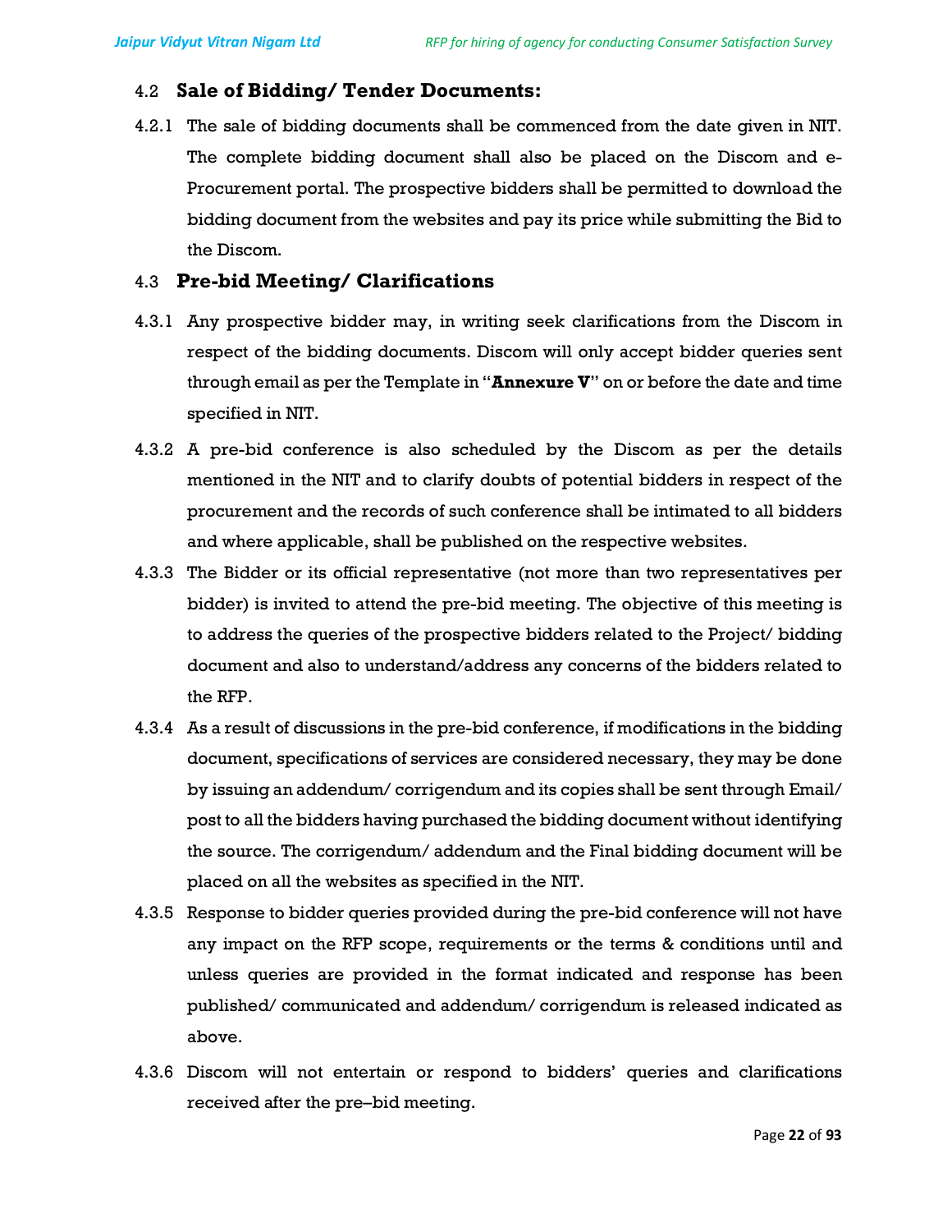## 4.2 Sale of Bidding/ Tender Documents:

4.2.1 The sale of bidding documents shall be commenced from the date given in NIT. The complete bidding document shall also be placed on the Discom and e-Procurement portal. The prospective bidders shall be permitted to download the bidding document from the websites and pay its price while submitting the Bid to the Discom.

## 4.3 Pre-bid Meeting/ Clarifications

4.3.1 Any prospective bidder may, in writing seek clarifications from the Discom in respect of the bidding documents. Discom will only accept bidder queries sent through email as per the Template in "**Annexure V**" on or before the date and time specified in NIT.

4.3.2 A pre-bid conference is also scheduled by the Discom as per the details mentioned in the NIT and to clarify doubts of potential bidders in respect of the procurement and the records of such conference shall be intimated to all bidders and where applicable, shall be published on the respective websites.

4.3.3 The Bidder or its official representative (not more than two representatives per bidder) is invited to attend the pre-bid meeting. The objective of this meeting is to address the queries of the prospective bidders related to the Project/ bidding document and also to understand/address any concerns of the bidders related to the RFP.

4.3.4 As a result of discussions in the pre-bid conference, if modifications in the bidding document, specifications of services are considered necessary, they may be done by issuing an addendum/ corrigendum and its copies shall be sent through Email/ post to all the bidders having purchased the bidding document without identifying the source. The corrigendum/ addendum and the Final bidding document will be placed on all the websites as specified in the NIT.

4.3.5 Response to bidder queries provided during the pre-bid conference will not have any impact on the RFP scope, requirements or the terms & conditions until and unless queries are provided in the format indicated and response has been published/ communicated and addendum/ corrigendum is released indicated as above.

4.3.6 Discom will not entertain or respond to bidders' queries and clarifications received after the pre–bid meeting.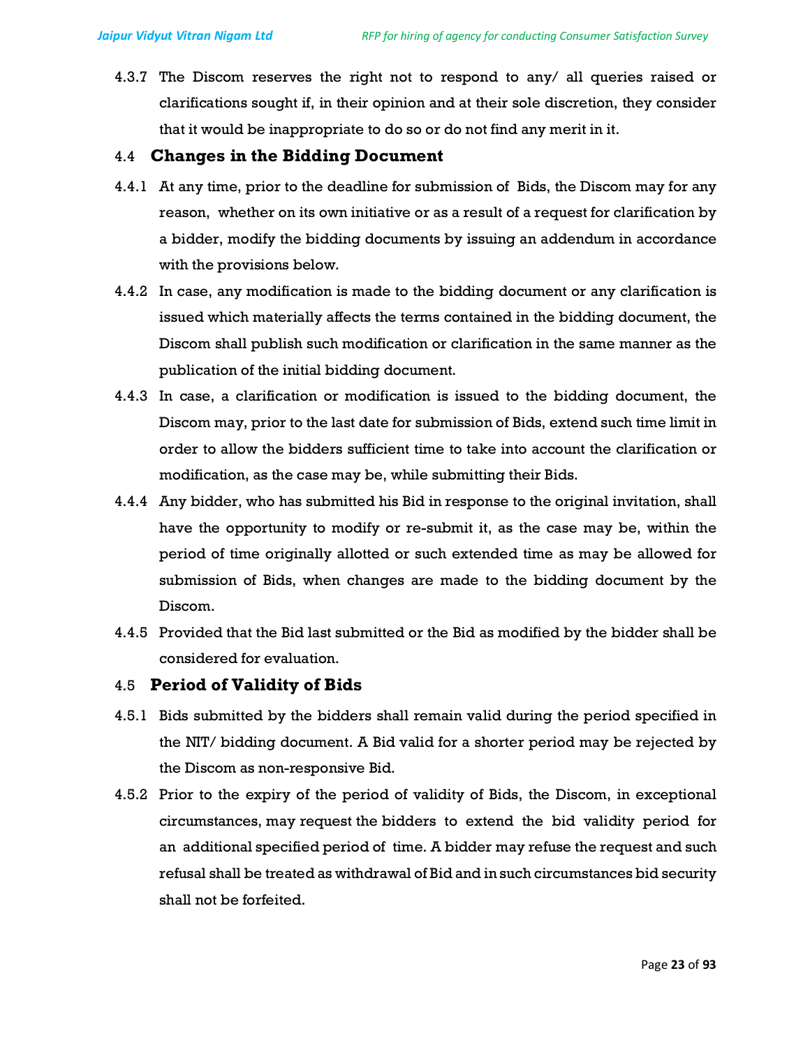4.3.7 The Discom reserves the right not to respond to any/ all queries raised or clarifications sought if, in their opinion and at their sole discretion, they consider that it would be inappropriate to do so or do not find any merit in it.

## 4.4 Changes in the Bidding Document

4.4.1 At any time, prior to the deadline for submission of Bids, the Discom may for any reason, whether on its own initiative or as a result of a request for clarification by a bidder, modify the bidding documents by issuing an addendum in accordance with the provisions below.

4.4.2 In case, any modification is made to the bidding document or any clarification is issued which materially affects the terms contained in the bidding document, the Discom shall publish such modification or clarification in the same manner as the publication of the initial bidding document.

4.4.3 In case, a clarification or modification is issued to the bidding document, the Discom may, prior to the last date for submission of Bids, extend such time limit in order to allow the bidders sufficient time to take into account the clarification or modification, as the case may be, while submitting their Bids.

4.4.4 Any bidder, who has submitted his Bid in response to the original invitation, shall have the opportunity to modify or re-submit it, as the case may be, within the period of time originally allotted or such extended time as may be allowed for submission of Bids, when changes are made to the bidding document by the Discom.

4.4.5 Provided that the Bid last submitted or the Bid as modified by the bidder shall be considered for evaluation.

## 4.5 Period of Validity of Bids

4.5.1 Bids submitted by the bidders shall remain valid during the period specified in the NIT/ bidding document. A Bid valid for a shorter period may be rejected by the Discom as non-responsive Bid.

4.5.2 Prior to the expiry of the period of validity of Bids, the Discom, in exceptional circumstances, may request the bidders to extend the bid validity period for an additional specified period of time. A bidder may refuse the request and such refusal shall be treated as withdrawal of Bid and in such circumstances bid security shall not be forfeited.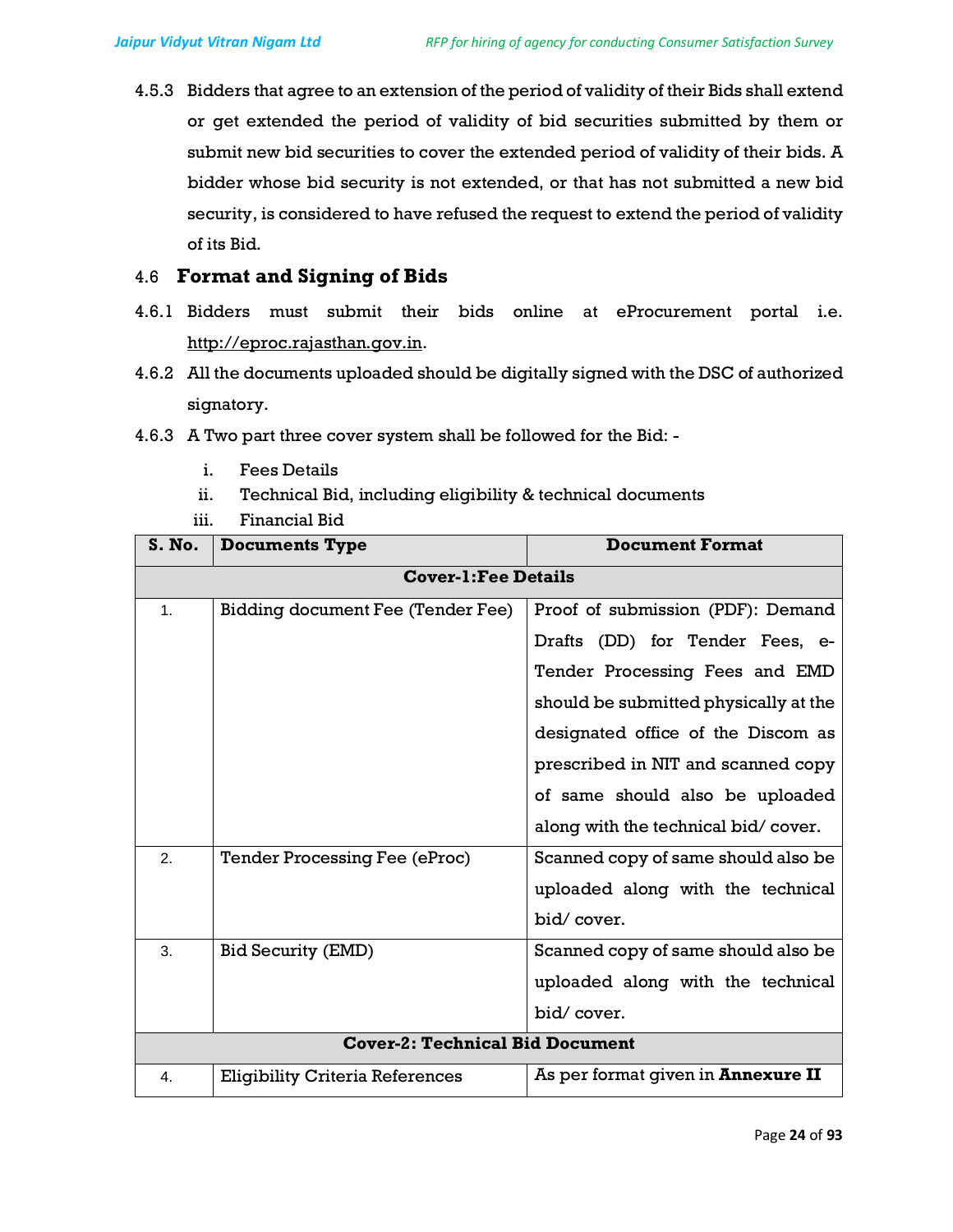4.5.3 Bidders that agree to an extension of the period of validity of their Bids shall extend or get extended the period of validity of bid securities submitted by them or submit new bid securities to cover the extended period of validity of their bids. A bidder whose bid security is not extended, or that has not submitted a new bid security, is considered to have refused the request to extend the period of validity of its Bid.

## 4.6 Format and Signing of Bids

4.6.1 Bidders must submit their bids online at eProcurement portal i.e. http://eproc.rajasthan.gov.in.

4.6.2 All the documents uploaded should be digitally signed with the DSC of authorized signatory.

4.6.3 A Two part three cover system shall be followed for the Bid: -

i. Fees Details
ii. Technical Bid, including eligibility & technical documents
iii. Financial Bid

| S. No. | Documents Type | Document Format |
|---|---|---|
| **Cover-1:Fee Details** | | |
| 1. | Bidding document Fee (Tender Fee) | Proof of submission (PDF): Demand Drafts (DD) for Tender Fees, e-Tender Processing Fees and EMD should be submitted physically at the designated office of the Discom as prescribed in NIT and scanned copy of same should also be uploaded along with the technical bid/ cover. |
| 2. | Tender Processing Fee (eProc) | Scanned copy of same should also be uploaded along with the technical bid/ cover. |
| 3. | Bid Security (EMD) | Scanned copy of same should also be uploaded along with the technical bid/ cover. |
| **Cover-2: Technical Bid Document** | | |
| 4. | Eligibility Criteria References | As per format given in **Annexure II** |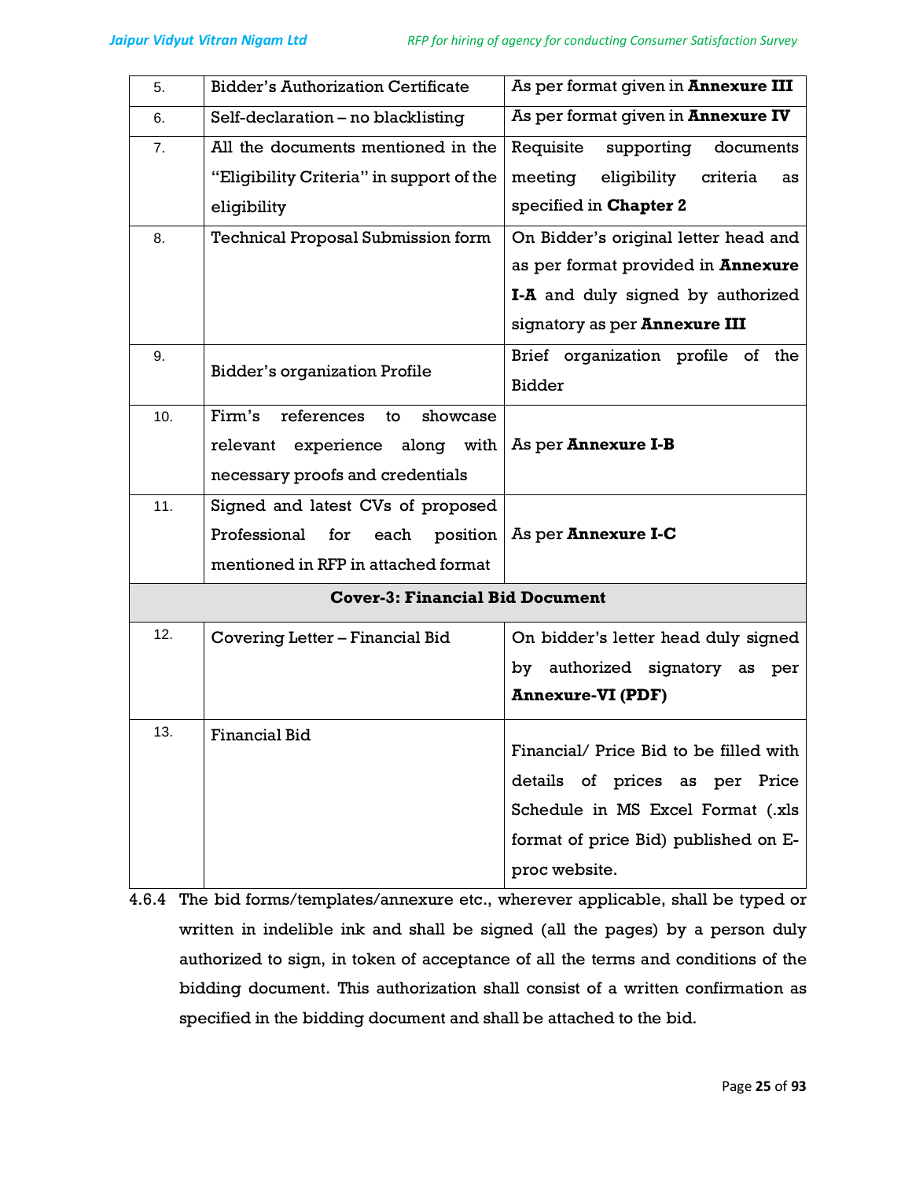| | | |
|---|---|---|
| 5. | Bidder's Authorization Certificate | As per format given in **Annexure III** |
| 6. | Self-declaration – no blacklisting | As per format given in **Annexure IV** |
| 7. | All the documents mentioned in the "Eligibility Criteria" in support of the eligibility | Requisite supporting documents meeting eligibility criteria as specified in **Chapter 2** |
| 8. | Technical Proposal Submission form | On Bidder's original letter head and as per format provided in **Annexure I-A** and duly signed by authorized signatory as per **Annexure III** |
| 9. | Bidder's organization Profile | Brief organization profile of the Bidder |
| 10. | Firm's references to showcase relevant experience along with necessary proofs and credentials | As per **Annexure I-B** |
| 11. | Signed and latest CVs of proposed Professional for each position mentioned in RFP in attached format | As per **Annexure I-C** |
| **Cover-3: Financial Bid Document** | | |
| 12. | Covering Letter – Financial Bid | On bidder's letter head duly signed by authorized signatory as per **Annexure-VI (PDF)** |
| 13. | Financial Bid | Financial/ Price Bid to be filled with details of prices as per Price Schedule in MS Excel Format (.xls format of price Bid) published on E-proc website. |

4.6.4 The bid forms/templates/annexure etc., wherever applicable, shall be typed or written in indelible ink and shall be signed (all the pages) by a person duly authorized to sign, in token of acceptance of all the terms and conditions of the bidding document. This authorization shall consist of a written confirmation as specified in the bidding document and shall be attached to the bid.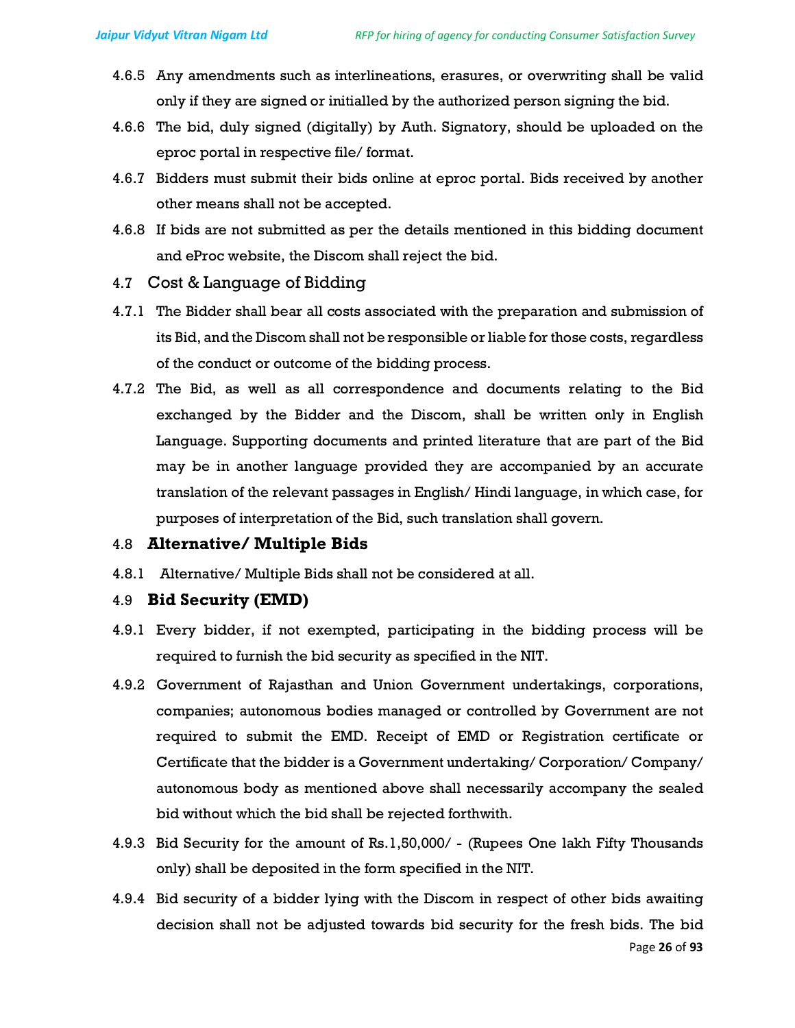4.6.5 Any amendments such as interlineations, erasures, or overwriting shall be valid only if they are signed or initialled by the authorized person signing the bid.

4.6.6 The bid, duly signed (digitally) by Auth. Signatory, should be uploaded on the eproc portal in respective file/ format.

4.6.7 Bidders must submit their bids online at eproc portal. Bids received by another other means shall not be accepted.

4.6.8 If bids are not submitted as per the details mentioned in this bidding document and eProc website, the Discom shall reject the bid.

### 4.7 Cost & Language of Bidding

4.7.1 The Bidder shall bear all costs associated with the preparation and submission of its Bid, and the Discom shall not be responsible or liable for those costs, regardless of the conduct or outcome of the bidding process.

4.7.2 The Bid, as well as all correspondence and documents relating to the Bid exchanged by the Bidder and the Discom, shall be written only in English Language. Supporting documents and printed literature that are part of the Bid may be in another language provided they are accompanied by an accurate translation of the relevant passages in English/ Hindi language, in which case, for purposes of interpretation of the Bid, such translation shall govern.

### 4.8 **Alternative/ Multiple Bids**

4.8.1 Alternative/ Multiple Bids shall not be considered at all.

### 4.9 **Bid Security (EMD)**

4.9.1 Every bidder, if not exempted, participating in the bidding process will be required to furnish the bid security as specified in the NIT.

4.9.2 Government of Rajasthan and Union Government undertakings, corporations, companies; autonomous bodies managed or controlled by Government are not required to submit the EMD. Receipt of EMD or Registration certificate or Certificate that the bidder is a Government undertaking/ Corporation/ Company/ autonomous body as mentioned above shall necessarily accompany the sealed bid without which the bid shall be rejected forthwith.

4.9.3 Bid Security for the amount of Rs.1,50,000/ - (Rupees One lakh Fifty Thousands only) shall be deposited in the form specified in the NIT.

4.9.4 Bid security of a bidder lying with the Discom in respect of other bids awaiting decision shall not be adjusted towards bid security for the fresh bids. The bid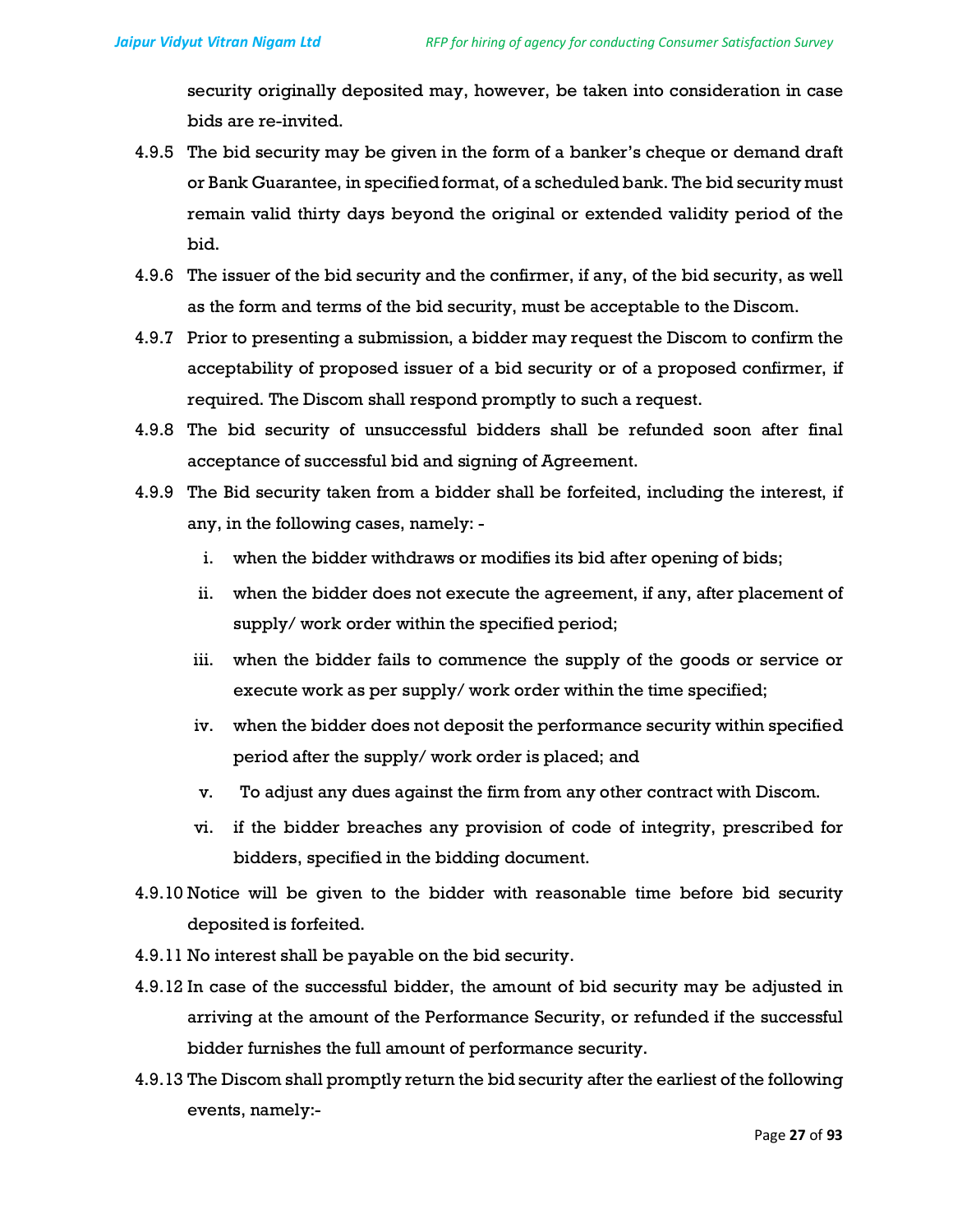security originally deposited may, however, be taken into consideration in case bids are re-invited.

4.9.5 The bid security may be given in the form of a banker's cheque or demand draft or Bank Guarantee, in specified format, of a scheduled bank. The bid security must remain valid thirty days beyond the original or extended validity period of the bid.

4.9.6 The issuer of the bid security and the confirmer, if any, of the bid security, as well as the form and terms of the bid security, must be acceptable to the Discom.

4.9.7 Prior to presenting a submission, a bidder may request the Discom to confirm the acceptability of proposed issuer of a bid security or of a proposed confirmer, if required. The Discom shall respond promptly to such a request.

4.9.8 The bid security of unsuccessful bidders shall be refunded soon after final acceptance of successful bid and signing of Agreement.

4.9.9 The Bid security taken from a bidder shall be forfeited, including the interest, if any, in the following cases, namely: -

  i. when the bidder withdraws or modifies its bid after opening of bids;
  ii. when the bidder does not execute the agreement, if any, after placement of supply/ work order within the specified period;
  iii. when the bidder fails to commence the supply of the goods or service or execute work as per supply/ work order within the time specified;
  iv. when the bidder does not deposit the performance security within specified period after the supply/ work order is placed; and
  v. To adjust any dues against the firm from any other contract with Discom.
  vi. if the bidder breaches any provision of code of integrity, prescribed for bidders, specified in the bidding document.

4.9.10 Notice will be given to the bidder with reasonable time before bid security deposited is forfeited.

4.9.11 No interest shall be payable on the bid security.

4.9.12 In case of the successful bidder, the amount of bid security may be adjusted in arriving at the amount of the Performance Security, or refunded if the successful bidder furnishes the full amount of performance security.

4.9.13 The Discom shall promptly return the bid security after the earliest of the following events, namely:-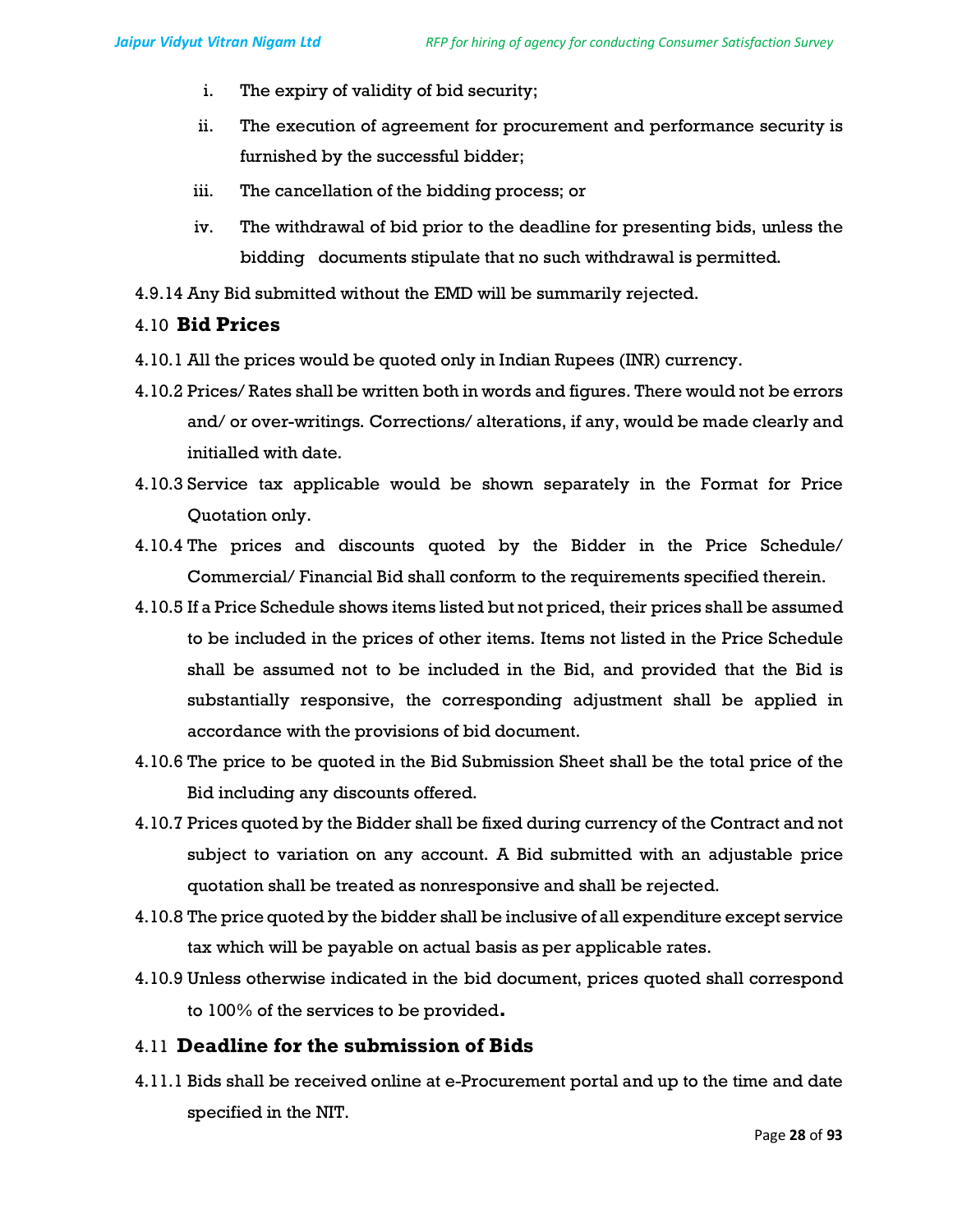i. The expiry of validity of bid security;

ii. The execution of agreement for procurement and performance security is furnished by the successful bidder;

iii. The cancellation of the bidding process; or

iv. The withdrawal of bid prior to the deadline for presenting bids, unless the bidding documents stipulate that no such withdrawal is permitted.

4.9.14 Any Bid submitted without the EMD will be summarily rejected.

## 4.10 Bid Prices

4.10.1 All the prices would be quoted only in Indian Rupees (INR) currency.

4.10.2 Prices/ Rates shall be written both in words and figures. There would not be errors and/ or over-writings. Corrections/ alterations, if any, would be made clearly and initialled with date.

4.10.3 Service tax applicable would be shown separately in the Format for Price Quotation only.

4.10.4 The prices and discounts quoted by the Bidder in the Price Schedule/ Commercial/ Financial Bid shall conform to the requirements specified therein.

4.10.5 If a Price Schedule shows items listed but not priced, their prices shall be assumed to be included in the prices of other items. Items not listed in the Price Schedule shall be assumed not to be included in the Bid, and provided that the Bid is substantially responsive, the corresponding adjustment shall be applied in accordance with the provisions of bid document.

4.10.6 The price to be quoted in the Bid Submission Sheet shall be the total price of the Bid including any discounts offered.

4.10.7 Prices quoted by the Bidder shall be fixed during currency of the Contract and not subject to variation on any account. A Bid submitted with an adjustable price quotation shall be treated as nonresponsive and shall be rejected.

4.10.8 The price quoted by the bidder shall be inclusive of all expenditure except service tax which will be payable on actual basis as per applicable rates.

4.10.9 Unless otherwise indicated in the bid document, prices quoted shall correspond to 100% of the services to be provided**.**

## 4.11 Deadline for the submission of Bids

4.11.1 Bids shall be received online at e-Procurement portal and up to the time and date specified in the NIT.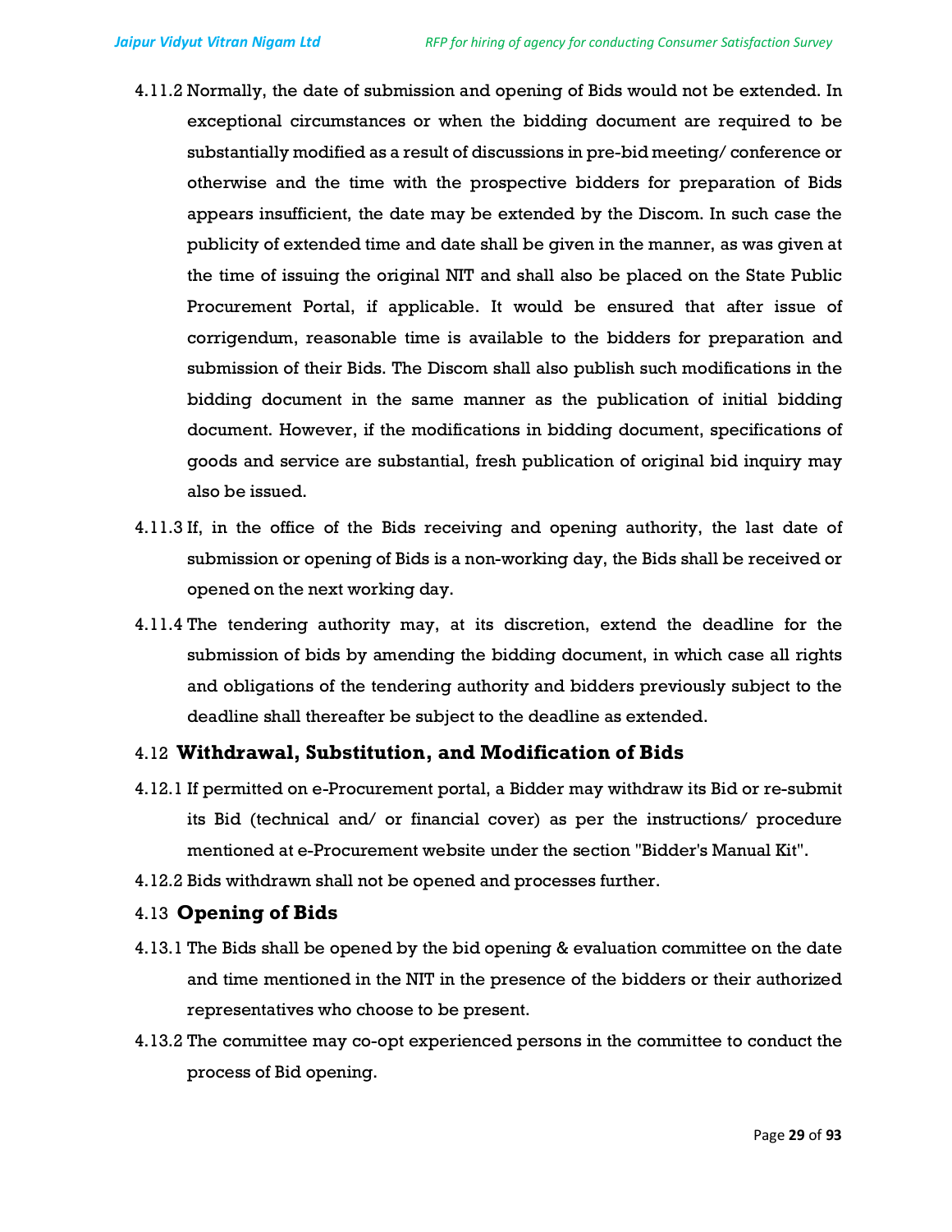4.11.2 Normally, the date of submission and opening of Bids would not be extended. In exceptional circumstances or when the bidding document are required to be substantially modified as a result of discussions in pre-bid meeting/ conference or otherwise and the time with the prospective bidders for preparation of Bids appears insufficient, the date may be extended by the Discom. In such case the publicity of extended time and date shall be given in the manner, as was given at the time of issuing the original NIT and shall also be placed on the State Public Procurement Portal, if applicable. It would be ensured that after issue of corrigendum, reasonable time is available to the bidders for preparation and submission of their Bids. The Discom shall also publish such modifications in the bidding document in the same manner as the publication of initial bidding document. However, if the modifications in bidding document, specifications of goods and service are substantial, fresh publication of original bid inquiry may also be issued.

4.11.3 If, in the office of the Bids receiving and opening authority, the last date of submission or opening of Bids is a non-working day, the Bids shall be received or opened on the next working day.

4.11.4 The tendering authority may, at its discretion, extend the deadline for the submission of bids by amending the bidding document, in which case all rights and obligations of the tendering authority and bidders previously subject to the deadline shall thereafter be subject to the deadline as extended.

### 4.12 Withdrawal, Substitution, and Modification of Bids

4.12.1 If permitted on e-Procurement portal, a Bidder may withdraw its Bid or re-submit its Bid (technical and/ or financial cover) as per the instructions/ procedure mentioned at e-Procurement website under the section "Bidder's Manual Kit".

4.12.2 Bids withdrawn shall not be opened and processes further.

### 4.13 Opening of Bids

4.13.1 The Bids shall be opened by the bid opening & evaluation committee on the date and time mentioned in the NIT in the presence of the bidders or their authorized representatives who choose to be present.

4.13.2 The committee may co-opt experienced persons in the committee to conduct the process of Bid opening.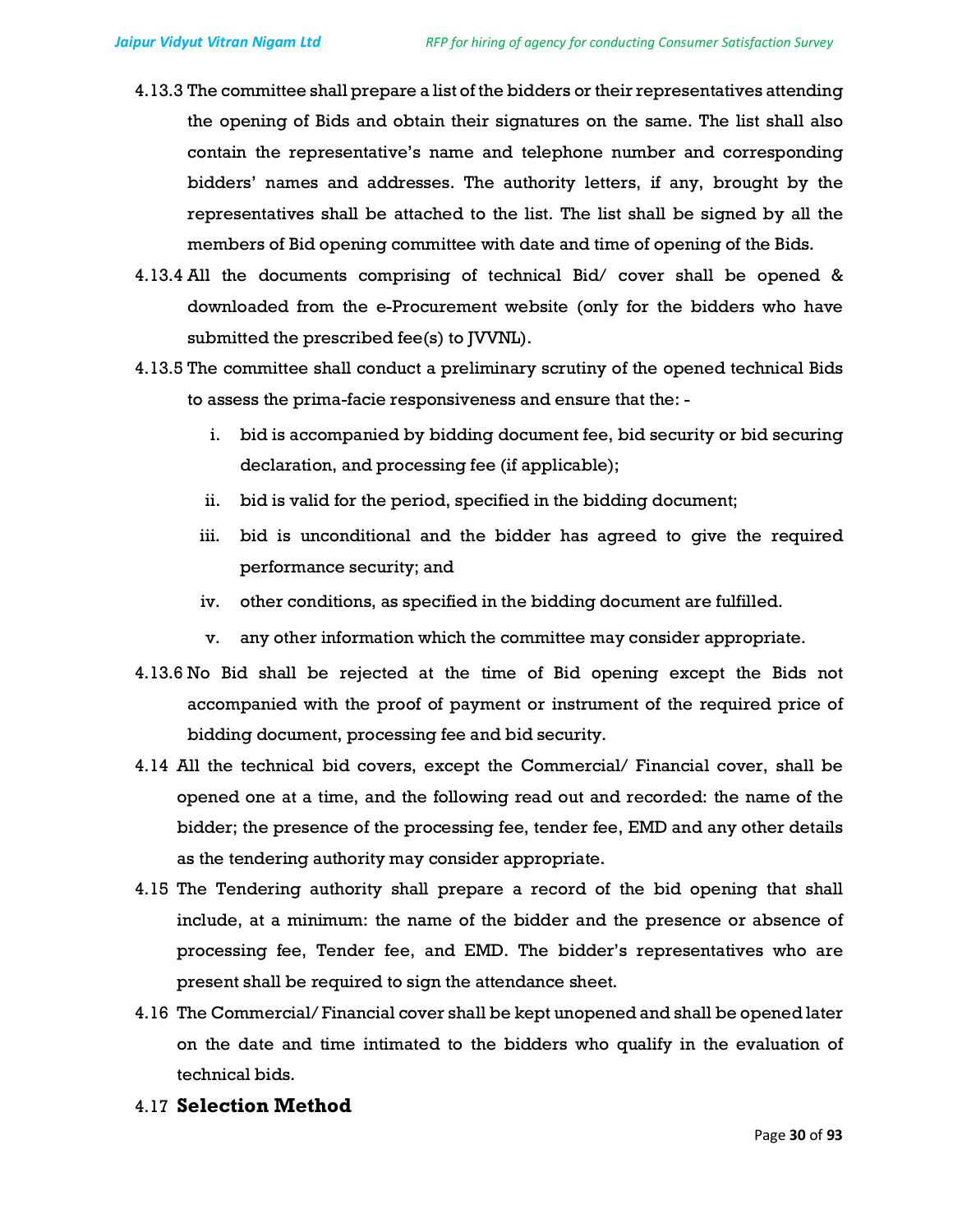4.13.3 The committee shall prepare a list of the bidders or their representatives attending the opening of Bids and obtain their signatures on the same. The list shall also contain the representative's name and telephone number and corresponding bidders' names and addresses. The authority letters, if any, brought by the representatives shall be attached to the list. The list shall be signed by all the members of Bid opening committee with date and time of opening of the Bids.

4.13.4 All the documents comprising of technical Bid/ cover shall be opened & downloaded from the e-Procurement website (only for the bidders who have submitted the prescribed fee(s) to JVVNL).

4.13.5 The committee shall conduct a preliminary scrutiny of the opened technical Bids to assess the prima-facie responsiveness and ensure that the: -

i. bid is accompanied by bidding document fee, bid security or bid securing declaration, and processing fee (if applicable);
ii. bid is valid for the period, specified in the bidding document;
iii. bid is unconditional and the bidder has agreed to give the required performance security; and
iv. other conditions, as specified in the bidding document are fulfilled.
v. any other information which the committee may consider appropriate.

4.13.6 No Bid shall be rejected at the time of Bid opening except the Bids not accompanied with the proof of payment or instrument of the required price of bidding document, processing fee and bid security.

4.14 All the technical bid covers, except the Commercial/ Financial cover, shall be opened one at a time, and the following read out and recorded: the name of the bidder; the presence of the processing fee, tender fee, EMD and any other details as the tendering authority may consider appropriate.

4.15 The Tendering authority shall prepare a record of the bid opening that shall include, at a minimum: the name of the bidder and the presence or absence of processing fee, Tender fee, and EMD. The bidder's representatives who are present shall be required to sign the attendance sheet.

4.16 The Commercial/ Financial cover shall be kept unopened and shall be opened later on the date and time intimated to the bidders who qualify in the evaluation of technical bids.

4.17 **Selection Method**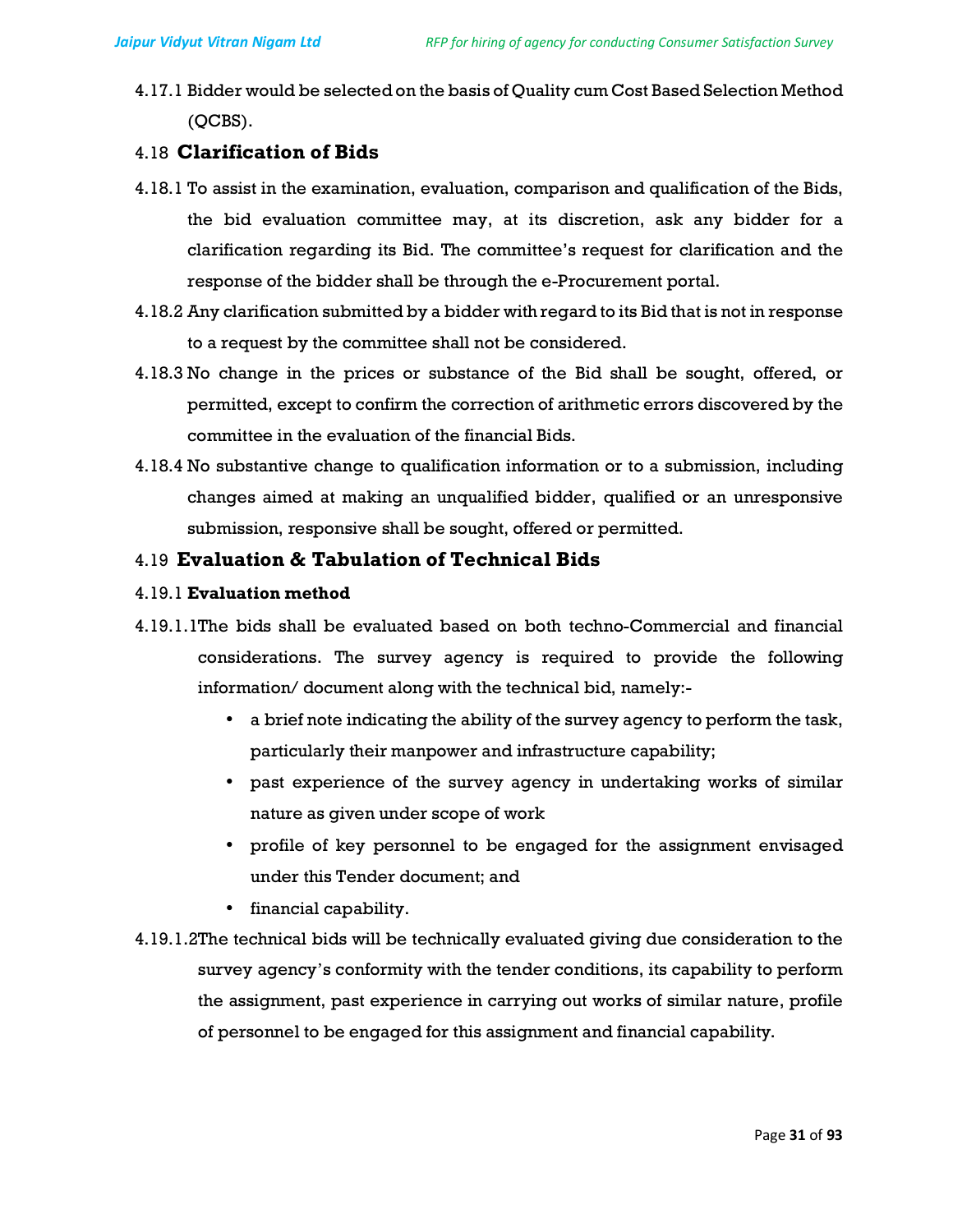4.17.1 Bidder would be selected on the basis of Quality cum Cost Based Selection Method (QCBS).

## 4.18 Clarification of Bids

4.18.1 To assist in the examination, evaluation, comparison and qualification of the Bids, the bid evaluation committee may, at its discretion, ask any bidder for a clarification regarding its Bid. The committee's request for clarification and the response of the bidder shall be through the e-Procurement portal.

4.18.2 Any clarification submitted by a bidder with regard to its Bid that is not in response to a request by the committee shall not be considered.

4.18.3 No change in the prices or substance of the Bid shall be sought, offered, or permitted, except to confirm the correction of arithmetic errors discovered by the committee in the evaluation of the financial Bids.

4.18.4 No substantive change to qualification information or to a submission, including changes aimed at making an unqualified bidder, qualified or an unresponsive submission, responsive shall be sought, offered or permitted.

## 4.19 Evaluation & Tabulation of Technical Bids

### 4.19.1 Evaluation method

4.19.1.1 The bids shall be evaluated based on both techno-Commercial and financial considerations. The survey agency is required to provide the following information/ document along with the technical bid, namely:-

- a brief note indicating the ability of the survey agency to perform the task, particularly their manpower and infrastructure capability;
- past experience of the survey agency in undertaking works of similar nature as given under scope of work
- profile of key personnel to be engaged for the assignment envisaged under this Tender document; and
- financial capability.

4.19.1.2 The technical bids will be technically evaluated giving due consideration to the survey agency's conformity with the tender conditions, its capability to perform the assignment, past experience in carrying out works of similar nature, profile of personnel to be engaged for this assignment and financial capability.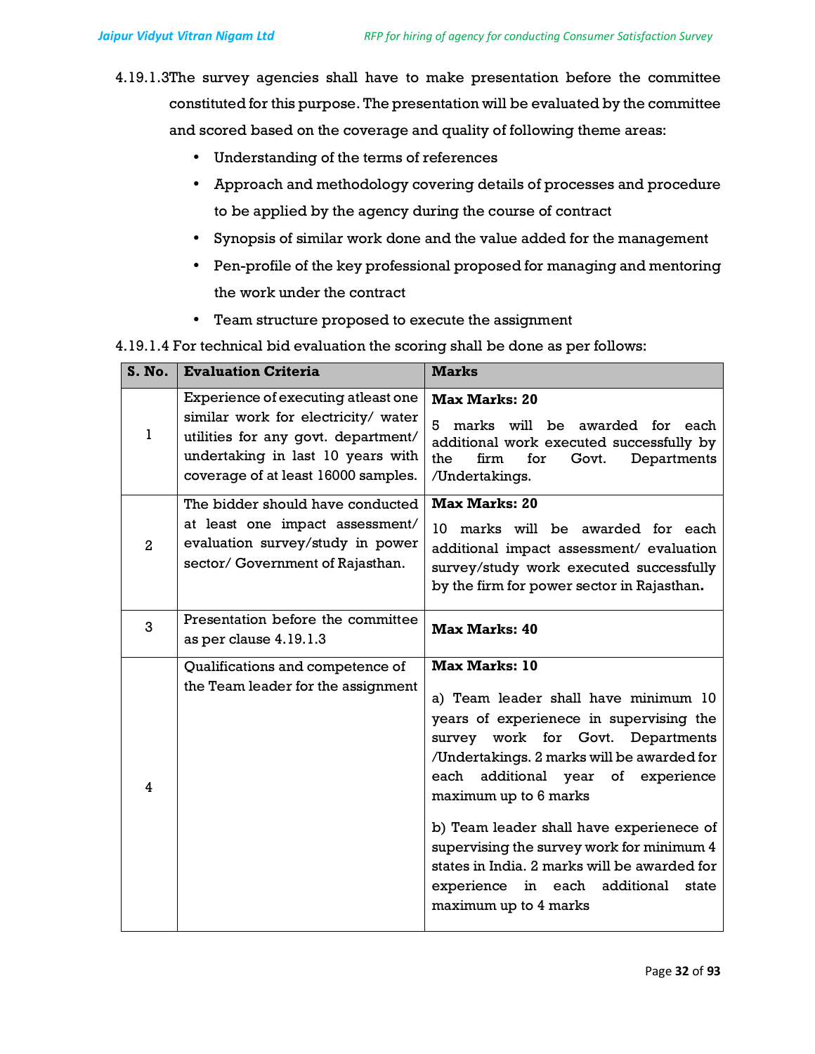4.19.1.3 The survey agencies shall have to make presentation before the committee constituted for this purpose. The presentation will be evaluated by the committee and scored based on the coverage and quality of following theme areas:

- Understanding of the terms of references
- Approach and methodology covering details of processes and procedure to be applied by the agency during the course of contract
- Synopsis of similar work done and the value added for the management
- Pen-profile of the key professional proposed for managing and mentoring the work under the contract
- Team structure proposed to execute the assignment

4.19.1.4 For technical bid evaluation the scoring shall be done as per follows:

| S. No. | Evaluation Criteria | Marks |
|---|---|---|
| 1 | Experience of executing atleast one similar work for electricity/ water utilities for any govt. department/ undertaking in last 10 years with coverage of at least 16000 samples. | **Max Marks: 20**<br><br>5 marks will be awarded for each additional work executed successfully by the firm for Govt. Departments /Undertakings. |
| 2 | The bidder should have conducted at least one impact assessment/ evaluation survey/study in power sector/ Government of Rajasthan. | **Max Marks: 20**<br><br>10 marks will be awarded for each additional impact assessment/ evaluation survey/study work executed successfully by the firm for power sector in Rajasthan**.** |
| 3 | Presentation before the committee as per clause 4.19.1.3 | **Max Marks: 40** |
| 4 | Qualifications and competence of the Team leader for the assignment | **Max Marks: 10**<br><br>a) Team leader shall have minimum 10 years of experienece in supervising the survey work for Govt. Departments /Undertakings. 2 marks will be awarded for each additional year of experience maximum up to 6 marks<br><br>b) Team leader shall have experienece of supervising the survey work for minimum 4 states in India. 2 marks will be awarded for experience in each additional state maximum up to 4 marks |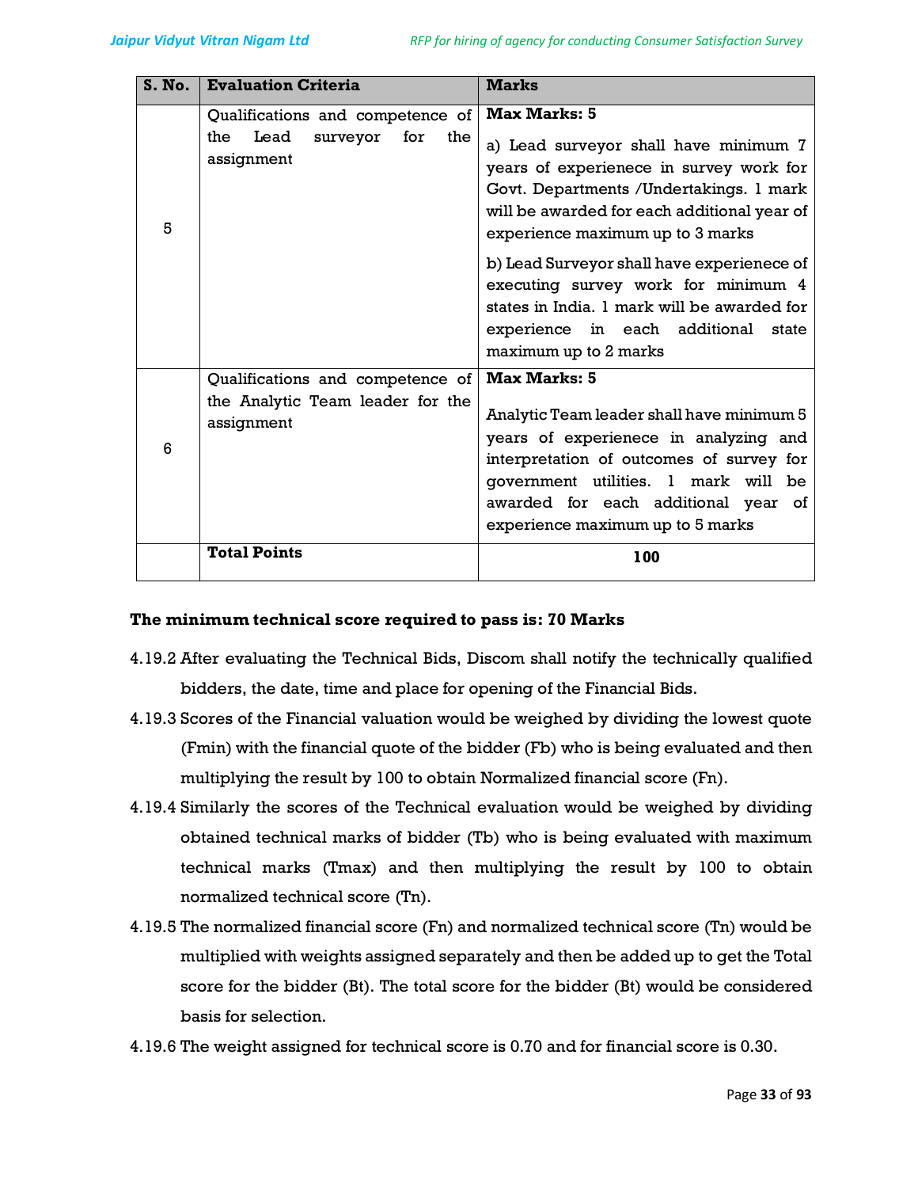| S. No. | Evaluation Criteria | Marks |
|---|---|---|
| 5 | Qualifications and competence of the Lead surveyor for the assignment | **Max Marks: 5**<br><br>a) Lead surveyor shall have minimum 7 years of experienece in survey work for Govt. Departments /Undertakings. 1 mark will be awarded for each additional year of experience maximum up to 3 marks<br><br>b) Lead Surveyor shall have experienece of executing survey work for minimum 4 states in India. 1 mark will be awarded for experience in each additional state maximum up to 2 marks |
| 6 | Qualifications and competence of the Analytic Team leader for the assignment | **Max Marks: 5**<br><br>Analytic Team leader shall have minimum 5 years of experienece in analyzing and interpretation of outcomes of survey for government utilities. 1 mark will be awarded for each additional year of experience maximum up to 5 marks |
| | **Total Points** | **100** |

**The minimum technical score required to pass is: 70 Marks**

4.19.2 After evaluating the Technical Bids, Discom shall notify the technically qualified bidders, the date, time and place for opening of the Financial Bids.

4.19.3 Scores of the Financial valuation would be weighed by dividing the lowest quote (Fmin) with the financial quote of the bidder (Fb) who is being evaluated and then multiplying the result by 100 to obtain Normalized financial score (Fn).

4.19.4 Similarly the scores of the Technical evaluation would be weighed by dividing obtained technical marks of bidder (Tb) who is being evaluated with maximum technical marks (Tmax) and then multiplying the result by 100 to obtain normalized technical score (Tn).

4.19.5 The normalized financial score (Fn) and normalized technical score (Tn) would be multiplied with weights assigned separately and then be added up to get the Total score for the bidder (Bt). The total score for the bidder (Bt) would be considered basis for selection.

4.19.6 The weight assigned for technical score is 0.70 and for financial score is 0.30.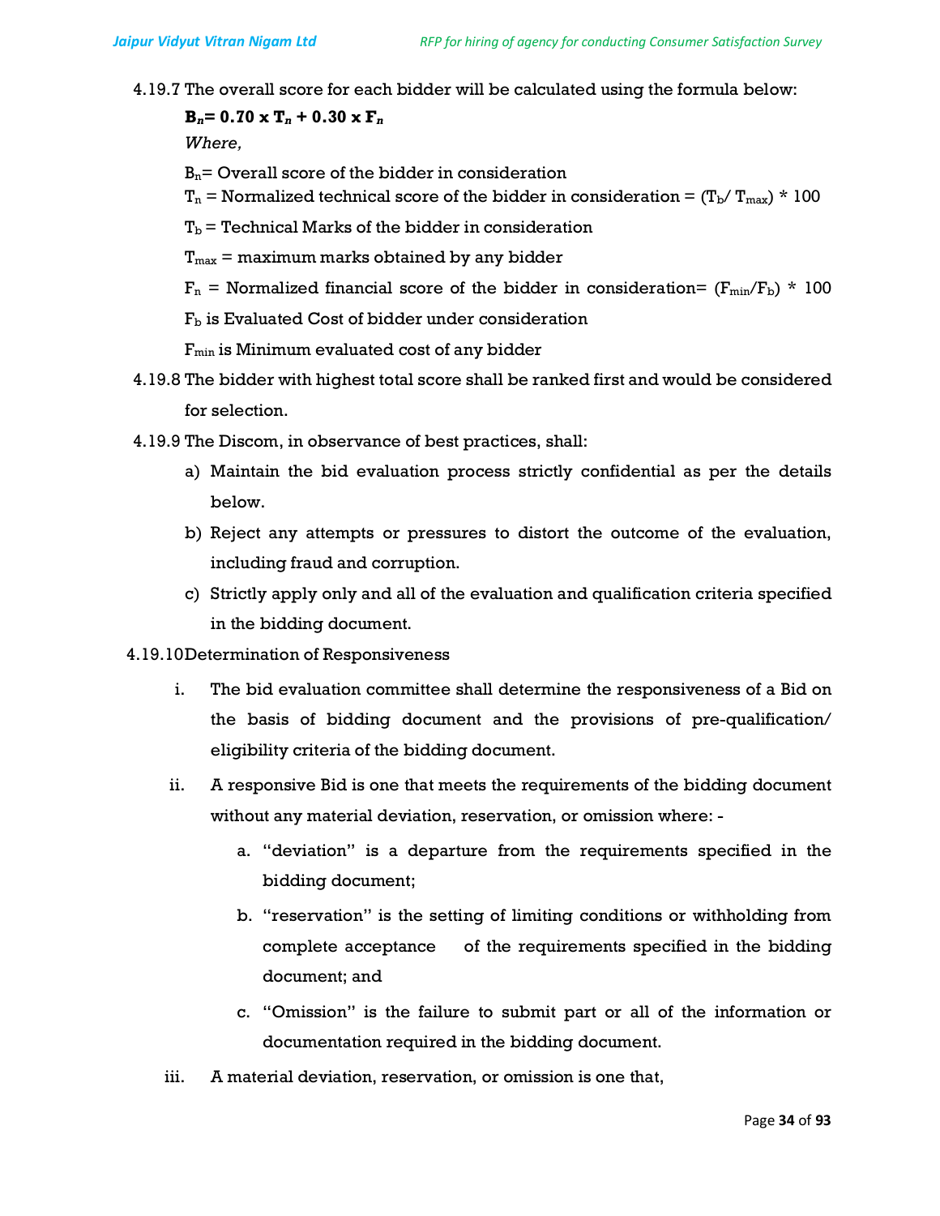4.19.7 The overall score for each bidder will be calculated using the formula below:

$$\mathbf{B_n = 0.70 \times T_n + 0.30 \times F_n}$$

*Where,*

$B_n$= Overall score of the bidder in consideration

$T_n$ = Normalized technical score of the bidder in consideration = $(T_b / T_{max}) * 100$

$T_b$ = Technical Marks of the bidder in consideration

$T_{max}$ = maximum marks obtained by any bidder

$F_n$ = Normalized financial score of the bidder in consideration= $(F_{min}/F_b) * 100$

$F_b$ is Evaluated Cost of bidder under consideration

$F_{min}$ is Minimum evaluated cost of any bidder

4.19.8 The bidder with highest total score shall be ranked first and would be considered for selection.

4.19.9 The Discom, in observance of best practices, shall:

a) Maintain the bid evaluation process strictly confidential as per the details below.

b) Reject any attempts or pressures to distort the outcome of the evaluation, including fraud and corruption.

c) Strictly apply only and all of the evaluation and qualification criteria specified in the bidding document.

4.19.10 Determination of Responsiveness

i. The bid evaluation committee shall determine the responsiveness of a Bid on the basis of bidding document and the provisions of pre-qualification/ eligibility criteria of the bidding document.

ii. A responsive Bid is one that meets the requirements of the bidding document without any material deviation, reservation, or omission where: -

   a. "deviation" is a departure from the requirements specified in the bidding document;

   b. "reservation" is the setting of limiting conditions or withholding from complete acceptance of the requirements specified in the bidding document; and

   c. "Omission" is the failure to submit part or all of the information or documentation required in the bidding document.

iii. A material deviation, reservation, or omission is one that,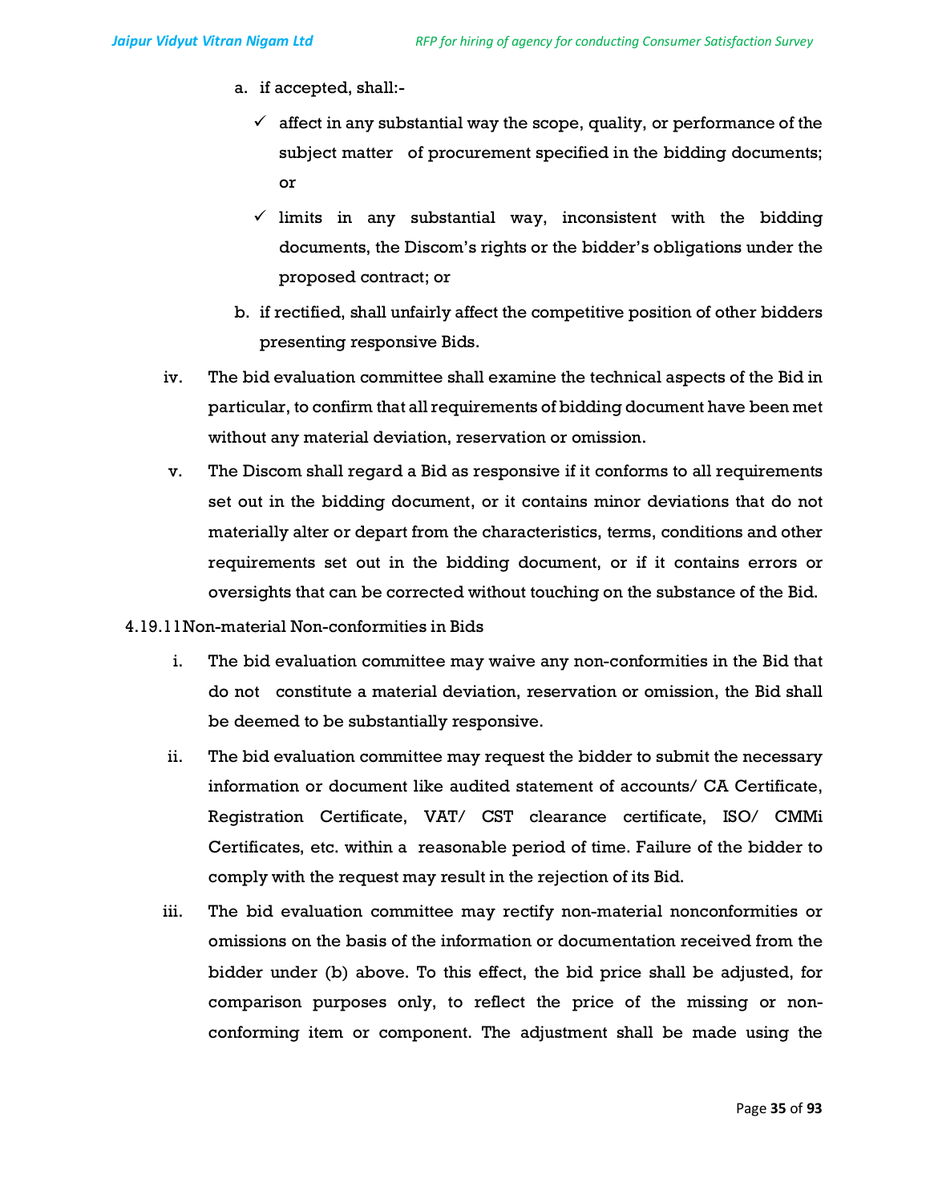a. if accepted, shall:-

   - ✓ affect in any substantial way the scope, quality, or performance of the subject matter of procurement specified in the bidding documents; or
   - ✓ limits in any substantial way, inconsistent with the bidding documents, the Discom's rights or the bidder's obligations under the proposed contract; or

b. if rectified, shall unfairly affect the competitive position of other bidders presenting responsive Bids.

iv. The bid evaluation committee shall examine the technical aspects of the Bid in particular, to confirm that all requirements of bidding document have been met without any material deviation, reservation or omission.

v. The Discom shall regard a Bid as responsive if it conforms to all requirements set out in the bidding document, or it contains minor deviations that do not materially alter or depart from the characteristics, terms, conditions and other requirements set out in the bidding document, or if it contains errors or oversights that can be corrected without touching on the substance of the Bid.

4.19.11 Non-material Non-conformities in Bids

i. The bid evaluation committee may waive any non-conformities in the Bid that do not constitute a material deviation, reservation or omission, the Bid shall be deemed to be substantially responsive.

ii. The bid evaluation committee may request the bidder to submit the necessary information or document like audited statement of accounts/ CA Certificate, Registration Certificate, VAT/ CST clearance certificate, ISO/ CMMi Certificates, etc. within a reasonable period of time. Failure of the bidder to comply with the request may result in the rejection of its Bid.

iii. The bid evaluation committee may rectify non-material nonconformities or omissions on the basis of the information or documentation received from the bidder under (b) above. To this effect, the bid price shall be adjusted, for comparison purposes only, to reflect the price of the missing or non-conforming item or component. The adjustment shall be made using the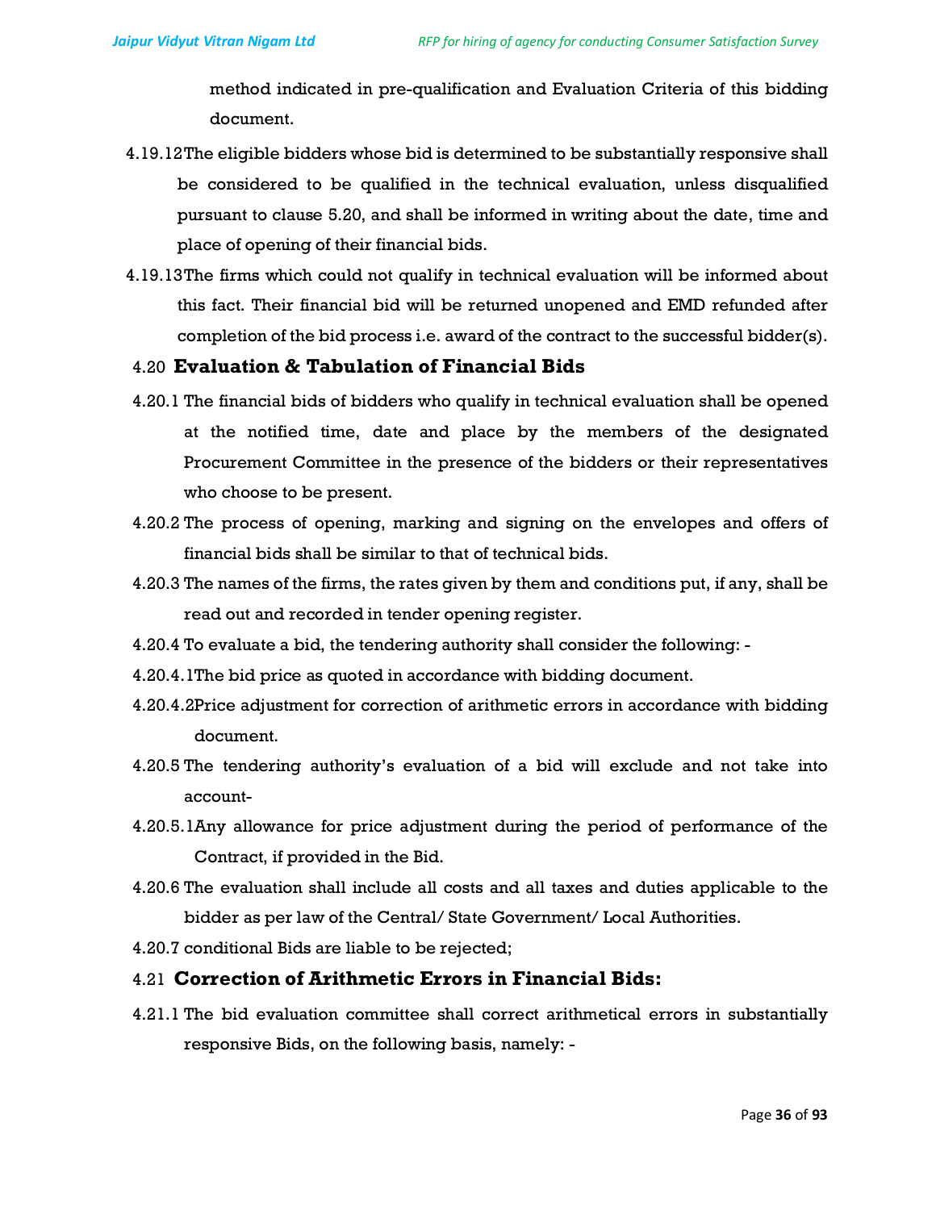method indicated in pre-qualification and Evaluation Criteria of this bidding document.

4.19.12 The eligible bidders whose bid is determined to be substantially responsive shall be considered to be qualified in the technical evaluation, unless disqualified pursuant to clause 5.20, and shall be informed in writing about the date, time and place of opening of their financial bids.

4.19.13 The firms which could not qualify in technical evaluation will be informed about this fact. Their financial bid will be returned unopened and EMD refunded after completion of the bid process i.e. award of the contract to the successful bidder(s).

## 4.20 Evaluation & Tabulation of Financial Bids

4.20.1 The financial bids of bidders who qualify in technical evaluation shall be opened at the notified time, date and place by the members of the designated Procurement Committee in the presence of the bidders or their representatives who choose to be present.

4.20.2 The process of opening, marking and signing on the envelopes and offers of financial bids shall be similar to that of technical bids.

4.20.3 The names of the firms, the rates given by them and conditions put, if any, shall be read out and recorded in tender opening register.

4.20.4 To evaluate a bid, the tendering authority shall consider the following: -

4.20.4.1 The bid price as quoted in accordance with bidding document.

4.20.4.2 Price adjustment for correction of arithmetic errors in accordance with bidding document.

4.20.5 The tendering authority's evaluation of a bid will exclude and not take into account-

4.20.5.1 Any allowance for price adjustment during the period of performance of the Contract, if provided in the Bid.

4.20.6 The evaluation shall include all costs and all taxes and duties applicable to the bidder as per law of the Central/ State Government/ Local Authorities.

4.20.7 conditional Bids are liable to be rejected;

## 4.21 Correction of Arithmetic Errors in Financial Bids:

4.21.1 The bid evaluation committee shall correct arithmetical errors in substantially responsive Bids, on the following basis, namely: -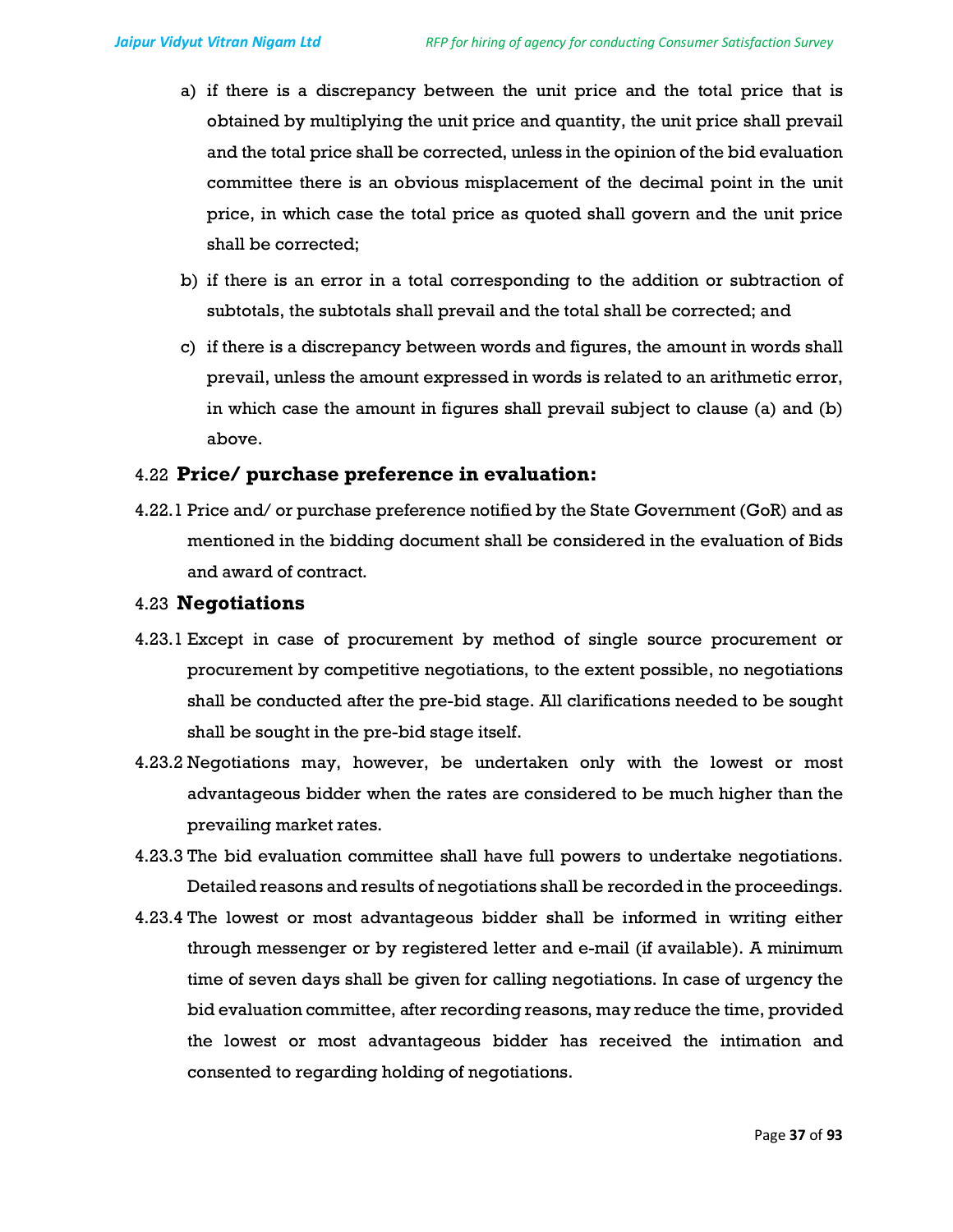a) if there is a discrepancy between the unit price and the total price that is obtained by multiplying the unit price and quantity, the unit price shall prevail and the total price shall be corrected, unless in the opinion of the bid evaluation committee there is an obvious misplacement of the decimal point in the unit price, in which case the total price as quoted shall govern and the unit price shall be corrected;

b) if there is an error in a total corresponding to the addition or subtraction of subtotals, the subtotals shall prevail and the total shall be corrected; and

c) if there is a discrepancy between words and figures, the amount in words shall prevail, unless the amount expressed in words is related to an arithmetic error, in which case the amount in figures shall prevail subject to clause (a) and (b) above.

### 4.22 Price/ purchase preference in evaluation:

4.22.1 Price and/ or purchase preference notified by the State Government (GoR) and as mentioned in the bidding document shall be considered in the evaluation of Bids and award of contract.

### 4.23 Negotiations

4.23.1 Except in case of procurement by method of single source procurement or procurement by competitive negotiations, to the extent possible, no negotiations shall be conducted after the pre-bid stage. All clarifications needed to be sought shall be sought in the pre-bid stage itself.

4.23.2 Negotiations may, however, be undertaken only with the lowest or most advantageous bidder when the rates are considered to be much higher than the prevailing market rates.

4.23.3 The bid evaluation committee shall have full powers to undertake negotiations. Detailed reasons and results of negotiations shall be recorded in the proceedings.

4.23.4 The lowest or most advantageous bidder shall be informed in writing either through messenger or by registered letter and e-mail (if available). A minimum time of seven days shall be given for calling negotiations. In case of urgency the bid evaluation committee, after recording reasons, may reduce the time, provided the lowest or most advantageous bidder has received the intimation and consented to regarding holding of negotiations.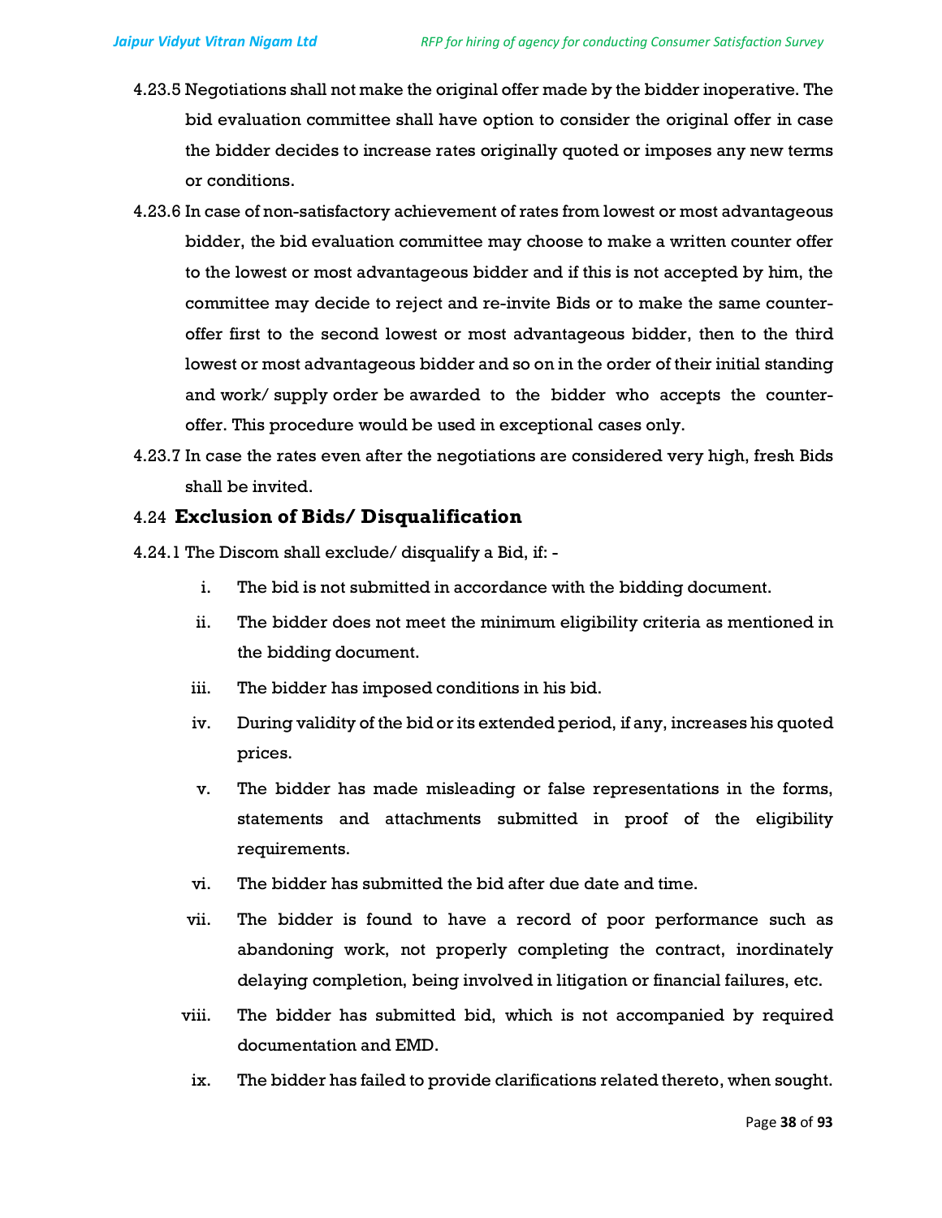4.23.5 Negotiations shall not make the original offer made by the bidder inoperative. The bid evaluation committee shall have option to consider the original offer in case the bidder decides to increase rates originally quoted or imposes any new terms or conditions.

4.23.6 In case of non-satisfactory achievement of rates from lowest or most advantageous bidder, the bid evaluation committee may choose to make a written counter offer to the lowest or most advantageous bidder and if this is not accepted by him, the committee may decide to reject and re-invite Bids or to make the same counter-offer first to the second lowest or most advantageous bidder, then to the third lowest or most advantageous bidder and so on in the order of their initial standing and work/ supply order be awarded to the bidder who accepts the counter-offer. This procedure would be used in exceptional cases only.

4.23.7 In case the rates even after the negotiations are considered very high, fresh Bids shall be invited.

## 4.24 Exclusion of Bids/ Disqualification

4.24.1 The Discom shall exclude/ disqualify a Bid, if: -

i. The bid is not submitted in accordance with the bidding document.

ii. The bidder does not meet the minimum eligibility criteria as mentioned in the bidding document.

iii. The bidder has imposed conditions in his bid.

iv. During validity of the bid or its extended period, if any, increases his quoted prices.

v. The bidder has made misleading or false representations in the forms, statements and attachments submitted in proof of the eligibility requirements.

vi. The bidder has submitted the bid after due date and time.

vii. The bidder is found to have a record of poor performance such as abandoning work, not properly completing the contract, inordinately delaying completion, being involved in litigation or financial failures, etc.

viii. The bidder has submitted bid, which is not accompanied by required documentation and EMD.

ix. The bidder has failed to provide clarifications related thereto, when sought.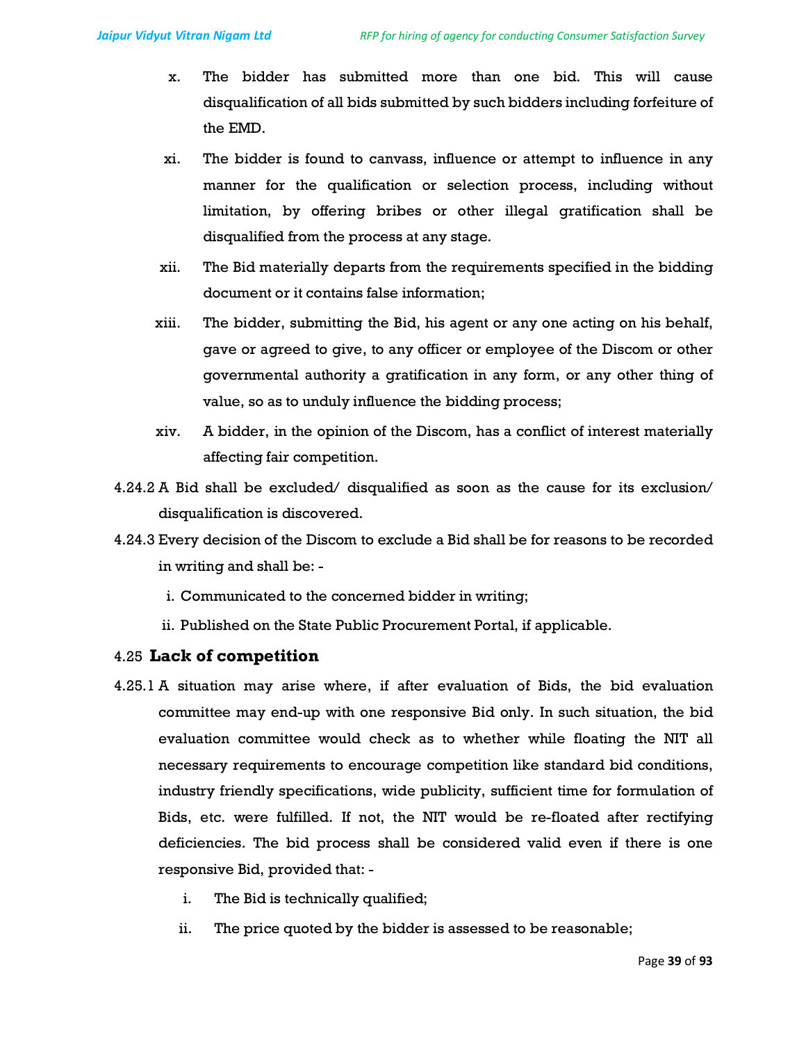x. The bidder has submitted more than one bid. This will cause disqualification of all bids submitted by such bidders including forfeiture of the EMD.

xi. The bidder is found to canvass, influence or attempt to influence in any manner for the qualification or selection process, including without limitation, by offering bribes or other illegal gratification shall be disqualified from the process at any stage.

xii. The Bid materially departs from the requirements specified in the bidding document or it contains false information;

xiii. The bidder, submitting the Bid, his agent or any one acting on his behalf, gave or agreed to give, to any officer or employee of the Discom or other governmental authority a gratification in any form, or any other thing of value, so as to unduly influence the bidding process;

xiv. A bidder, in the opinion of the Discom, has a conflict of interest materially affecting fair competition.

4.24.2 A Bid shall be excluded/ disqualified as soon as the cause for its exclusion/ disqualification is discovered.

4.24.3 Every decision of the Discom to exclude a Bid shall be for reasons to be recorded in writing and shall be: -

i. Communicated to the concerned bidder in writing;

ii. Published on the State Public Procurement Portal, if applicable.

### 4.25 Lack of competition

4.25.1 A situation may arise where, if after evaluation of Bids, the bid evaluation committee may end-up with one responsive Bid only. In such situation, the bid evaluation committee would check as to whether while floating the NIT all necessary requirements to encourage competition like standard bid conditions, industry friendly specifications, wide publicity, sufficient time for formulation of Bids, etc. were fulfilled. If not, the NIT would be re-floated after rectifying deficiencies. The bid process shall be considered valid even if there is one responsive Bid, provided that: -

i. The Bid is technically qualified;

ii. The price quoted by the bidder is assessed to be reasonable;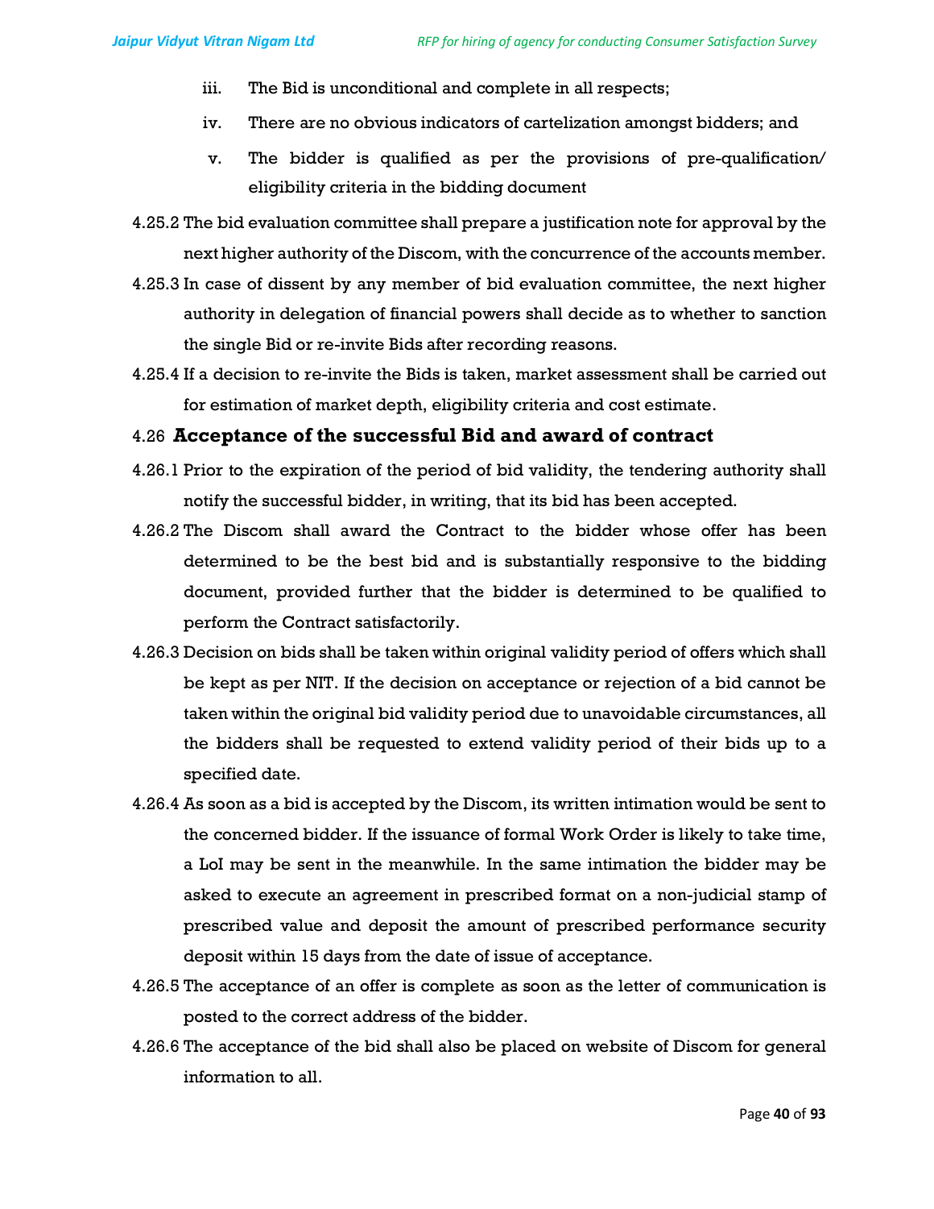iii. The Bid is unconditional and complete in all respects;

iv. There are no obvious indicators of cartelization amongst bidders; and

v. The bidder is qualified as per the provisions of pre-qualification/ eligibility criteria in the bidding document

4.25.2 The bid evaluation committee shall prepare a justification note for approval by the next higher authority of the Discom, with the concurrence of the accounts member.

4.25.3 In case of dissent by any member of bid evaluation committee, the next higher authority in delegation of financial powers shall decide as to whether to sanction the single Bid or re-invite Bids after recording reasons.

4.25.4 If a decision to re-invite the Bids is taken, market assessment shall be carried out for estimation of market depth, eligibility criteria and cost estimate.

### 4.26 Acceptance of the successful Bid and award of contract

4.26.1 Prior to the expiration of the period of bid validity, the tendering authority shall notify the successful bidder, in writing, that its bid has been accepted.

4.26.2 The Discom shall award the Contract to the bidder whose offer has been determined to be the best bid and is substantially responsive to the bidding document, provided further that the bidder is determined to be qualified to perform the Contract satisfactorily.

4.26.3 Decision on bids shall be taken within original validity period of offers which shall be kept as per NIT. If the decision on acceptance or rejection of a bid cannot be taken within the original bid validity period due to unavoidable circumstances, all the bidders shall be requested to extend validity period of their bids up to a specified date.

4.26.4 As soon as a bid is accepted by the Discom, its written intimation would be sent to the concerned bidder. If the issuance of formal Work Order is likely to take time, a LoI may be sent in the meanwhile. In the same intimation the bidder may be asked to execute an agreement in prescribed format on a non-judicial stamp of prescribed value and deposit the amount of prescribed performance security deposit within 15 days from the date of issue of acceptance.

4.26.5 The acceptance of an offer is complete as soon as the letter of communication is posted to the correct address of the bidder.

4.26.6 The acceptance of the bid shall also be placed on website of Discom for general information to all.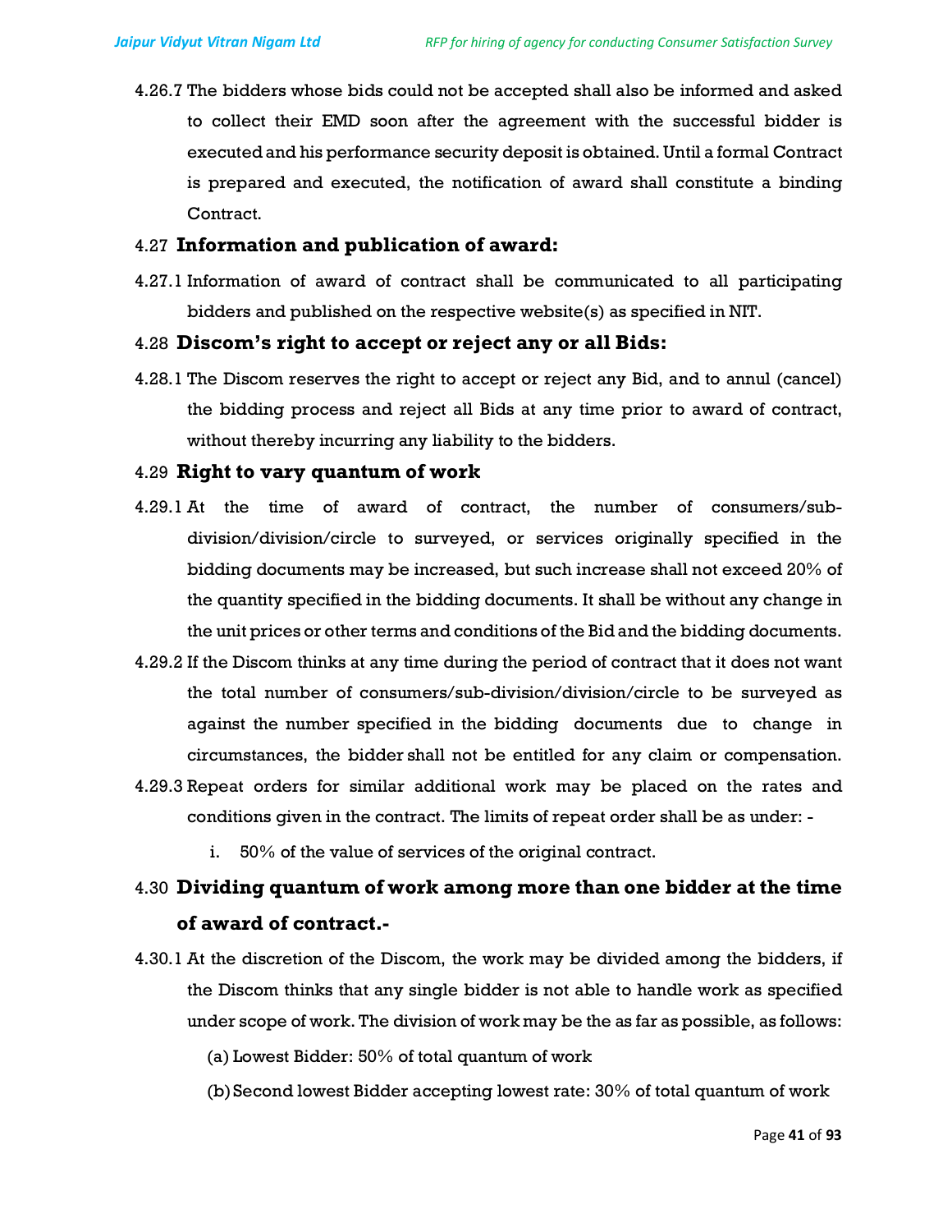4.26.7 The bidders whose bids could not be accepted shall also be informed and asked to collect their EMD soon after the agreement with the successful bidder is executed and his performance security deposit is obtained. Until a formal Contract is prepared and executed, the notification of award shall constitute a binding Contract.

### 4.27 Information and publication of award:

4.27.1 Information of award of contract shall be communicated to all participating bidders and published on the respective website(s) as specified in NIT.

### 4.28 Discom's right to accept or reject any or all Bids:

4.28.1 The Discom reserves the right to accept or reject any Bid, and to annul (cancel) the bidding process and reject all Bids at any time prior to award of contract, without thereby incurring any liability to the bidders.

### 4.29 Right to vary quantum of work

4.29.1 At the time of award of contract, the number of consumers/sub-division/division/circle to surveyed, or services originally specified in the bidding documents may be increased, but such increase shall not exceed 20% of the quantity specified in the bidding documents. It shall be without any change in the unit prices or other terms and conditions of the Bid and the bidding documents.

4.29.2 If the Discom thinks at any time during the period of contract that it does not want the total number of consumers/sub-division/division/circle to be surveyed as against the number specified in the bidding documents due to change in circumstances, the bidder shall not be entitled for any claim or compensation.

4.29.3 Repeat orders for similar additional work may be placed on the rates and conditions given in the contract. The limits of repeat order shall be as under: -

i. 50% of the value of services of the original contract.

### 4.30 Dividing quantum of work among more than one bidder at the time of award of contract.-

4.30.1 At the discretion of the Discom, the work may be divided among the bidders, if the Discom thinks that any single bidder is not able to handle work as specified under scope of work. The division of work may be the as far as possible, as follows:

(a) Lowest Bidder: 50% of total quantum of work

(b) Second lowest Bidder accepting lowest rate: 30% of total quantum of work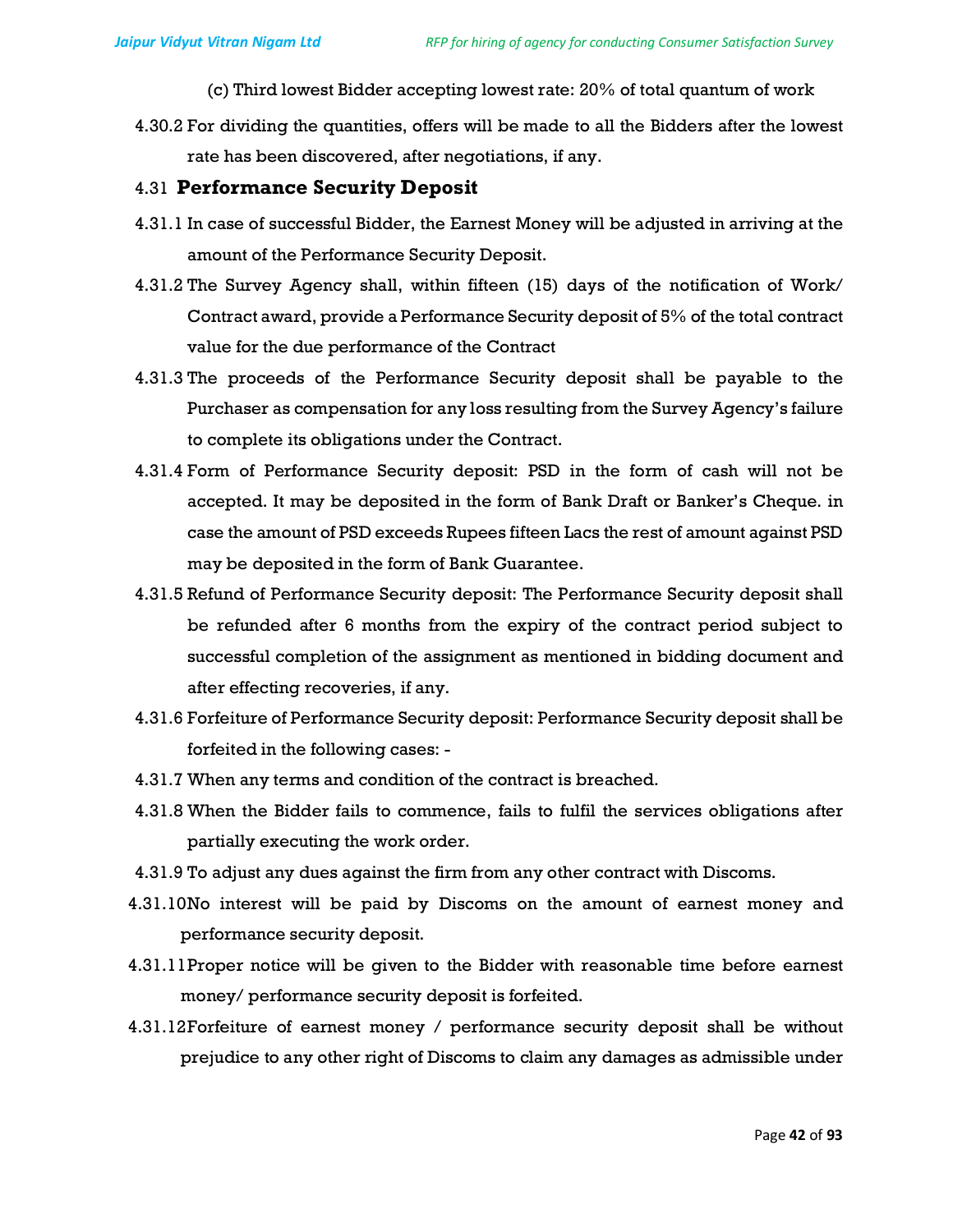(c) Third lowest Bidder accepting lowest rate: 20% of total quantum of work

4.30.2 For dividing the quantities, offers will be made to all the Bidders after the lowest rate has been discovered, after negotiations, if any.

## 4.31 Performance Security Deposit

4.31.1 In case of successful Bidder, the Earnest Money will be adjusted in arriving at the amount of the Performance Security Deposit.

4.31.2 The Survey Agency shall, within fifteen (15) days of the notification of Work/ Contract award, provide a Performance Security deposit of 5% of the total contract value for the due performance of the Contract

4.31.3 The proceeds of the Performance Security deposit shall be payable to the Purchaser as compensation for any loss resulting from the Survey Agency's failure to complete its obligations under the Contract.

4.31.4 Form of Performance Security deposit: PSD in the form of cash will not be accepted. It may be deposited in the form of Bank Draft or Banker's Cheque. in case the amount of PSD exceeds Rupees fifteen Lacs the rest of amount against PSD may be deposited in the form of Bank Guarantee.

4.31.5 Refund of Performance Security deposit: The Performance Security deposit shall be refunded after 6 months from the expiry of the contract period subject to successful completion of the assignment as mentioned in bidding document and after effecting recoveries, if any.

4.31.6 Forfeiture of Performance Security deposit: Performance Security deposit shall be forfeited in the following cases: -

4.31.7 When any terms and condition of the contract is breached.

4.31.8 When the Bidder fails to commence, fails to fulfil the services obligations after partially executing the work order.

4.31.9 To adjust any dues against the firm from any other contract with Discoms.

4.31.10 No interest will be paid by Discoms on the amount of earnest money and performance security deposit.

4.31.11 Proper notice will be given to the Bidder with reasonable time before earnest money/ performance security deposit is forfeited.

4.31.12 Forfeiture of earnest money / performance security deposit shall be without prejudice to any other right of Discoms to claim any damages as admissible under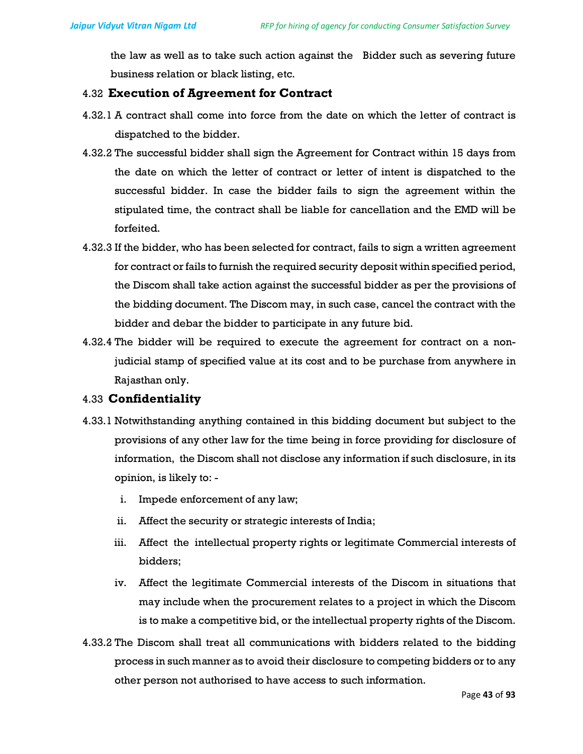the law as well as to take such action against the Bidder such as severing future business relation or black listing, etc.

### 4.32 Execution of Agreement for Contract

4.32.1 A contract shall come into force from the date on which the letter of contract is dispatched to the bidder.

4.32.2 The successful bidder shall sign the Agreement for Contract within 15 days from the date on which the letter of contract or letter of intent is dispatched to the successful bidder. In case the bidder fails to sign the agreement within the stipulated time, the contract shall be liable for cancellation and the EMD will be forfeited.

4.32.3 If the bidder, who has been selected for contract, fails to sign a written agreement for contract or fails to furnish the required security deposit within specified period, the Discom shall take action against the successful bidder as per the provisions of the bidding document. The Discom may, in such case, cancel the contract with the bidder and debar the bidder to participate in any future bid.

4.32.4 The bidder will be required to execute the agreement for contract on a non-judicial stamp of specified value at its cost and to be purchase from anywhere in Rajasthan only.

### 4.33 Confidentiality

4.33.1 Notwithstanding anything contained in this bidding document but subject to the provisions of any other law for the time being in force providing for disclosure of information, the Discom shall not disclose any information if such disclosure, in its opinion, is likely to: -

  i. Impede enforcement of any law;
  ii. Affect the security or strategic interests of India;
  iii. Affect the intellectual property rights or legitimate Commercial interests of bidders;
  iv. Affect the legitimate Commercial interests of the Discom in situations that may include when the procurement relates to a project in which the Discom is to make a competitive bid, or the intellectual property rights of the Discom.

4.33.2 The Discom shall treat all communications with bidders related to the bidding process in such manner as to avoid their disclosure to competing bidders or to any other person not authorised to have access to such information.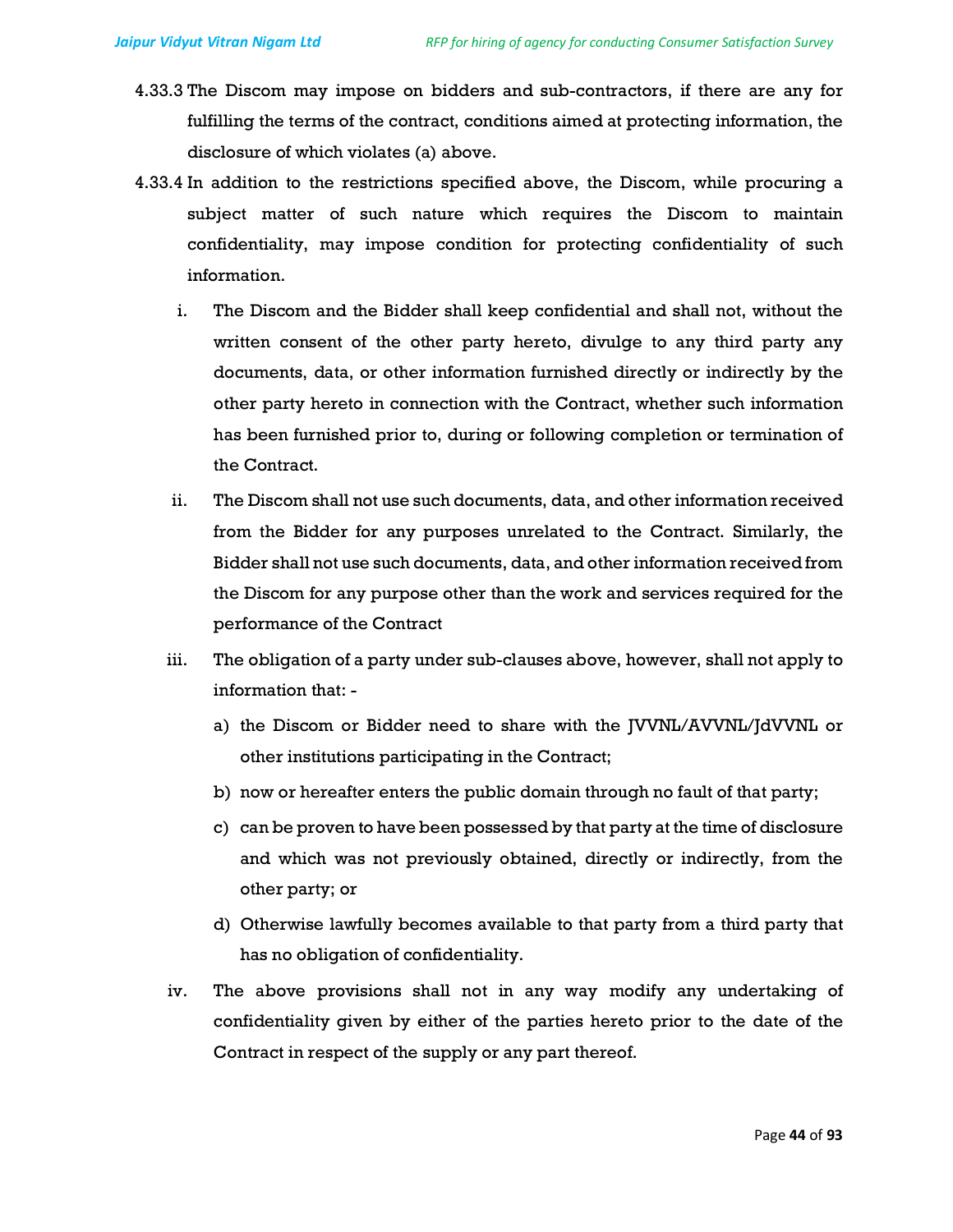4.33.3 The Discom may impose on bidders and sub-contractors, if there are any for fulfilling the terms of the contract, conditions aimed at protecting information, the disclosure of which violates (a) above.

4.33.4 In addition to the restrictions specified above, the Discom, while procuring a subject matter of such nature which requires the Discom to maintain confidentiality, may impose condition for protecting confidentiality of such information.

i. The Discom and the Bidder shall keep confidential and shall not, without the written consent of the other party hereto, divulge to any third party any documents, data, or other information furnished directly or indirectly by the other party hereto in connection with the Contract, whether such information has been furnished prior to, during or following completion or termination of the Contract.

ii. The Discom shall not use such documents, data, and other information received from the Bidder for any purposes unrelated to the Contract. Similarly, the Bidder shall not use such documents, data, and other information received from the Discom for any purpose other than the work and services required for the performance of the Contract

iii. The obligation of a party under sub-clauses above, however, shall not apply to information that: -

   a) the Discom or Bidder need to share with the JVVNL/AVVNL/JdVVNL or other institutions participating in the Contract;
   b) now or hereafter enters the public domain through no fault of that party;
   c) can be proven to have been possessed by that party at the time of disclosure and which was not previously obtained, directly or indirectly, from the other party; or
   d) Otherwise lawfully becomes available to that party from a third party that has no obligation of confidentiality.

iv. The above provisions shall not in any way modify any undertaking of confidentiality given by either of the parties hereto prior to the date of the Contract in respect of the supply or any part thereof.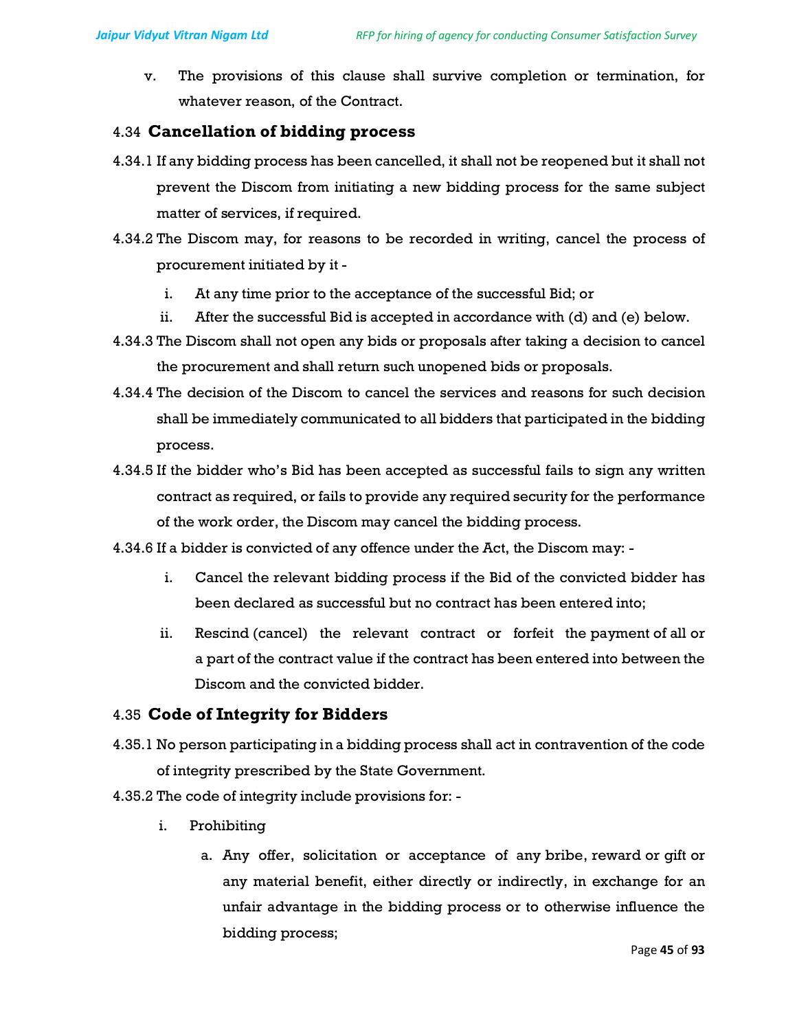v. The provisions of this clause shall survive completion or termination, for whatever reason, of the Contract.

## 4.34 Cancellation of bidding process

4.34.1 If any bidding process has been cancelled, it shall not be reopened but it shall not prevent the Discom from initiating a new bidding process for the same subject matter of services, if required.

4.34.2 The Discom may, for reasons to be recorded in writing, cancel the process of procurement initiated by it -

i. At any time prior to the acceptance of the successful Bid; or
ii. After the successful Bid is accepted in accordance with (d) and (e) below.

4.34.3 The Discom shall not open any bids or proposals after taking a decision to cancel the procurement and shall return such unopened bids or proposals.

4.34.4 The decision of the Discom to cancel the services and reasons for such decision shall be immediately communicated to all bidders that participated in the bidding process.

4.34.5 If the bidder who's Bid has been accepted as successful fails to sign any written contract as required, or fails to provide any required security for the performance of the work order, the Discom may cancel the bidding process.

4.34.6 If a bidder is convicted of any offence under the Act, the Discom may: -

i. Cancel the relevant bidding process if the Bid of the convicted bidder has been declared as successful but no contract has been entered into;
ii. Rescind (cancel) the relevant contract or forfeit the payment of all or a part of the contract value if the contract has been entered into between the Discom and the convicted bidder.

## 4.35 Code of Integrity for Bidders

4.35.1 No person participating in a bidding process shall act in contravention of the code of integrity prescribed by the State Government.

4.35.2 The code of integrity include provisions for: -

i. Prohibiting
   a. Any offer, solicitation or acceptance of any bribe, reward or gift or any material benefit, either directly or indirectly, in exchange for an unfair advantage in the bidding process or to otherwise influence the bidding process;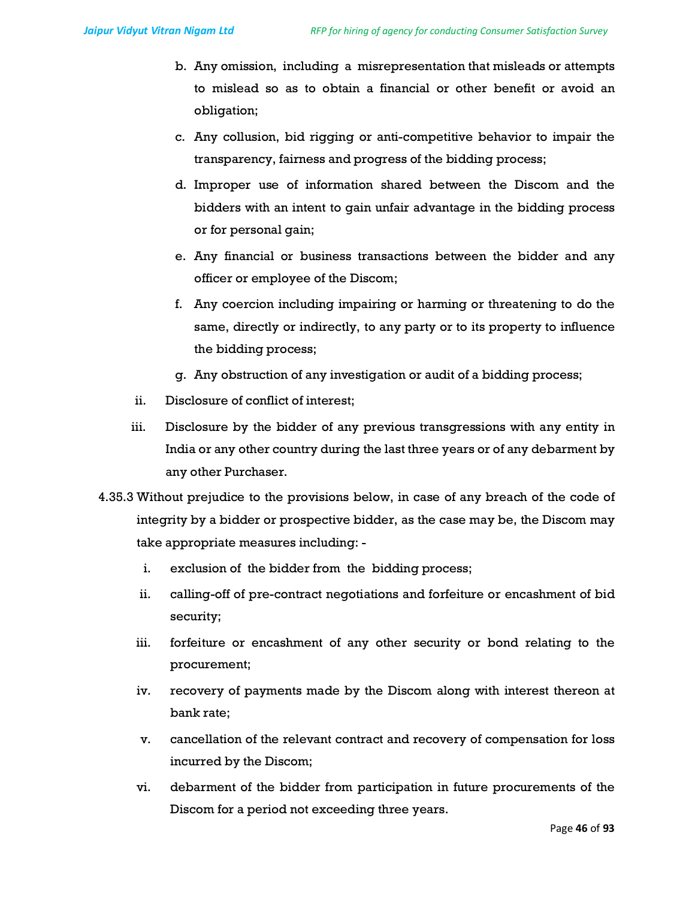b. Any omission, including a misrepresentation that misleads or attempts to mislead so as to obtain a financial or other benefit or avoid an obligation;

c. Any collusion, bid rigging or anti-competitive behavior to impair the transparency, fairness and progress of the bidding process;

d. Improper use of information shared between the Discom and the bidders with an intent to gain unfair advantage in the bidding process or for personal gain;

e. Any financial or business transactions between the bidder and any officer or employee of the Discom;

f. Any coercion including impairing or harming or threatening to do the same, directly or indirectly, to any party or to its property to influence the bidding process;

g. Any obstruction of any investigation or audit of a bidding process;

ii. Disclosure of conflict of interest;

iii. Disclosure by the bidder of any previous transgressions with any entity in India or any other country during the last three years or of any debarment by any other Purchaser.

4.35.3 Without prejudice to the provisions below, in case of any breach of the code of integrity by a bidder or prospective bidder, as the case may be, the Discom may take appropriate measures including: -

i. exclusion of the bidder from the bidding process;

ii. calling-off of pre-contract negotiations and forfeiture or encashment of bid security;

iii. forfeiture or encashment of any other security or bond relating to the procurement;

iv. recovery of payments made by the Discom along with interest thereon at bank rate;

v. cancellation of the relevant contract and recovery of compensation for loss incurred by the Discom;

vi. debarment of the bidder from participation in future procurements of the Discom for a period not exceeding three years.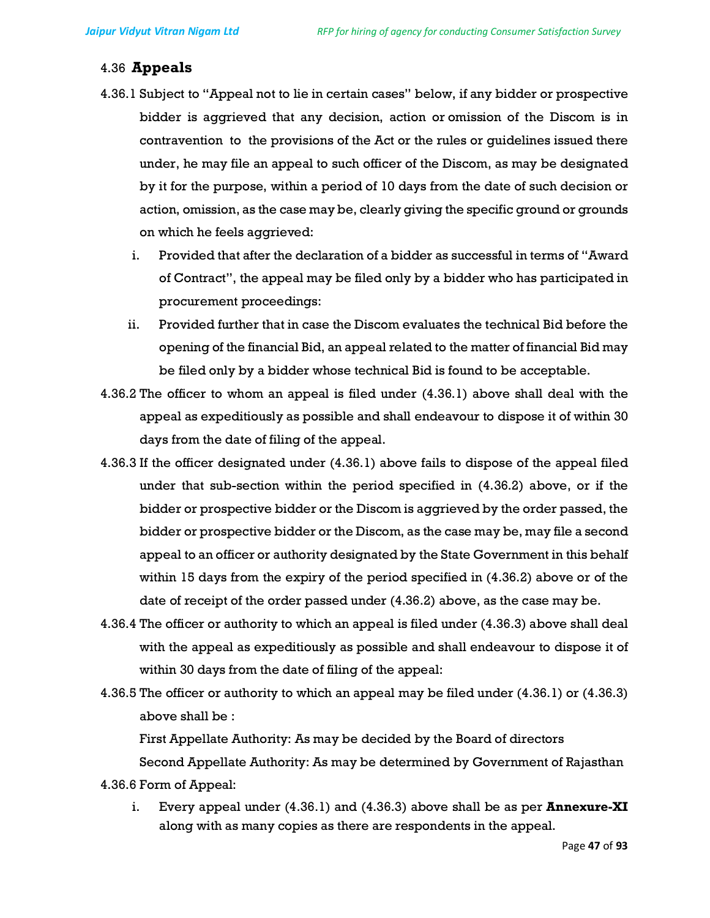## 4.36 **Appeals**

4.36.1 Subject to "Appeal not to lie in certain cases" below, if any bidder or prospective bidder is aggrieved that any decision, action or omission of the Discom is in contravention to the provisions of the Act or the rules or guidelines issued there under, he may file an appeal to such officer of the Discom, as may be designated by it for the purpose, within a period of 10 days from the date of such decision or action, omission, as the case may be, clearly giving the specific ground or grounds on which he feels aggrieved:

i. Provided that after the declaration of a bidder as successful in terms of "Award of Contract", the appeal may be filed only by a bidder who has participated in procurement proceedings:

ii. Provided further that in case the Discom evaluates the technical Bid before the opening of the financial Bid, an appeal related to the matter of financial Bid may be filed only by a bidder whose technical Bid is found to be acceptable.

4.36.2 The officer to whom an appeal is filed under (4.36.1) above shall deal with the appeal as expeditiously as possible and shall endeavour to dispose it of within 30 days from the date of filing of the appeal.

4.36.3 If the officer designated under (4.36.1) above fails to dispose of the appeal filed under that sub-section within the period specified in (4.36.2) above, or if the bidder or prospective bidder or the Discom is aggrieved by the order passed, the bidder or prospective bidder or the Discom, as the case may be, may file a second appeal to an officer or authority designated by the State Government in this behalf within 15 days from the expiry of the period specified in (4.36.2) above or of the date of receipt of the order passed under (4.36.2) above, as the case may be.

4.36.4 The officer or authority to which an appeal is filed under (4.36.3) above shall deal with the appeal as expeditiously as possible and shall endeavour to dispose it of within 30 days from the date of filing of the appeal:

4.36.5 The officer or authority to which an appeal may be filed under (4.36.1) or (4.36.3) above shall be :

First Appellate Authority: As may be decided by the Board of directors

Second Appellate Authority: As may be determined by Government of Rajasthan

4.36.6 Form of Appeal:

i. Every appeal under (4.36.1) and (4.36.3) above shall be as per **Annexure-XI** along with as many copies as there are respondents in the appeal.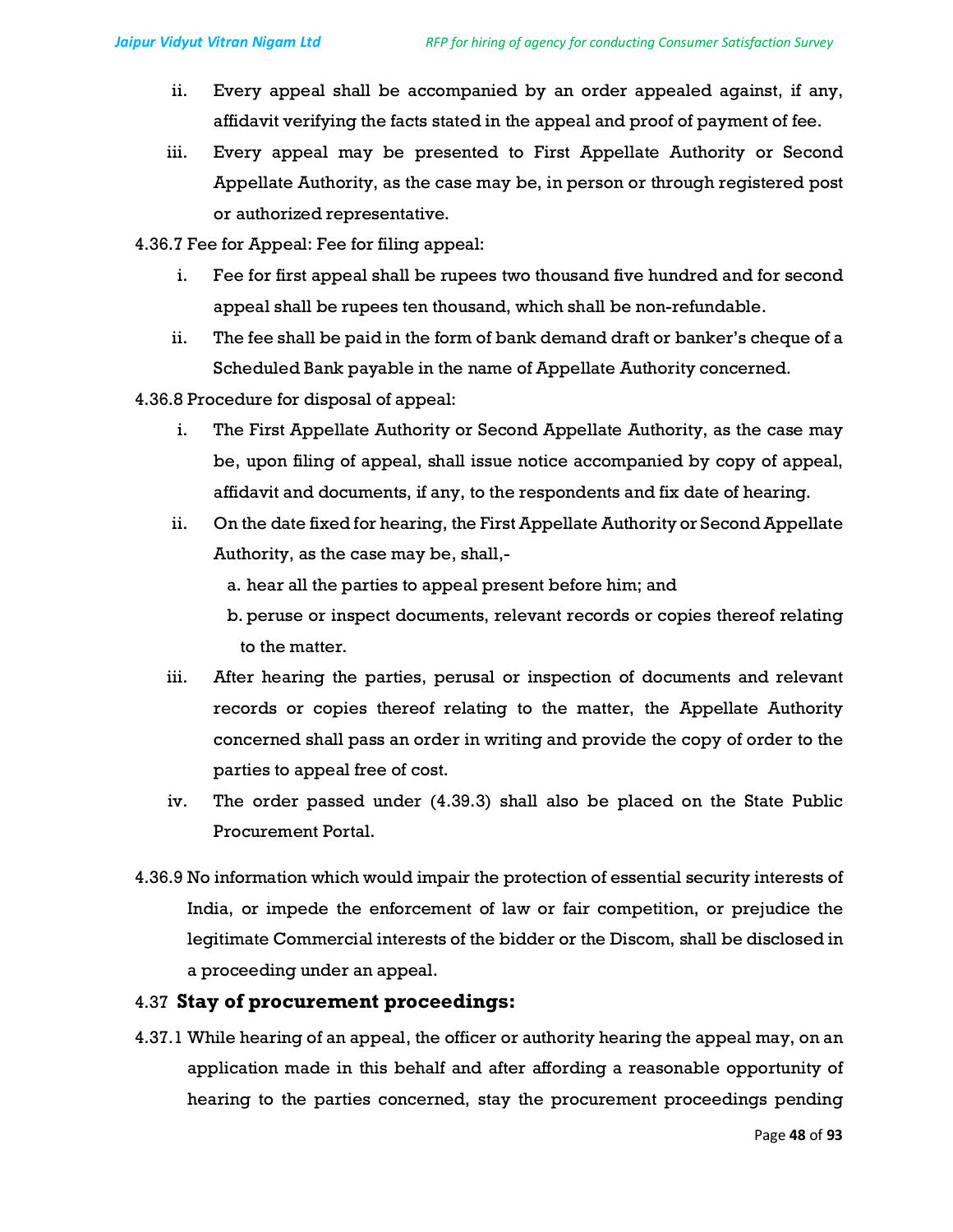ii. Every appeal shall be accompanied by an order appealed against, if any, affidavit verifying the facts stated in the appeal and proof of payment of fee.

iii. Every appeal may be presented to First Appellate Authority or Second Appellate Authority, as the case may be, in person or through registered post or authorized representative.

4.36.7 Fee for Appeal: Fee for filing appeal:

i. Fee for first appeal shall be rupees two thousand five hundred and for second appeal shall be rupees ten thousand, which shall be non-refundable.

ii. The fee shall be paid in the form of bank demand draft or banker's cheque of a Scheduled Bank payable in the name of Appellate Authority concerned.

4.36.8 Procedure for disposal of appeal:

i. The First Appellate Authority or Second Appellate Authority, as the case may be, upon filing of appeal, shall issue notice accompanied by copy of appeal, affidavit and documents, if any, to the respondents and fix date of hearing.

ii. On the date fixed for hearing, the First Appellate Authority or Second Appellate Authority, as the case may be, shall,-

   a. hear all the parties to appeal present before him; and

   b. peruse or inspect documents, relevant records or copies thereof relating to the matter.

iii. After hearing the parties, perusal or inspection of documents and relevant records or copies thereof relating to the matter, the Appellate Authority concerned shall pass an order in writing and provide the copy of order to the parties to appeal free of cost.

iv. The order passed under (4.39.3) shall also be placed on the State Public Procurement Portal.

4.36.9 No information which would impair the protection of essential security interests of India, or impede the enforcement of law or fair competition, or prejudice the legitimate Commercial interests of the bidder or the Discom, shall be disclosed in a proceeding under an appeal.

## 4.37 **Stay of procurement proceedings:**

4.37.1 While hearing of an appeal, the officer or authority hearing the appeal may, on an application made in this behalf and after affording a reasonable opportunity of hearing to the parties concerned, stay the procurement proceedings pending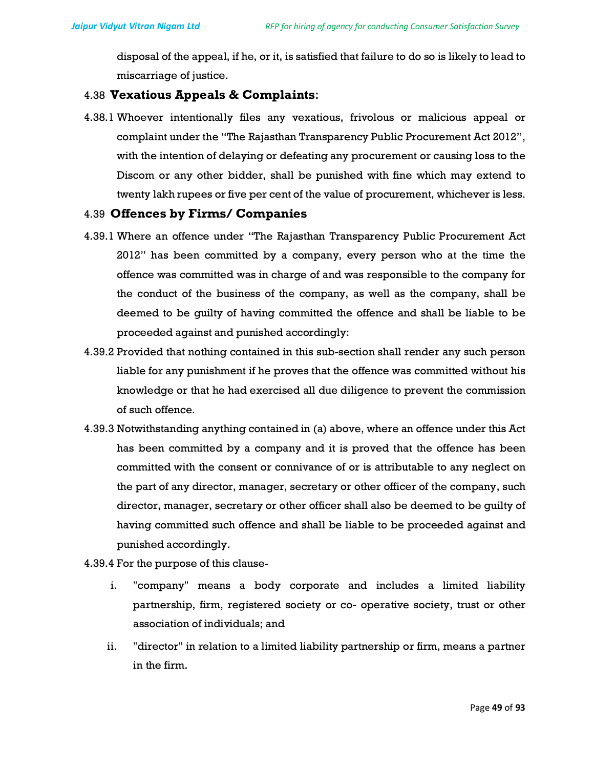disposal of the appeal, if he, or it, is satisfied that failure to do so is likely to lead to miscarriage of justice.

### 4.38 **Vexatious Appeals & Complaints**:

4.38.1 Whoever intentionally files any vexatious, frivolous or malicious appeal or complaint under the "The Rajasthan Transparency Public Procurement Act 2012", with the intention of delaying or defeating any procurement or causing loss to the Discom or any other bidder, shall be punished with fine which may extend to twenty lakh rupees or five per cent of the value of procurement, whichever is less.

### 4.39 **Offences by Firms/ Companies**

4.39.1 Where an offence under "The Rajasthan Transparency Public Procurement Act 2012" has been committed by a company, every person who at the time the offence was committed was in charge of and was responsible to the company for the conduct of the business of the company, as well as the company, shall be deemed to be guilty of having committed the offence and shall be liable to be proceeded against and punished accordingly:

4.39.2 Provided that nothing contained in this sub-section shall render any such person liable for any punishment if he proves that the offence was committed without his knowledge or that he had exercised all due diligence to prevent the commission of such offence.

4.39.3 Notwithstanding anything contained in (a) above, where an offence under this Act has been committed by a company and it is proved that the offence has been committed with the consent or connivance of or is attributable to any neglect on the part of any director, manager, secretary or other officer of the company, such director, manager, secretary or other officer shall also be deemed to be guilty of having committed such offence and shall be liable to be proceeded against and punished accordingly.

4.39.4 For the purpose of this clause-

i. "company" means a body corporate and includes a limited liability partnership, firm, registered society or co- operative society, trust or other association of individuals; and

ii. "director" in relation to a limited liability partnership or firm, means a partner in the firm.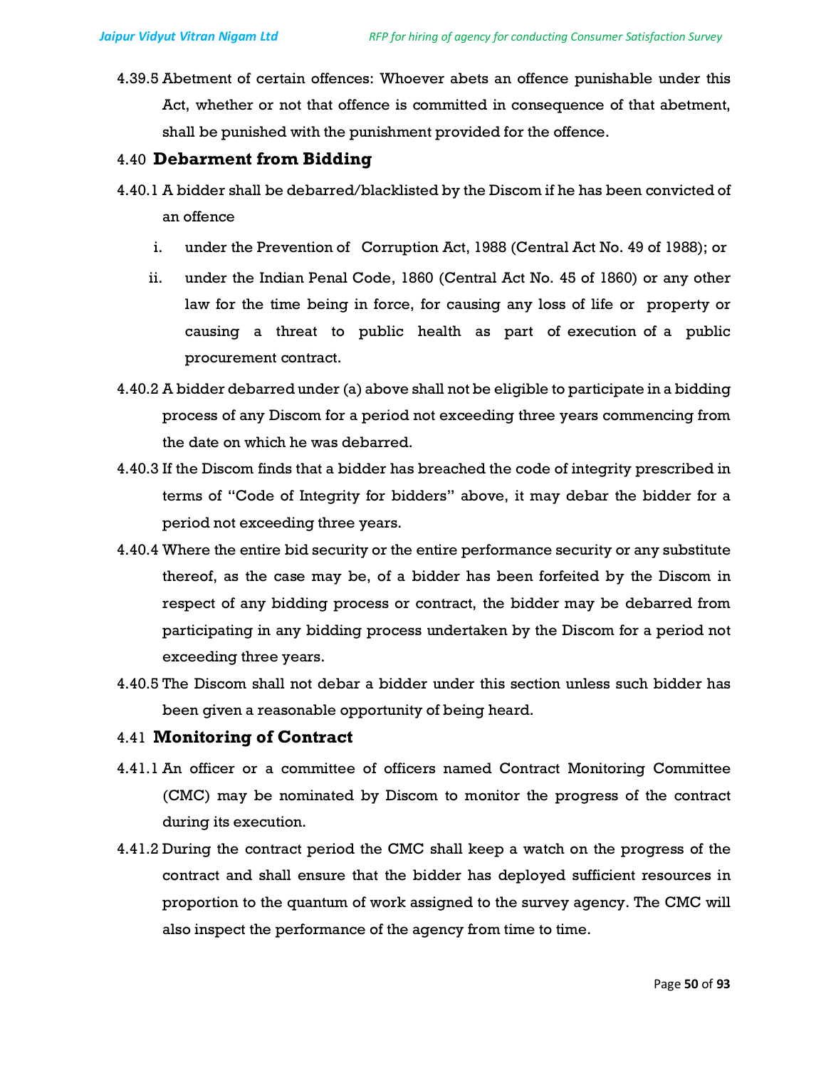4.39.5 Abetment of certain offences: Whoever abets an offence punishable under this Act, whether or not that offence is committed in consequence of that abetment, shall be punished with the punishment provided for the offence.

## 4.40 Debarment from Bidding

4.40.1 A bidder shall be debarred/blacklisted by the Discom if he has been convicted of an offence

i. under the Prevention of Corruption Act, 1988 (Central Act No. 49 of 1988); or

ii. under the Indian Penal Code, 1860 (Central Act No. 45 of 1860) or any other law for the time being in force, for causing any loss of life or property or causing a threat to public health as part of execution of a public procurement contract.

4.40.2 A bidder debarred under (a) above shall not be eligible to participate in a bidding process of any Discom for a period not exceeding three years commencing from the date on which he was debarred.

4.40.3 If the Discom finds that a bidder has breached the code of integrity prescribed in terms of "Code of Integrity for bidders" above, it may debar the bidder for a period not exceeding three years.

4.40.4 Where the entire bid security or the entire performance security or any substitute thereof, as the case may be, of a bidder has been forfeited by the Discom in respect of any bidding process or contract, the bidder may be debarred from participating in any bidding process undertaken by the Discom for a period not exceeding three years.

4.40.5 The Discom shall not debar a bidder under this section unless such bidder has been given a reasonable opportunity of being heard.

## 4.41 Monitoring of Contract

4.41.1 An officer or a committee of officers named Contract Monitoring Committee (CMC) may be nominated by Discom to monitor the progress of the contract during its execution.

4.41.2 During the contract period the CMC shall keep a watch on the progress of the contract and shall ensure that the bidder has deployed sufficient resources in proportion to the quantum of work assigned to the survey agency. The CMC will also inspect the performance of the agency from time to time.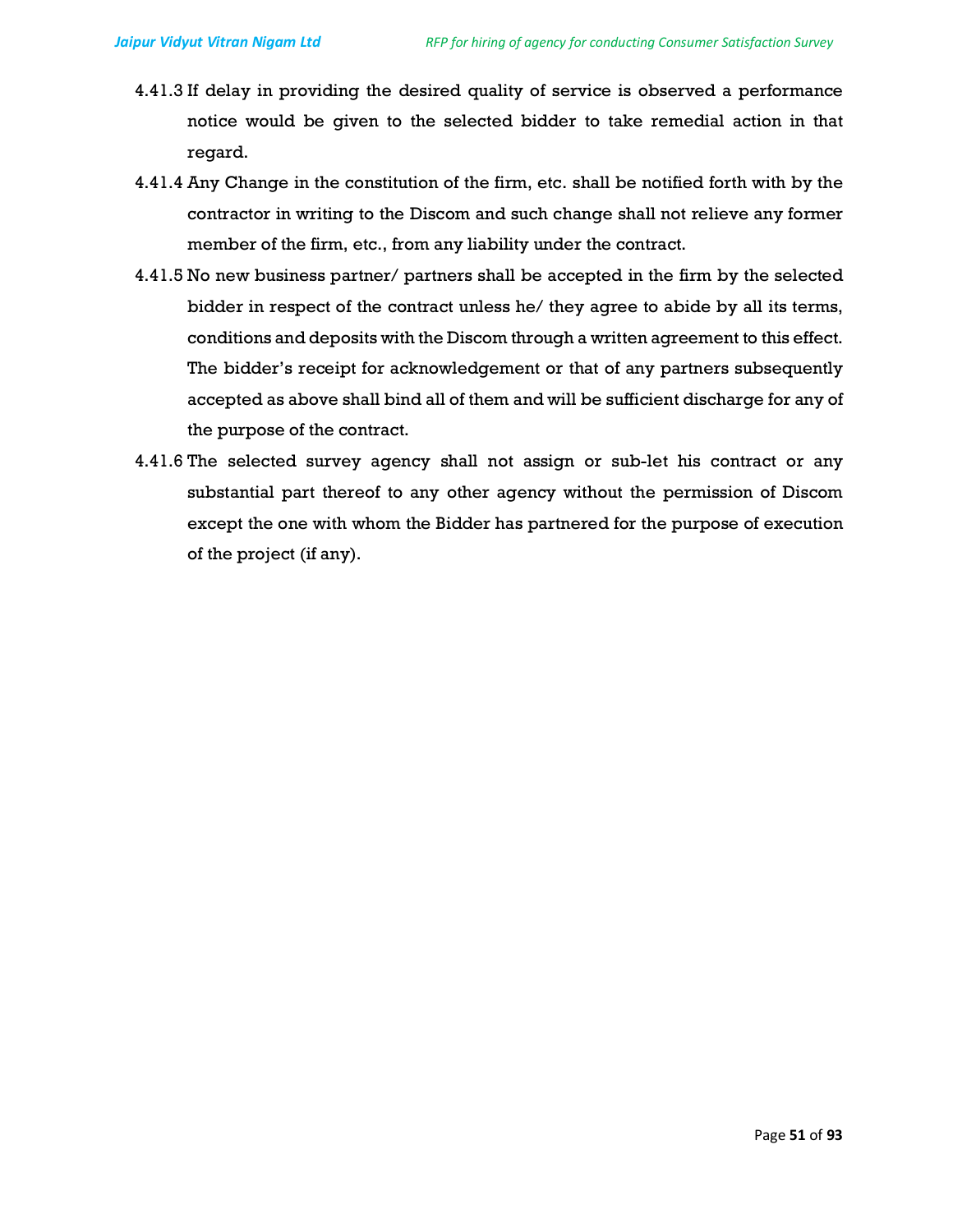4.41.3 If delay in providing the desired quality of service is observed a performance notice would be given to the selected bidder to take remedial action in that regard.

4.41.4 Any Change in the constitution of the firm, etc. shall be notified forth with by the contractor in writing to the Discom and such change shall not relieve any former member of the firm, etc., from any liability under the contract.

4.41.5 No new business partner/ partners shall be accepted in the firm by the selected bidder in respect of the contract unless he/ they agree to abide by all its terms, conditions and deposits with the Discom through a written agreement to this effect. The bidder's receipt for acknowledgement or that of any partners subsequently accepted as above shall bind all of them and will be sufficient discharge for any of the purpose of the contract.

4.41.6 The selected survey agency shall not assign or sub-let his contract or any substantial part thereof to any other agency without the permission of Discom except the one with whom the Bidder has partnered for the purpose of execution of the project (if any).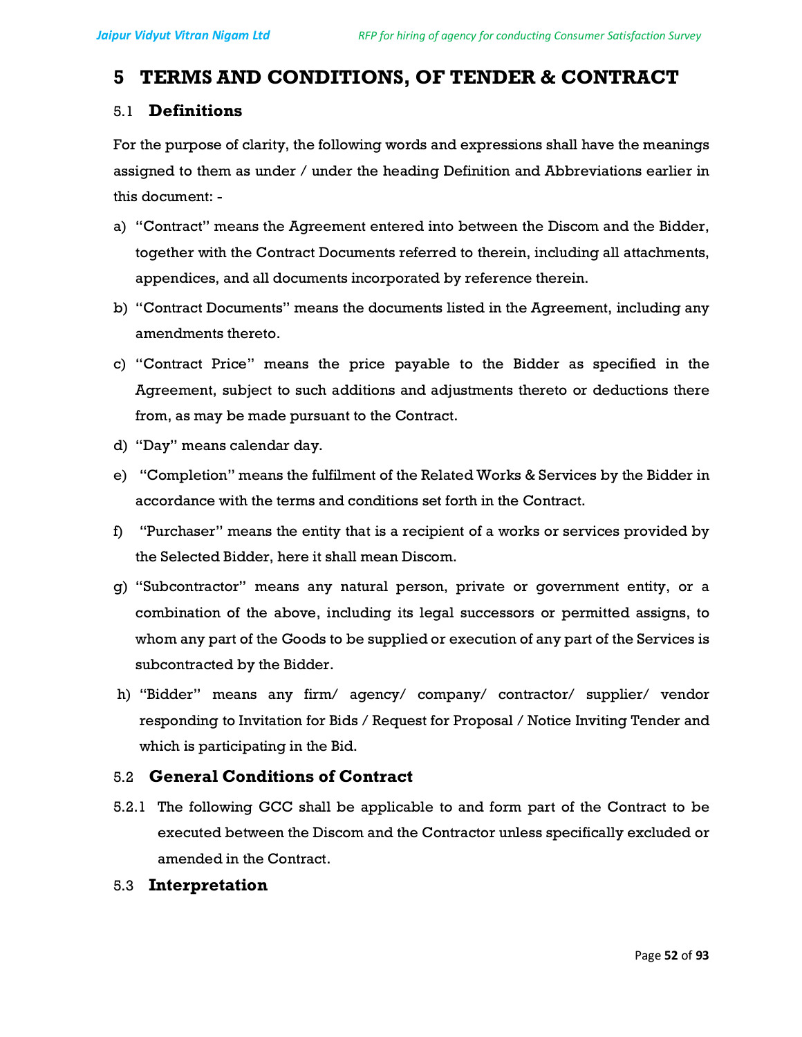# 5 TERMS AND CONDITIONS, OF TENDER & CONTRACT

## 5.1 Definitions

For the purpose of clarity, the following words and expressions shall have the meanings assigned to them as under / under the heading Definition and Abbreviations earlier in this document: -

a) "Contract" means the Agreement entered into between the Discom and the Bidder, together with the Contract Documents referred to therein, including all attachments, appendices, and all documents incorporated by reference therein.

b) "Contract Documents" means the documents listed in the Agreement, including any amendments thereto.

c) "Contract Price" means the price payable to the Bidder as specified in the Agreement, subject to such additions and adjustments thereto or deductions there from, as may be made pursuant to the Contract.

d) "Day" means calendar day.

e) "Completion" means the fulfilment of the Related Works & Services by the Bidder in accordance with the terms and conditions set forth in the Contract.

f) "Purchaser" means the entity that is a recipient of a works or services provided by the Selected Bidder, here it shall mean Discom.

g) "Subcontractor" means any natural person, private or government entity, or a combination of the above, including its legal successors or permitted assigns, to whom any part of the Goods to be supplied or execution of any part of the Services is subcontracted by the Bidder.

h) "Bidder" means any firm/ agency/ company/ contractor/ supplier/ vendor responding to Invitation for Bids / Request for Proposal / Notice Inviting Tender and which is participating in the Bid.

## 5.2 General Conditions of Contract

5.2.1 The following GCC shall be applicable to and form part of the Contract to be executed between the Discom and the Contractor unless specifically excluded or amended in the Contract.

## 5.3 Interpretation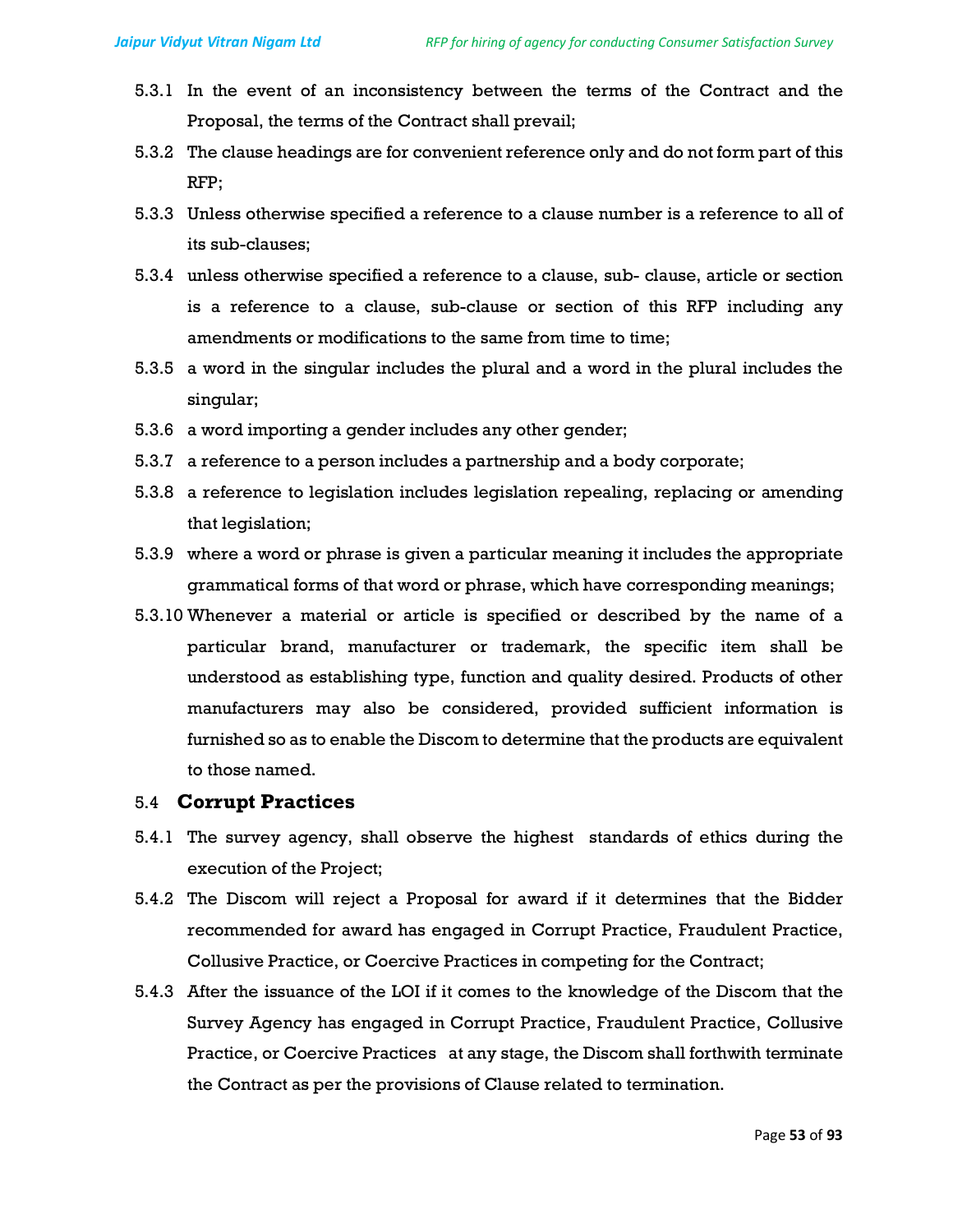5.3.1 In the event of an inconsistency between the terms of the Contract and the Proposal, the terms of the Contract shall prevail;

5.3.2 The clause headings are for convenient reference only and do not form part of this RFP;

5.3.3 Unless otherwise specified a reference to a clause number is a reference to all of its sub-clauses;

5.3.4 unless otherwise specified a reference to a clause, sub- clause, article or section is a reference to a clause, sub-clause or section of this RFP including any amendments or modifications to the same from time to time;

5.3.5 a word in the singular includes the plural and a word in the plural includes the singular;

5.3.6 a word importing a gender includes any other gender;

5.3.7 a reference to a person includes a partnership and a body corporate;

5.3.8 a reference to legislation includes legislation repealing, replacing or amending that legislation;

5.3.9 where a word or phrase is given a particular meaning it includes the appropriate grammatical forms of that word or phrase, which have corresponding meanings;

5.3.10 Whenever a material or article is specified or described by the name of a particular brand, manufacturer or trademark, the specific item shall be understood as establishing type, function and quality desired. Products of other manufacturers may also be considered, provided sufficient information is furnished so as to enable the Discom to determine that the products are equivalent to those named.

## 5.4 Corrupt Practices

5.4.1 The survey agency, shall observe the highest standards of ethics during the execution of the Project;

5.4.2 The Discom will reject a Proposal for award if it determines that the Bidder recommended for award has engaged in Corrupt Practice, Fraudulent Practice, Collusive Practice, or Coercive Practices in competing for the Contract;

5.4.3 After the issuance of the LOI if it comes to the knowledge of the Discom that the Survey Agency has engaged in Corrupt Practice, Fraudulent Practice, Collusive Practice, or Coercive Practices at any stage, the Discom shall forthwith terminate the Contract as per the provisions of Clause related to termination.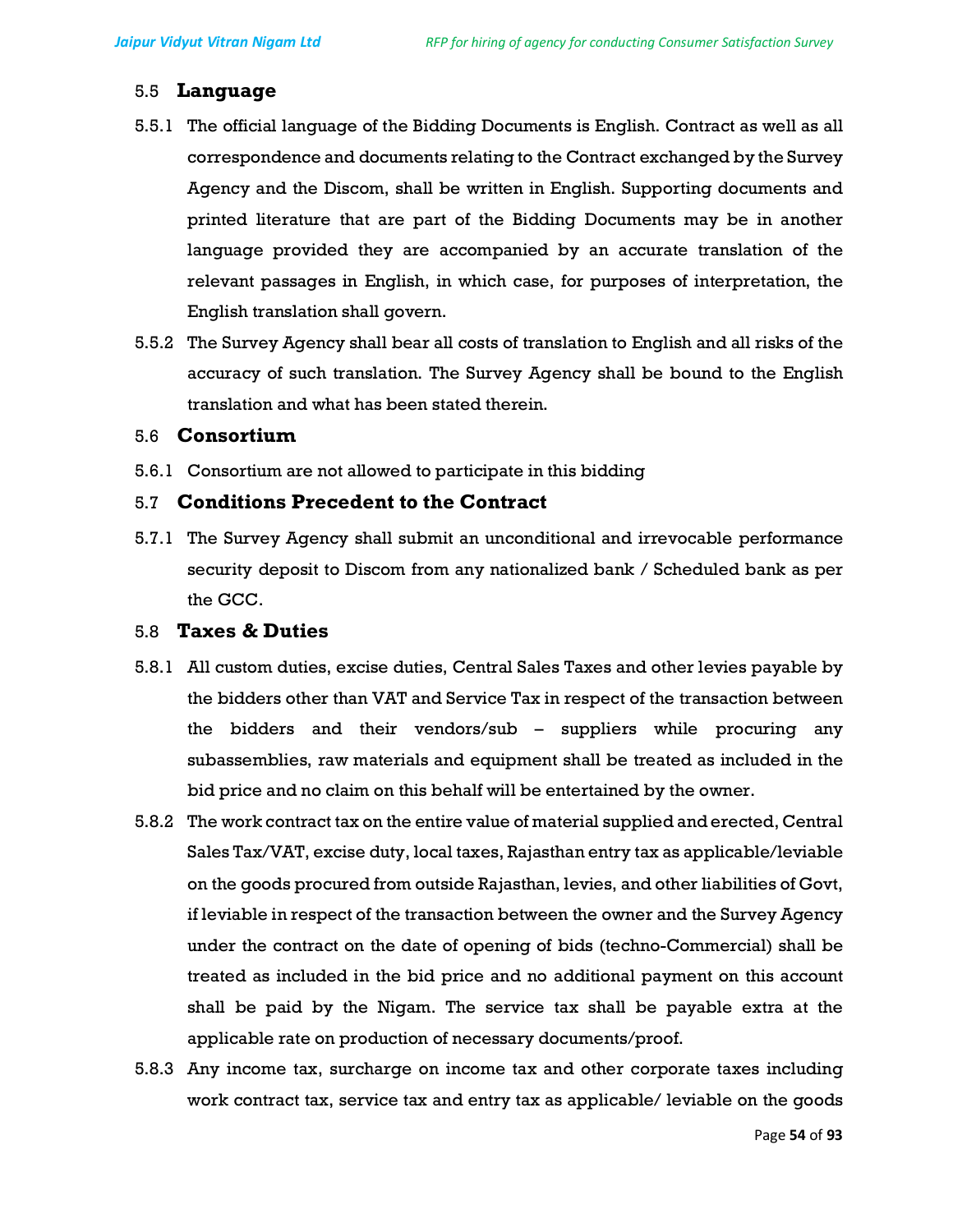## 5.5 Language

5.5.1 The official language of the Bidding Documents is English. Contract as well as all correspondence and documents relating to the Contract exchanged by the Survey Agency and the Discom, shall be written in English. Supporting documents and printed literature that are part of the Bidding Documents may be in another language provided they are accompanied by an accurate translation of the relevant passages in English, in which case, for purposes of interpretation, the English translation shall govern.

5.5.2 The Survey Agency shall bear all costs of translation to English and all risks of the accuracy of such translation. The Survey Agency shall be bound to the English translation and what has been stated therein.

## 5.6 Consortium

5.6.1 Consortium are not allowed to participate in this bidding

## 5.7 Conditions Precedent to the Contract

5.7.1 The Survey Agency shall submit an unconditional and irrevocable performance security deposit to Discom from any nationalized bank / Scheduled bank as per the GCC.

## 5.8 Taxes & Duties

5.8.1 All custom duties, excise duties, Central Sales Taxes and other levies payable by the bidders other than VAT and Service Tax in respect of the transaction between the bidders and their vendors/sub – suppliers while procuring any subassemblies, raw materials and equipment shall be treated as included in the bid price and no claim on this behalf will be entertained by the owner.

5.8.2 The work contract tax on the entire value of material supplied and erected, Central Sales Tax/VAT, excise duty, local taxes, Rajasthan entry tax as applicable/leviable on the goods procured from outside Rajasthan, levies, and other liabilities of Govt, if leviable in respect of the transaction between the owner and the Survey Agency under the contract on the date of opening of bids (techno-Commercial) shall be treated as included in the bid price and no additional payment on this account shall be paid by the Nigam. The service tax shall be payable extra at the applicable rate on production of necessary documents/proof.

5.8.3 Any income tax, surcharge on income tax and other corporate taxes including work contract tax, service tax and entry tax as applicable/ leviable on the goods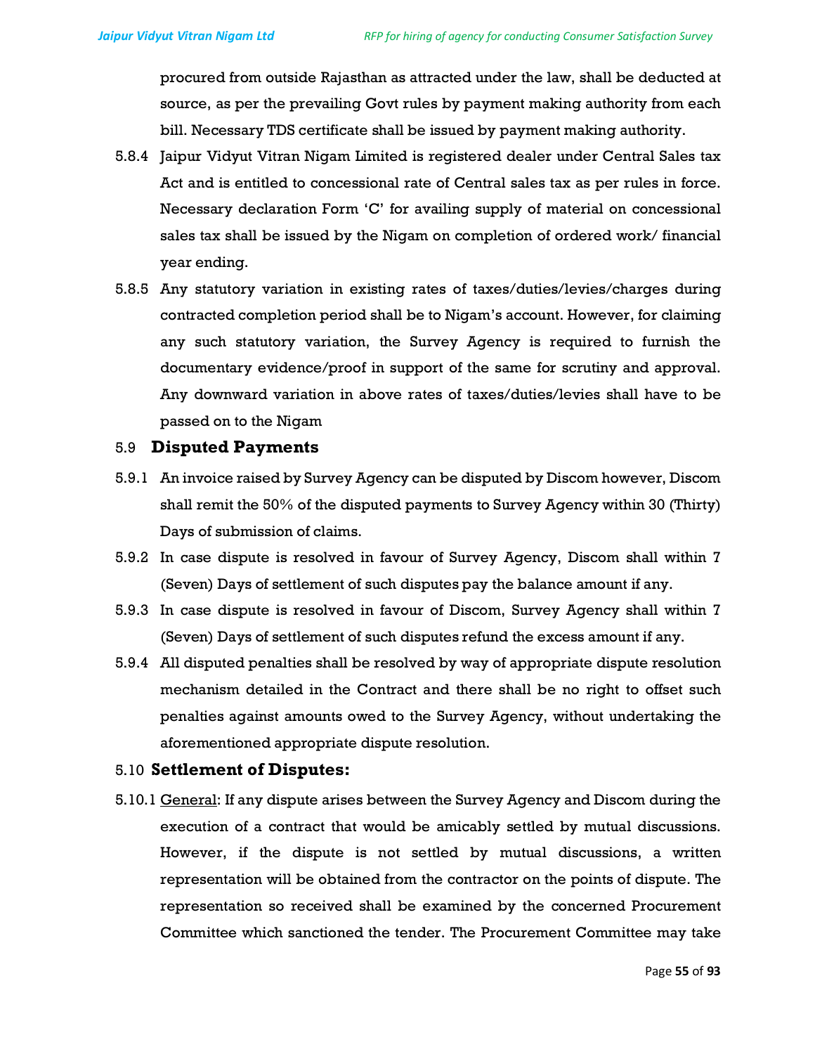procured from outside Rajasthan as attracted under the law, shall be deducted at source, as per the prevailing Govt rules by payment making authority from each bill. Necessary TDS certificate shall be issued by payment making authority.

5.8.4 Jaipur Vidyut Vitran Nigam Limited is registered dealer under Central Sales tax Act and is entitled to concessional rate of Central sales tax as per rules in force. Necessary declaration Form 'C' for availing supply of material on concessional sales tax shall be issued by the Nigam on completion of ordered work/ financial year ending.

5.8.5 Any statutory variation in existing rates of taxes/duties/levies/charges during contracted completion period shall be to Nigam's account. However, for claiming any such statutory variation, the Survey Agency is required to furnish the documentary evidence/proof in support of the same for scrutiny and approval. Any downward variation in above rates of taxes/duties/levies shall have to be passed on to the Nigam

## 5.9 Disputed Payments

5.9.1 An invoice raised by Survey Agency can be disputed by Discom however, Discom shall remit the 50% of the disputed payments to Survey Agency within 30 (Thirty) Days of submission of claims.

5.9.2 In case dispute is resolved in favour of Survey Agency, Discom shall within 7 (Seven) Days of settlement of such disputes pay the balance amount if any.

5.9.3 In case dispute is resolved in favour of Discom, Survey Agency shall within 7 (Seven) Days of settlement of such disputes refund the excess amount if any.

5.9.4 All disputed penalties shall be resolved by way of appropriate dispute resolution mechanism detailed in the Contract and there shall be no right to offset such penalties against amounts owed to the Survey Agency, without undertaking the aforementioned appropriate dispute resolution.

## 5.10 Settlement of Disputes:

5.10.1 General: If any dispute arises between the Survey Agency and Discom during the execution of a contract that would be amicably settled by mutual discussions. However, if the dispute is not settled by mutual discussions, a written representation will be obtained from the contractor on the points of dispute. The representation so received shall be examined by the concerned Procurement Committee which sanctioned the tender. The Procurement Committee may take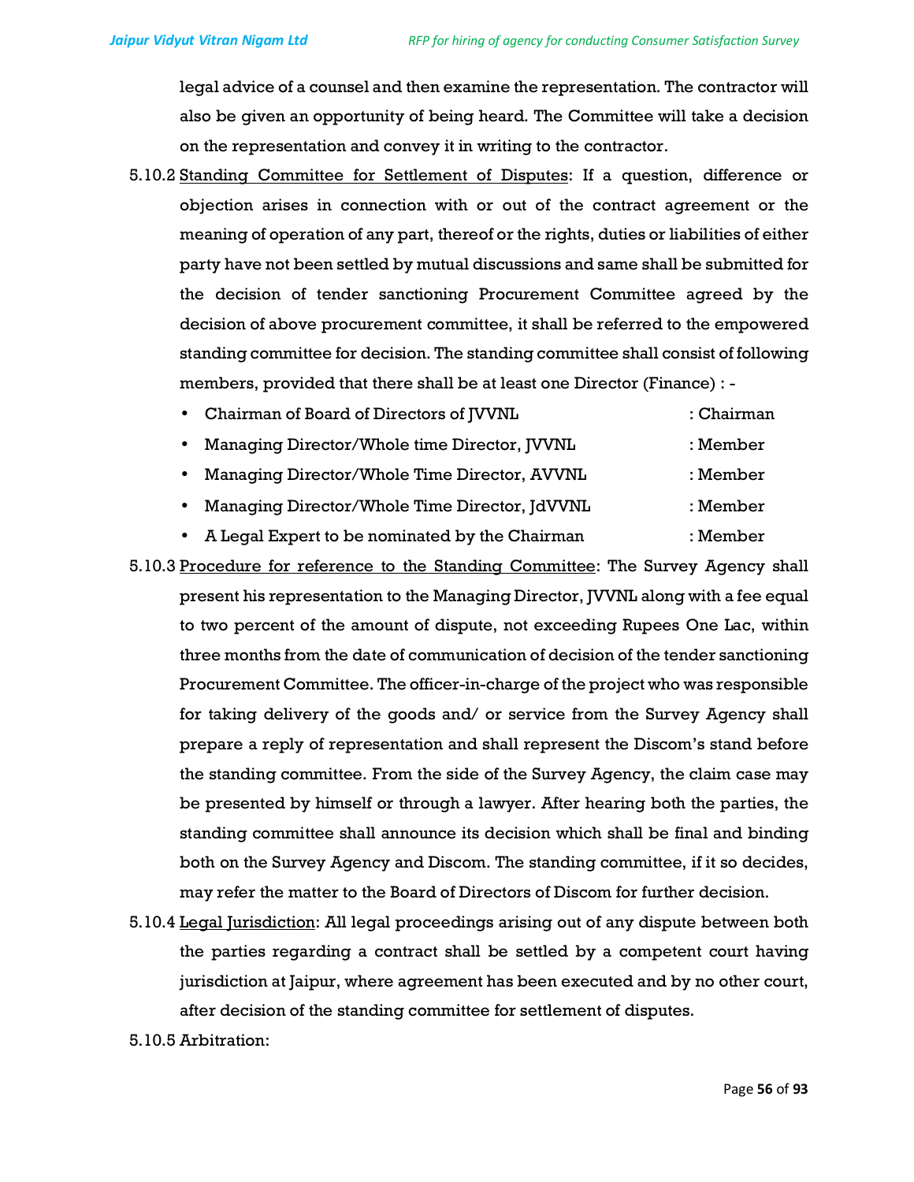legal advice of a counsel and then examine the representation. The contractor will also be given an opportunity of being heard. The Committee will take a decision on the representation and convey it in writing to the contractor.

5.10.2 Standing Committee for Settlement of Disputes: If a question, difference or objection arises in connection with or out of the contract agreement or the meaning of operation of any part, thereof or the rights, duties or liabilities of either party have not been settled by mutual discussions and same shall be submitted for the decision of tender sanctioning Procurement Committee agreed by the decision of above procurement committee, it shall be referred to the empowered standing committee for decision. The standing committee shall consist of following members, provided that there shall be at least one Director (Finance) : -

- Chairman of Board of Directors of JVVNL : Chairman
- Managing Director/Whole time Director, JVVNL : Member
- Managing Director/Whole Time Director, AVVNL : Member
- Managing Director/Whole Time Director, JdVVNL : Member
- A Legal Expert to be nominated by the Chairman : Member

5.10.3 Procedure for reference to the Standing Committee: The Survey Agency shall present his representation to the Managing Director, JVVNL along with a fee equal to two percent of the amount of dispute, not exceeding Rupees One Lac, within three months from the date of communication of decision of the tender sanctioning Procurement Committee. The officer-in-charge of the project who was responsible for taking delivery of the goods and/ or service from the Survey Agency shall prepare a reply of representation and shall represent the Discom's stand before the standing committee. From the side of the Survey Agency, the claim case may be presented by himself or through a lawyer. After hearing both the parties, the standing committee shall announce its decision which shall be final and binding both on the Survey Agency and Discom. The standing committee, if it so decides, may refer the matter to the Board of Directors of Discom for further decision.

5.10.4 Legal Jurisdiction: All legal proceedings arising out of any dispute between both the parties regarding a contract shall be settled by a competent court having jurisdiction at Jaipur, where agreement has been executed and by no other court, after decision of the standing committee for settlement of disputes.

5.10.5 Arbitration: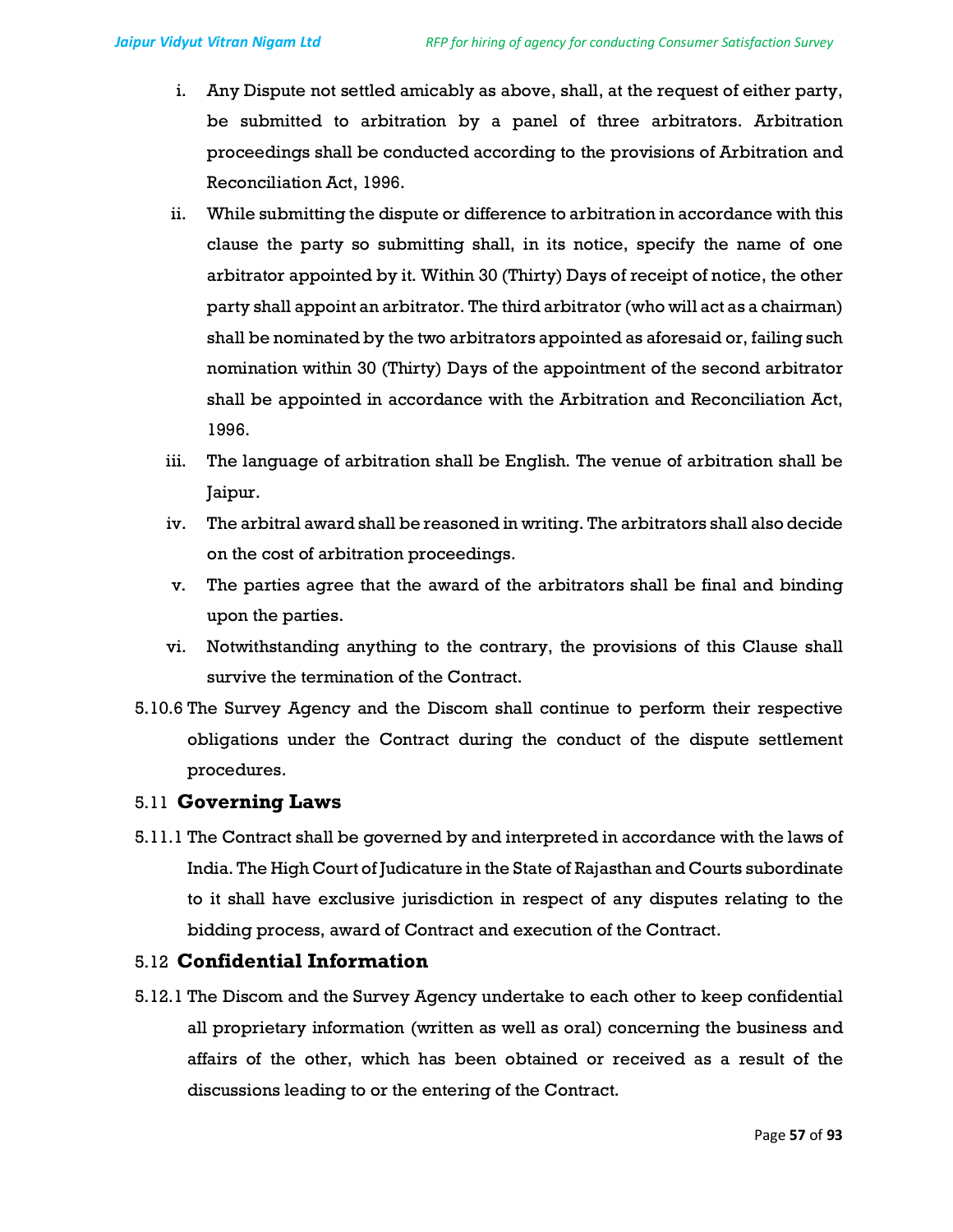i. Any Dispute not settled amicably as above, shall, at the request of either party, be submitted to arbitration by a panel of three arbitrators. Arbitration proceedings shall be conducted according to the provisions of Arbitration and Reconciliation Act, 1996.

ii. While submitting the dispute or difference to arbitration in accordance with this clause the party so submitting shall, in its notice, specify the name of one arbitrator appointed by it. Within 30 (Thirty) Days of receipt of notice, the other party shall appoint an arbitrator. The third arbitrator (who will act as a chairman) shall be nominated by the two arbitrators appointed as aforesaid or, failing such nomination within 30 (Thirty) Days of the appointment of the second arbitrator shall be appointed in accordance with the Arbitration and Reconciliation Act, 1996.

iii. The language of arbitration shall be English. The venue of arbitration shall be Jaipur.

iv. The arbitral award shall be reasoned in writing. The arbitrators shall also decide on the cost of arbitration proceedings.

v. The parties agree that the award of the arbitrators shall be final and binding upon the parties.

vi. Notwithstanding anything to the contrary, the provisions of this Clause shall survive the termination of the Contract.

5.10.6 The Survey Agency and the Discom shall continue to perform their respective obligations under the Contract during the conduct of the dispute settlement procedures.

## 5.11 Governing Laws

5.11.1 The Contract shall be governed by and interpreted in accordance with the laws of India. The High Court of Judicature in the State of Rajasthan and Courts subordinate to it shall have exclusive jurisdiction in respect of any disputes relating to the bidding process, award of Contract and execution of the Contract.

## 5.12 Confidential Information

5.12.1 The Discom and the Survey Agency undertake to each other to keep confidential all proprietary information (written as well as oral) concerning the business and affairs of the other, which has been obtained or received as a result of the discussions leading to or the entering of the Contract.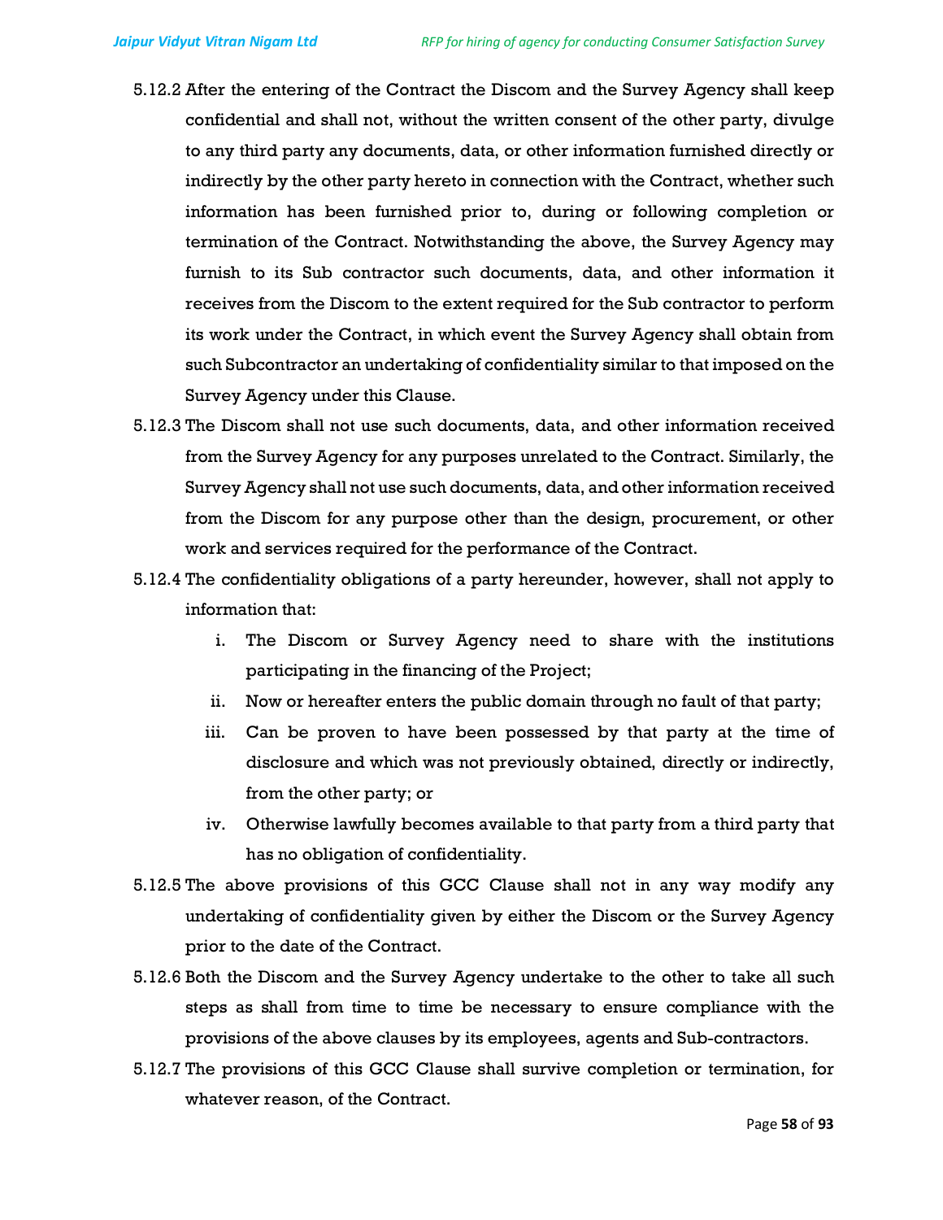5.12.2 After the entering of the Contract the Discom and the Survey Agency shall keep confidential and shall not, without the written consent of the other party, divulge to any third party any documents, data, or other information furnished directly or indirectly by the other party hereto in connection with the Contract, whether such information has been furnished prior to, during or following completion or termination of the Contract. Notwithstanding the above, the Survey Agency may furnish to its Sub contractor such documents, data, and other information it receives from the Discom to the extent required for the Sub contractor to perform its work under the Contract, in which event the Survey Agency shall obtain from such Subcontractor an undertaking of confidentiality similar to that imposed on the Survey Agency under this Clause.

5.12.3 The Discom shall not use such documents, data, and other information received from the Survey Agency for any purposes unrelated to the Contract. Similarly, the Survey Agency shall not use such documents, data, and other information received from the Discom for any purpose other than the design, procurement, or other work and services required for the performance of the Contract.

5.12.4 The confidentiality obligations of a party hereunder, however, shall not apply to information that:

i. The Discom or Survey Agency need to share with the institutions participating in the financing of the Project;
ii. Now or hereafter enters the public domain through no fault of that party;
iii. Can be proven to have been possessed by that party at the time of disclosure and which was not previously obtained, directly or indirectly, from the other party; or
iv. Otherwise lawfully becomes available to that party from a third party that has no obligation of confidentiality.

5.12.5 The above provisions of this GCC Clause shall not in any way modify any undertaking of confidentiality given by either the Discom or the Survey Agency prior to the date of the Contract.

5.12.6 Both the Discom and the Survey Agency undertake to the other to take all such steps as shall from time to time be necessary to ensure compliance with the provisions of the above clauses by its employees, agents and Sub-contractors.

5.12.7 The provisions of this GCC Clause shall survive completion or termination, for whatever reason, of the Contract.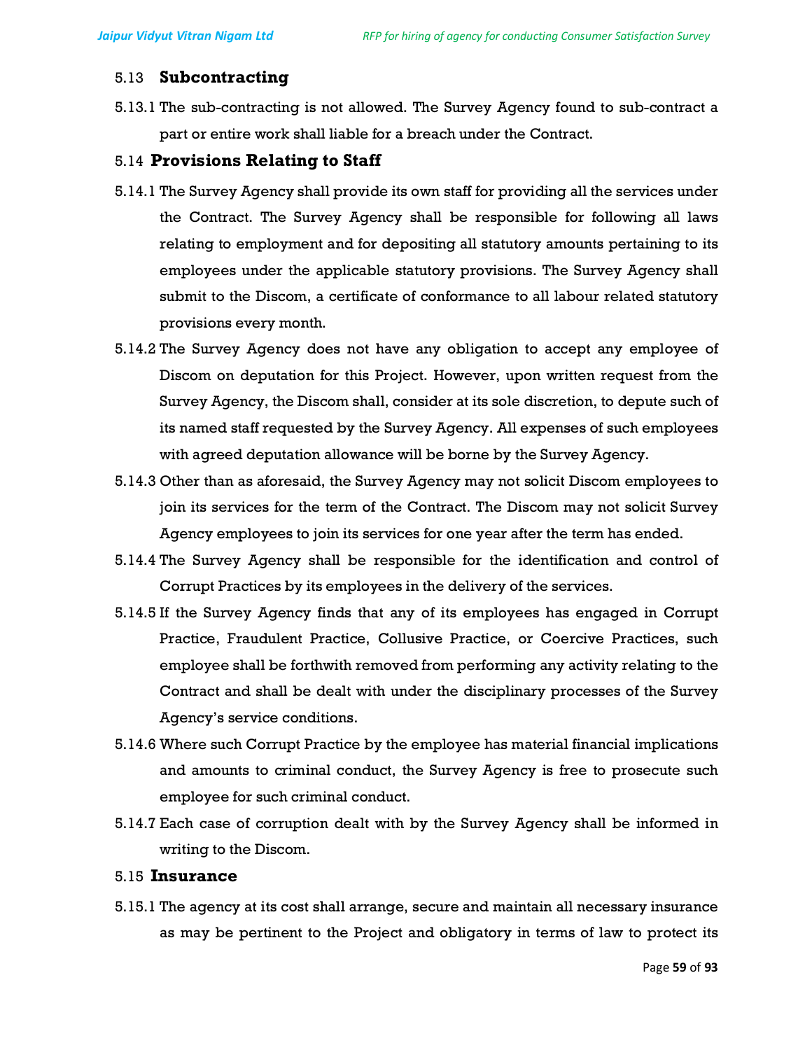## 5.13 Subcontracting

5.13.1 The sub-contracting is not allowed. The Survey Agency found to sub-contract a part or entire work shall liable for a breach under the Contract.

## 5.14 Provisions Relating to Staff

5.14.1 The Survey Agency shall provide its own staff for providing all the services under the Contract. The Survey Agency shall be responsible for following all laws relating to employment and for depositing all statutory amounts pertaining to its employees under the applicable statutory provisions. The Survey Agency shall submit to the Discom, a certificate of conformance to all labour related statutory provisions every month.

5.14.2 The Survey Agency does not have any obligation to accept any employee of Discom on deputation for this Project. However, upon written request from the Survey Agency, the Discom shall, consider at its sole discretion, to depute such of its named staff requested by the Survey Agency. All expenses of such employees with agreed deputation allowance will be borne by the Survey Agency.

5.14.3 Other than as aforesaid, the Survey Agency may not solicit Discom employees to join its services for the term of the Contract. The Discom may not solicit Survey Agency employees to join its services for one year after the term has ended.

5.14.4 The Survey Agency shall be responsible for the identification and control of Corrupt Practices by its employees in the delivery of the services.

5.14.5 If the Survey Agency finds that any of its employees has engaged in Corrupt Practice, Fraudulent Practice, Collusive Practice, or Coercive Practices, such employee shall be forthwith removed from performing any activity relating to the Contract and shall be dealt with under the disciplinary processes of the Survey Agency's service conditions.

5.14.6 Where such Corrupt Practice by the employee has material financial implications and amounts to criminal conduct, the Survey Agency is free to prosecute such employee for such criminal conduct.

5.14.7 Each case of corruption dealt with by the Survey Agency shall be informed in writing to the Discom.

## 5.15 Insurance

5.15.1 The agency at its cost shall arrange, secure and maintain all necessary insurance as may be pertinent to the Project and obligatory in terms of law to protect its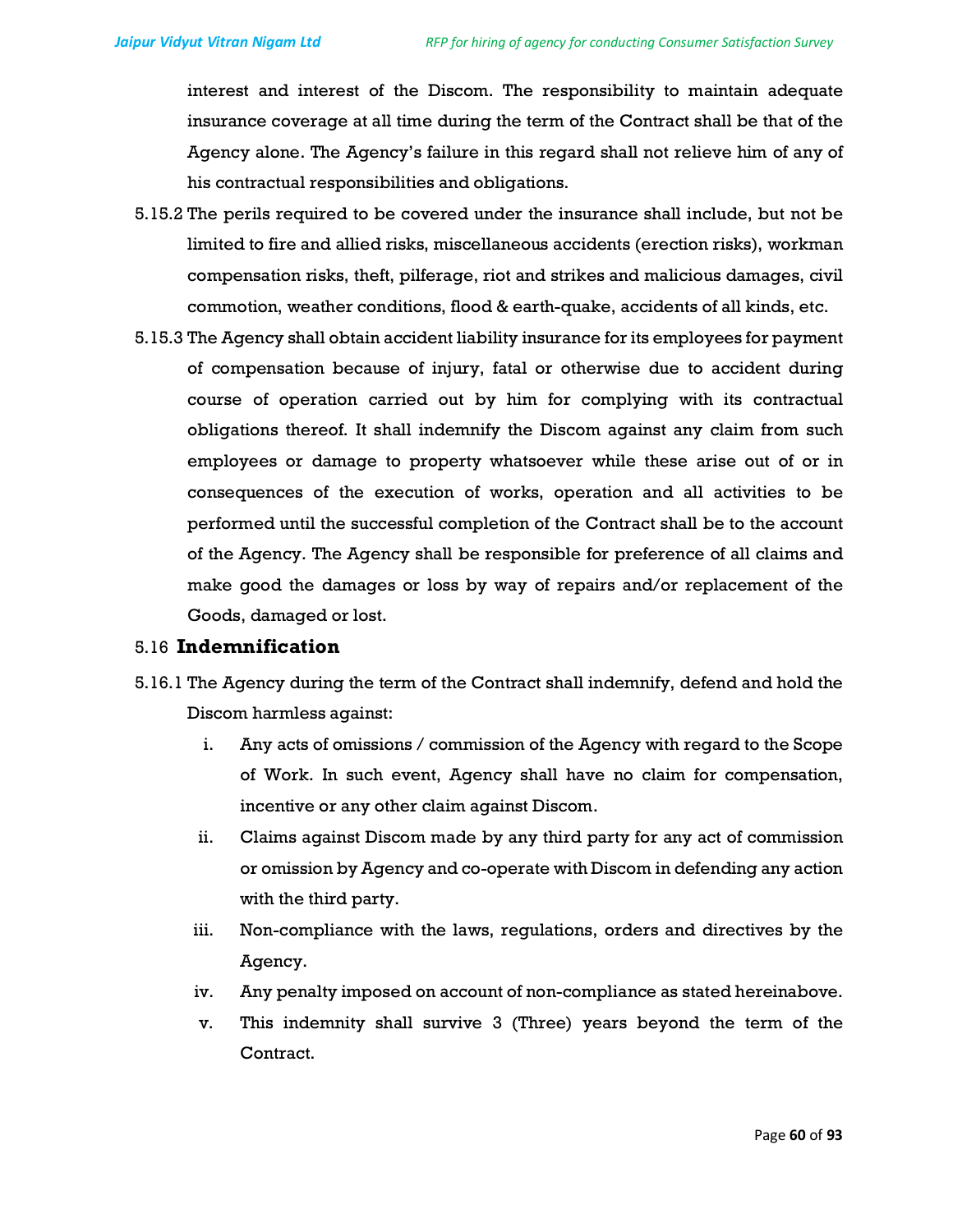interest and interest of the Discom. The responsibility to maintain adequate insurance coverage at all time during the term of the Contract shall be that of the Agency alone. The Agency's failure in this regard shall not relieve him of any of his contractual responsibilities and obligations.

5.15.2 The perils required to be covered under the insurance shall include, but not be limited to fire and allied risks, miscellaneous accidents (erection risks), workman compensation risks, theft, pilferage, riot and strikes and malicious damages, civil commotion, weather conditions, flood & earth-quake, accidents of all kinds, etc.

5.15.3 The Agency shall obtain accident liability insurance for its employees for payment of compensation because of injury, fatal or otherwise due to accident during course of operation carried out by him for complying with its contractual obligations thereof. It shall indemnify the Discom against any claim from such employees or damage to property whatsoever while these arise out of or in consequences of the execution of works, operation and all activities to be performed until the successful completion of the Contract shall be to the account of the Agency. The Agency shall be responsible for preference of all claims and make good the damages or loss by way of repairs and/or replacement of the Goods, damaged or lost.

## 5.16 Indemnification

5.16.1 The Agency during the term of the Contract shall indemnify, defend and hold the Discom harmless against:

i. Any acts of omissions / commission of the Agency with regard to the Scope of Work. In such event, Agency shall have no claim for compensation, incentive or any other claim against Discom.

ii. Claims against Discom made by any third party for any act of commission or omission by Agency and co-operate with Discom in defending any action with the third party.

iii. Non-compliance with the laws, regulations, orders and directives by the Agency.

iv. Any penalty imposed on account of non-compliance as stated hereinabove.

v. This indemnity shall survive 3 (Three) years beyond the term of the Contract.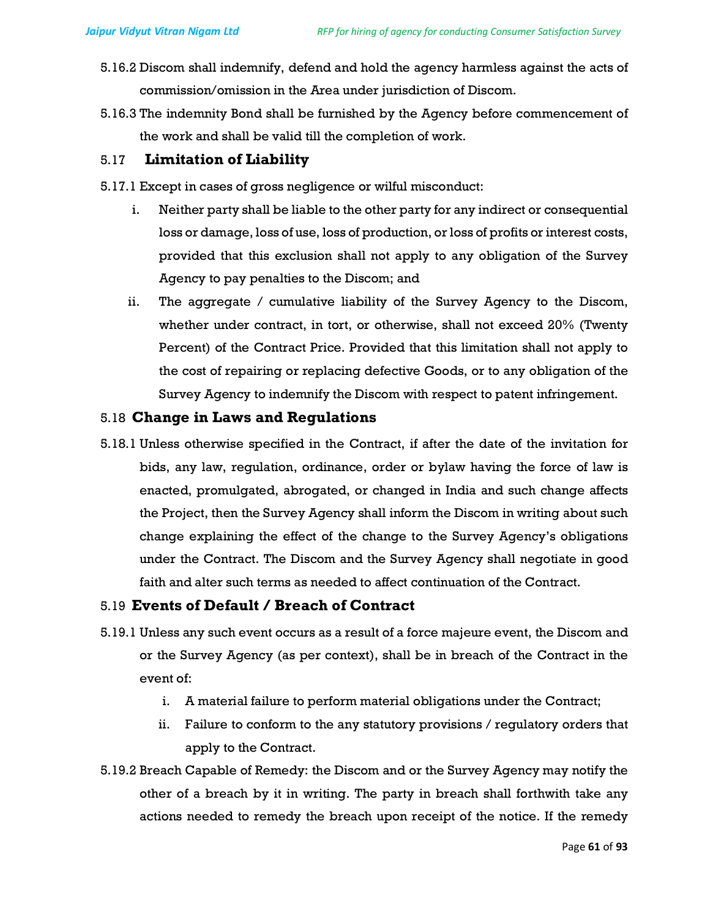5.16.2 Discom shall indemnify, defend and hold the agency harmless against the acts of commission/omission in the Area under jurisdiction of Discom.

5.16.3 The indemnity Bond shall be furnished by the Agency before commencement of the work and shall be valid till the completion of work.

## 5.17 Limitation of Liability

5.17.1 Except in cases of gross negligence or wilful misconduct:

i. Neither party shall be liable to the other party for any indirect or consequential loss or damage, loss of use, loss of production, or loss of profits or interest costs, provided that this exclusion shall not apply to any obligation of the Survey Agency to pay penalties to the Discom; and

ii. The aggregate / cumulative liability of the Survey Agency to the Discom, whether under contract, in tort, or otherwise, shall not exceed 20% (Twenty Percent) of the Contract Price. Provided that this limitation shall not apply to the cost of repairing or replacing defective Goods, or to any obligation of the Survey Agency to indemnify the Discom with respect to patent infringement.

## 5.18 Change in Laws and Regulations

5.18.1 Unless otherwise specified in the Contract, if after the date of the invitation for bids, any law, regulation, ordinance, order or bylaw having the force of law is enacted, promulgated, abrogated, or changed in India and such change affects the Project, then the Survey Agency shall inform the Discom in writing about such change explaining the effect of the change to the Survey Agency's obligations under the Contract. The Discom and the Survey Agency shall negotiate in good faith and alter such terms as needed to affect continuation of the Contract.

## 5.19 Events of Default / Breach of Contract

5.19.1 Unless any such event occurs as a result of a force majeure event, the Discom and or the Survey Agency (as per context), shall be in breach of the Contract in the event of:

i. A material failure to perform material obligations under the Contract;

ii. Failure to conform to the any statutory provisions / regulatory orders that apply to the Contract.

5.19.2 Breach Capable of Remedy: the Discom and or the Survey Agency may notify the other of a breach by it in writing. The party in breach shall forthwith take any actions needed to remedy the breach upon receipt of the notice. If the remedy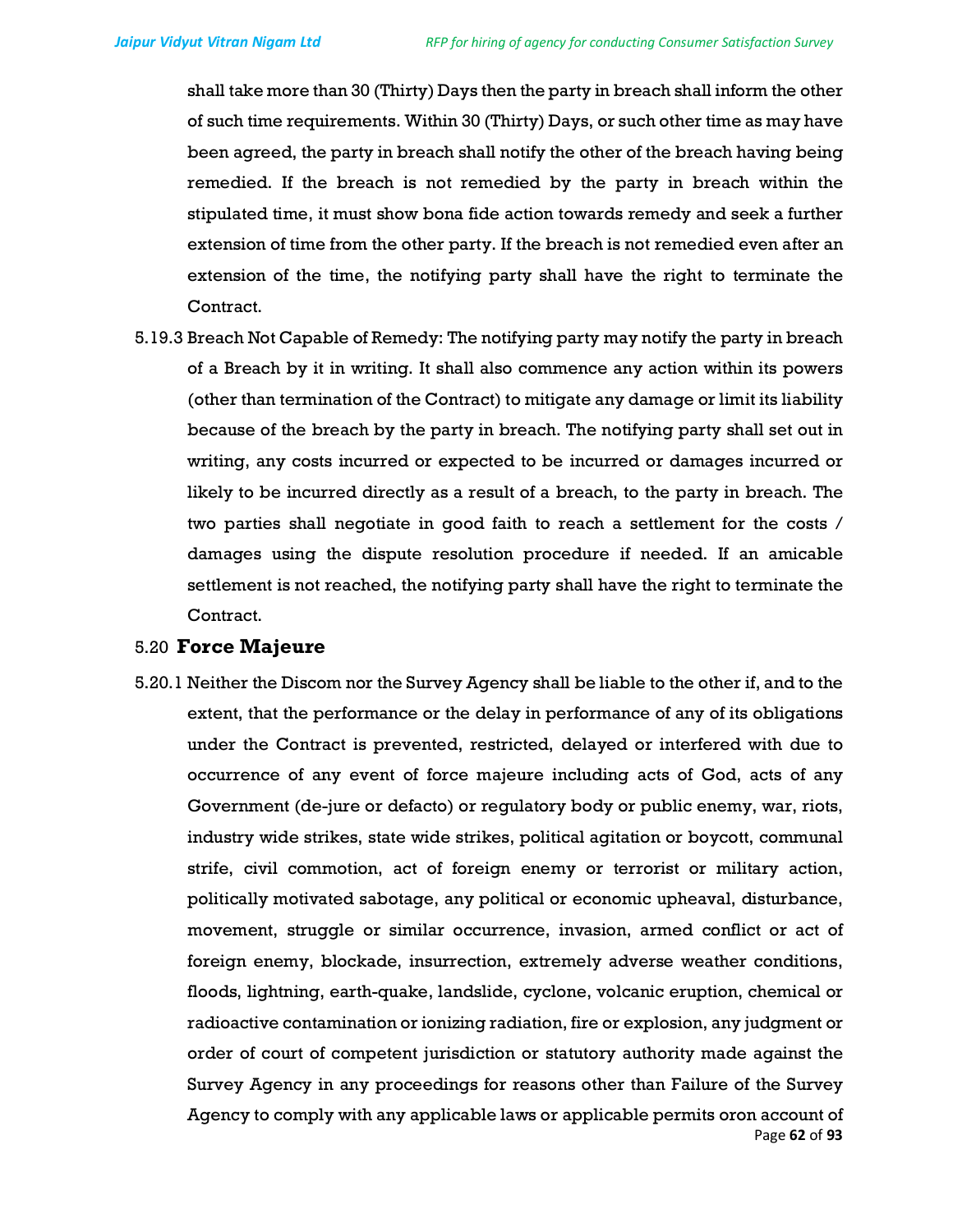shall take more than 30 (Thirty) Days then the party in breach shall inform the other of such time requirements. Within 30 (Thirty) Days, or such other time as may have been agreed, the party in breach shall notify the other of the breach having being remedied. If the breach is not remedied by the party in breach within the stipulated time, it must show bona fide action towards remedy and seek a further extension of time from the other party. If the breach is not remedied even after an extension of the time, the notifying party shall have the right to terminate the Contract.

5.19.3 Breach Not Capable of Remedy: The notifying party may notify the party in breach of a Breach by it in writing. It shall also commence any action within its powers (other than termination of the Contract) to mitigate any damage or limit its liability because of the breach by the party in breach. The notifying party shall set out in writing, any costs incurred or expected to be incurred or damages incurred or likely to be incurred directly as a result of a breach, to the party in breach. The two parties shall negotiate in good faith to reach a settlement for the costs / damages using the dispute resolution procedure if needed. If an amicable settlement is not reached, the notifying party shall have the right to terminate the Contract.

## 5.20 Force Majeure

5.20.1 Neither the Discom nor the Survey Agency shall be liable to the other if, and to the extent, that the performance or the delay in performance of any of its obligations under the Contract is prevented, restricted, delayed or interfered with due to occurrence of any event of force majeure including acts of God, acts of any Government (de-jure or defacto) or regulatory body or public enemy, war, riots, industry wide strikes, state wide strikes, political agitation or boycott, communal strife, civil commotion, act of foreign enemy or terrorist or military action, politically motivated sabotage, any political or economic upheaval, disturbance, movement, struggle or similar occurrence, invasion, armed conflict or act of foreign enemy, blockade, insurrection, extremely adverse weather conditions, floods, lightning, earth-quake, landslide, cyclone, volcanic eruption, chemical or radioactive contamination or ionizing radiation, fire or explosion, any judgment or order of court of competent jurisdiction or statutory authority made against the Survey Agency in any proceedings for reasons other than Failure of the Survey Agency to comply with any applicable laws or applicable permits oron account of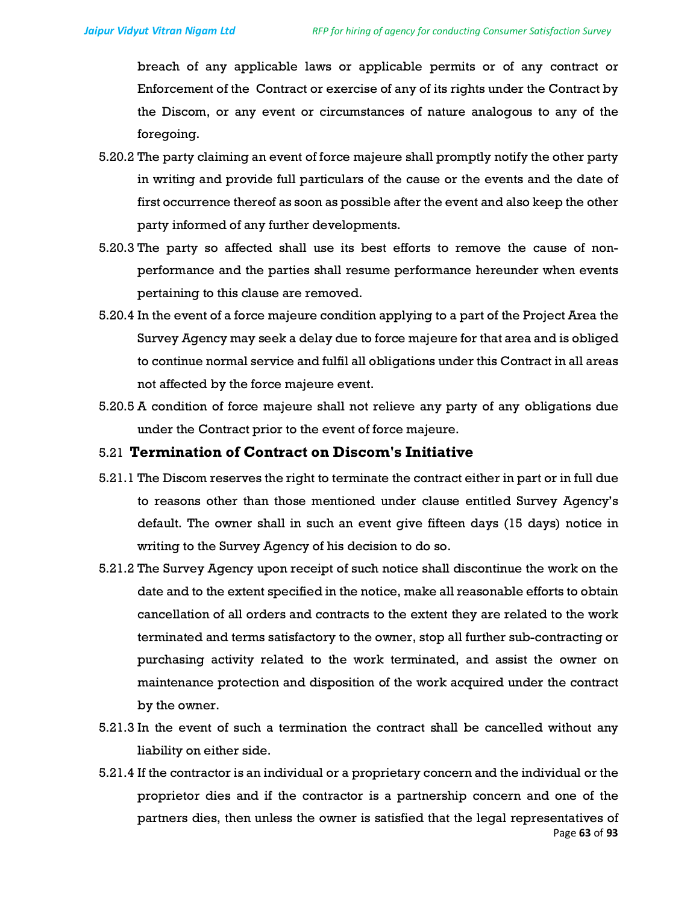breach of any applicable laws or applicable permits or of any contract or Enforcement of the Contract or exercise of any of its rights under the Contract by the Discom, or any event or circumstances of nature analogous to any of the foregoing.

5.20.2 The party claiming an event of force majeure shall promptly notify the other party in writing and provide full particulars of the cause or the events and the date of first occurrence thereof as soon as possible after the event and also keep the other party informed of any further developments.

5.20.3 The party so affected shall use its best efforts to remove the cause of non-performance and the parties shall resume performance hereunder when events pertaining to this clause are removed.

5.20.4 In the event of a force majeure condition applying to a part of the Project Area the Survey Agency may seek a delay due to force majeure for that area and is obliged to continue normal service and fulfil all obligations under this Contract in all areas not affected by the force majeure event.

5.20.5 A condition of force majeure shall not relieve any party of any obligations due under the Contract prior to the event of force majeure.

## 5.21 Termination of Contract on Discom's Initiative

5.21.1 The Discom reserves the right to terminate the contract either in part or in full due to reasons other than those mentioned under clause entitled Survey Agency's default. The owner shall in such an event give fifteen days (15 days) notice in writing to the Survey Agency of his decision to do so.

5.21.2 The Survey Agency upon receipt of such notice shall discontinue the work on the date and to the extent specified in the notice, make all reasonable efforts to obtain cancellation of all orders and contracts to the extent they are related to the work terminated and terms satisfactory to the owner, stop all further sub-contracting or purchasing activity related to the work terminated, and assist the owner on maintenance protection and disposition of the work acquired under the contract by the owner.

5.21.3 In the event of such a termination the contract shall be cancelled without any liability on either side.

5.21.4 If the contractor is an individual or a proprietary concern and the individual or the proprietor dies and if the contractor is a partnership concern and one of the partners dies, then unless the owner is satisfied that the legal representatives of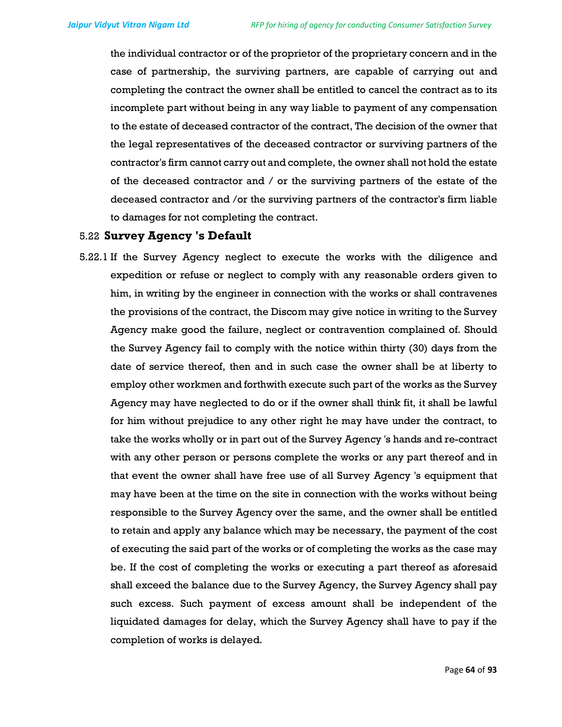the individual contractor or of the proprietor of the proprietary concern and in the case of partnership, the surviving partners, are capable of carrying out and completing the contract the owner shall be entitled to cancel the contract as to its incomplete part without being in any way liable to payment of any compensation to the estate of deceased contractor of the contract, The decision of the owner that the legal representatives of the deceased contractor or surviving partners of the contractor's firm cannot carry out and complete, the owner shall not hold the estate of the deceased contractor and / or the surviving partners of the estate of the deceased contractor and /or the surviving partners of the contractor's firm liable to damages for not completing the contract.

## 5.22 **Survey Agency 's Default**

5.22.1 If the Survey Agency neglect to execute the works with the diligence and expedition or refuse or neglect to comply with any reasonable orders given to him, in writing by the engineer in connection with the works or shall contravenes the provisions of the contract, the Discom may give notice in writing to the Survey Agency make good the failure, neglect or contravention complained of. Should the Survey Agency fail to comply with the notice within thirty (30) days from the date of service thereof, then and in such case the owner shall be at liberty to employ other workmen and forthwith execute such part of the works as the Survey Agency may have neglected to do or if the owner shall think fit, it shall be lawful for him without prejudice to any other right he may have under the contract, to take the works wholly or in part out of the Survey Agency 's hands and re-contract with any other person or persons complete the works or any part thereof and in that event the owner shall have free use of all Survey Agency 's equipment that may have been at the time on the site in connection with the works without being responsible to the Survey Agency over the same, and the owner shall be entitled to retain and apply any balance which may be necessary, the payment of the cost of executing the said part of the works or of completing the works as the case may be. If the cost of completing the works or executing a part thereof as aforesaid shall exceed the balance due to the Survey Agency, the Survey Agency shall pay such excess. Such payment of excess amount shall be independent of the liquidated damages for delay, which the Survey Agency shall have to pay if the completion of works is delayed.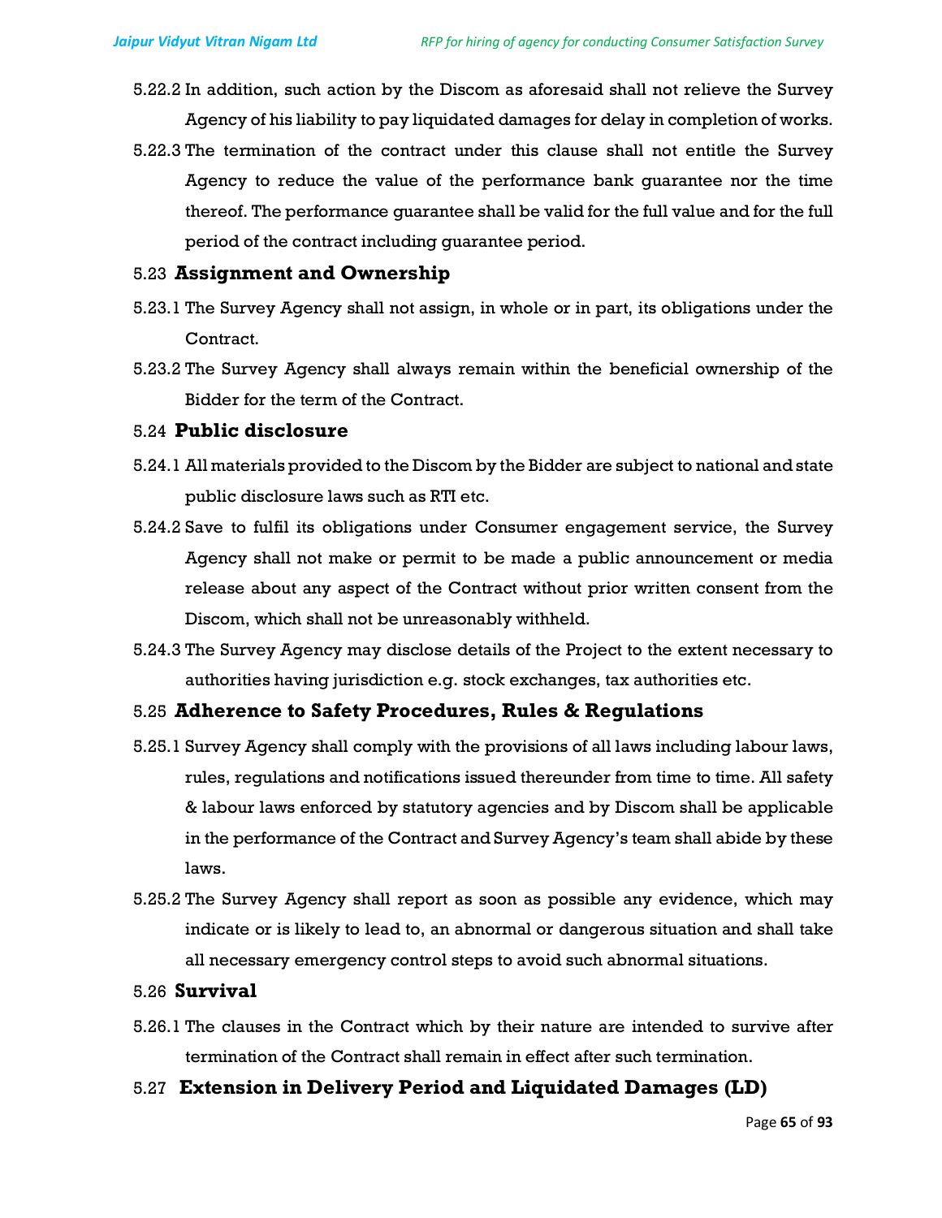5.22.2 In addition, such action by the Discom as aforesaid shall not relieve the Survey Agency of his liability to pay liquidated damages for delay in completion of works.

5.22.3 The termination of the contract under this clause shall not entitle the Survey Agency to reduce the value of the performance bank guarantee nor the time thereof. The performance guarantee shall be valid for the full value and for the full period of the contract including guarantee period.

## 5.23 Assignment and Ownership

5.23.1 The Survey Agency shall not assign, in whole or in part, its obligations under the Contract.

5.23.2 The Survey Agency shall always remain within the beneficial ownership of the Bidder for the term of the Contract.

## 5.24 Public disclosure

5.24.1 All materials provided to the Discom by the Bidder are subject to national and state public disclosure laws such as RTI etc.

5.24.2 Save to fulfil its obligations under Consumer engagement service, the Survey Agency shall not make or permit to be made a public announcement or media release about any aspect of the Contract without prior written consent from the Discom, which shall not be unreasonably withheld.

5.24.3 The Survey Agency may disclose details of the Project to the extent necessary to authorities having jurisdiction e.g. stock exchanges, tax authorities etc.

## 5.25 Adherence to Safety Procedures, Rules & Regulations

5.25.1 Survey Agency shall comply with the provisions of all laws including labour laws, rules, regulations and notifications issued thereunder from time to time. All safety & labour laws enforced by statutory agencies and by Discom shall be applicable in the performance of the Contract and Survey Agency's team shall abide by these laws.

5.25.2 The Survey Agency shall report as soon as possible any evidence, which may indicate or is likely to lead to, an abnormal or dangerous situation and shall take all necessary emergency control steps to avoid such abnormal situations.

## 5.26 Survival

5.26.1 The clauses in the Contract which by their nature are intended to survive after termination of the Contract shall remain in effect after such termination.

## 5.27 Extension in Delivery Period and Liquidated Damages (LD)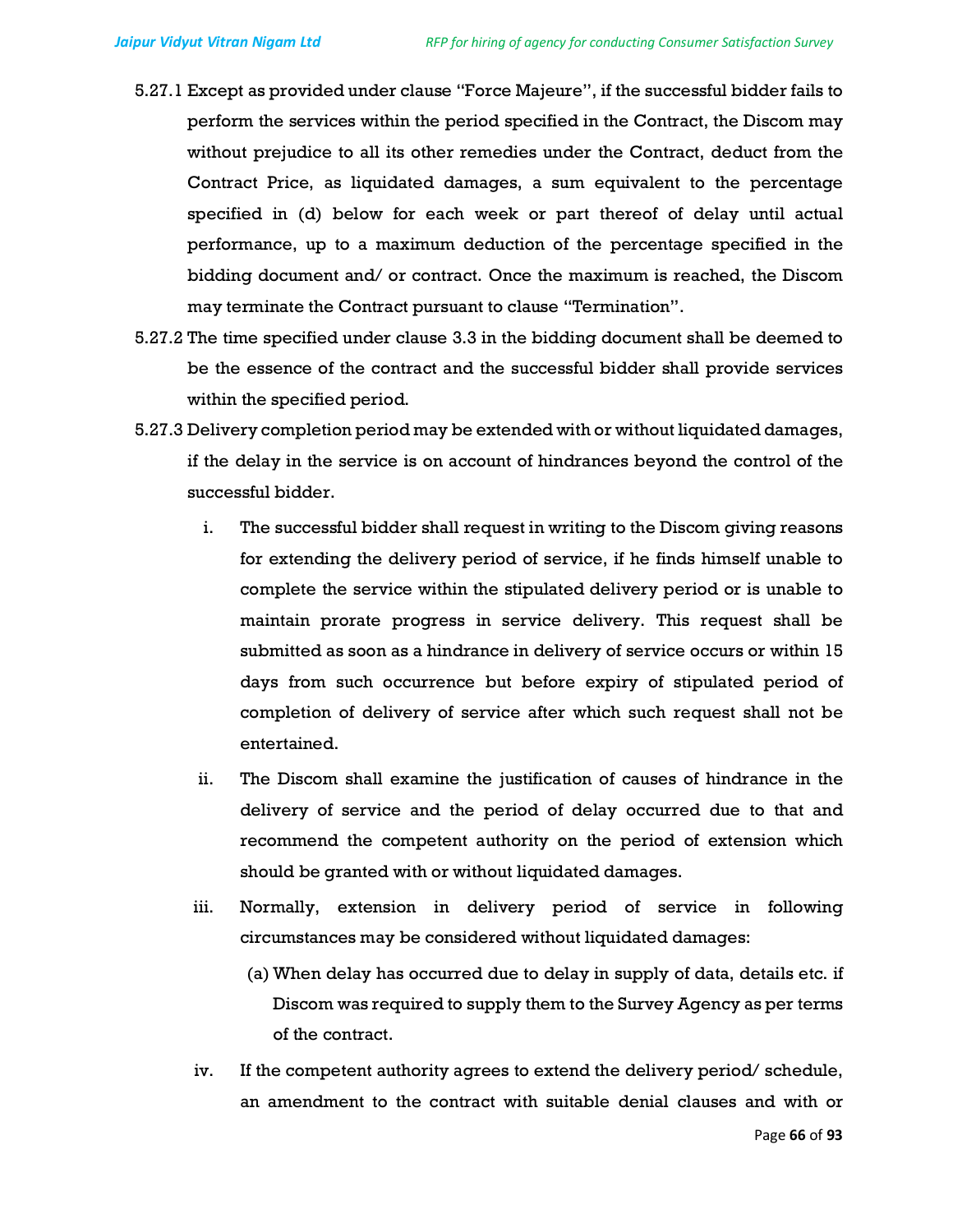5.27.1 Except as provided under clause "Force Majeure", if the successful bidder fails to perform the services within the period specified in the Contract, the Discom may without prejudice to all its other remedies under the Contract, deduct from the Contract Price, as liquidated damages, a sum equivalent to the percentage specified in (d) below for each week or part thereof of delay until actual performance, up to a maximum deduction of the percentage specified in the bidding document and/ or contract. Once the maximum is reached, the Discom may terminate the Contract pursuant to clause "Termination".

5.27.2 The time specified under clause 3.3 in the bidding document shall be deemed to be the essence of the contract and the successful bidder shall provide services within the specified period.

5.27.3 Delivery completion period may be extended with or without liquidated damages, if the delay in the service is on account of hindrances beyond the control of the successful bidder.

i. The successful bidder shall request in writing to the Discom giving reasons for extending the delivery period of service, if he finds himself unable to complete the service within the stipulated delivery period or is unable to maintain prorate progress in service delivery. This request shall be submitted as soon as a hindrance in delivery of service occurs or within 15 days from such occurrence but before expiry of stipulated period of completion of delivery of service after which such request shall not be entertained.

ii. The Discom shall examine the justification of causes of hindrance in the delivery of service and the period of delay occurred due to that and recommend the competent authority on the period of extension which should be granted with or without liquidated damages.

iii. Normally, extension in delivery period of service in following circumstances may be considered without liquidated damages:

(a) When delay has occurred due to delay in supply of data, details etc. if Discom was required to supply them to the Survey Agency as per terms of the contract.

iv. If the competent authority agrees to extend the delivery period/ schedule, an amendment to the contract with suitable denial clauses and with or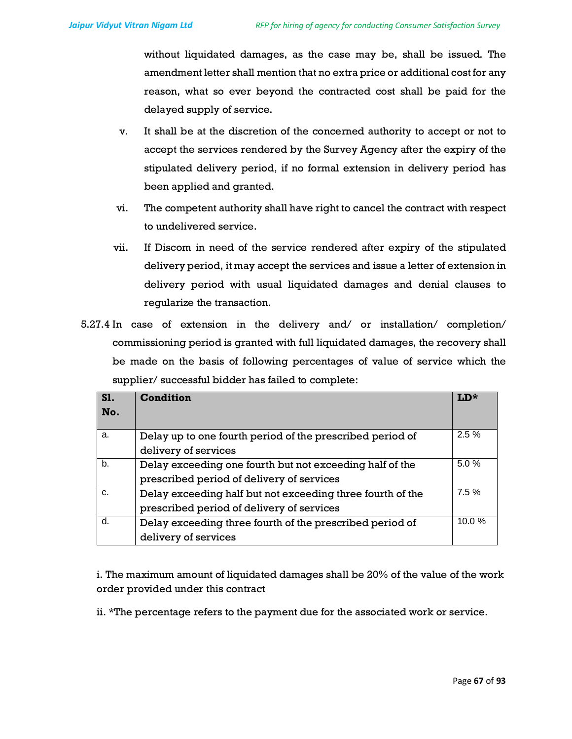without liquidated damages, as the case may be, shall be issued. The amendment letter shall mention that no extra price or additional cost for any reason, what so ever beyond the contracted cost shall be paid for the delayed supply of service.

v. It shall be at the discretion of the concerned authority to accept or not to accept the services rendered by the Survey Agency after the expiry of the stipulated delivery period, if no formal extension in delivery period has been applied and granted.

vi. The competent authority shall have right to cancel the contract with respect to undelivered service.

vii. If Discom in need of the service rendered after expiry of the stipulated delivery period, it may accept the services and issue a letter of extension in delivery period with usual liquidated damages and denial clauses to regularize the transaction.

5.27.4 In case of extension in the delivery and/ or installation/ completion/ commissioning period is granted with full liquidated damages, the recovery shall be made on the basis of following percentages of value of service which the supplier/ successful bidder has failed to complete:

| **Sl. No.** | **Condition** | **LD*** |
|---|---|---|
| a. | Delay up to one fourth period of the prescribed period of delivery of services | 2.5 % |
| b. | Delay exceeding one fourth but not exceeding half of the prescribed period of delivery of services | 5.0 % |
| c. | Delay exceeding half but not exceeding three fourth of the prescribed period of delivery of services | 7.5 % |
| d. | Delay exceeding three fourth of the prescribed period of delivery of services | 10.0 % |

i. The maximum amount of liquidated damages shall be 20% of the value of the work order provided under this contract

ii. *The percentage refers to the payment due for the associated work or service.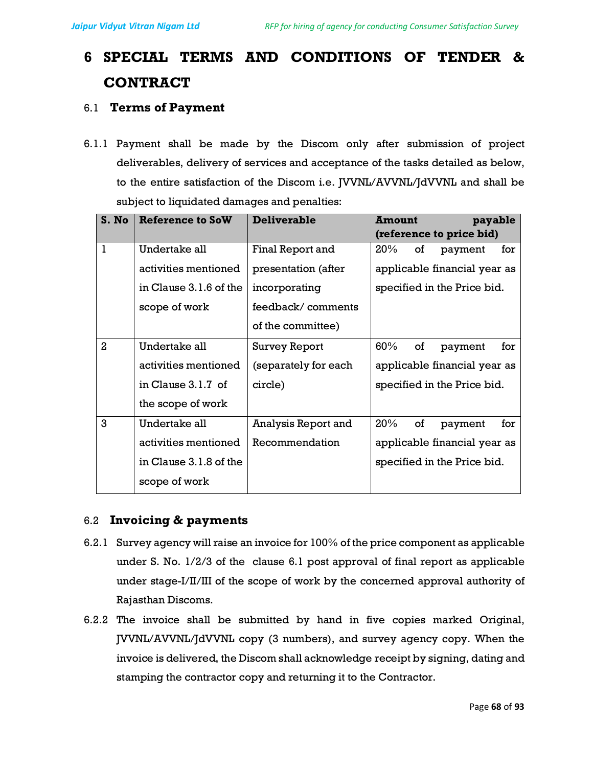# 6 SPECIAL TERMS AND CONDITIONS OF TENDER & CONTRACT

## 6.1 Terms of Payment

6.1.1 Payment shall be made by the Discom only after submission of project deliverables, delivery of services and acceptance of the tasks detailed as below, to the entire satisfaction of the Discom i.e. JVVNL/AVVNL/JdVVNL and shall be subject to liquidated damages and penalties:

| S. No | Reference to SoW | Deliverable | Amount payable (reference to price bid) |
|---|---|---|---|
| 1 | Undertake all activities mentioned in Clause 3.1.6 of the scope of work | Final Report and presentation (after incorporating feedback/ comments of the committee) | 20% of payment for applicable financial year as specified in the Price bid. |
| 2 | Undertake all activities mentioned in Clause 3.1.7 of the scope of work | Survey Report (separately for each circle) | 60% of payment for applicable financial year as specified in the Price bid. |
| 3 | Undertake all activities mentioned in Clause 3.1.8 of the scope of work | Analysis Report and Recommendation | 20% of payment for applicable financial year as specified in the Price bid. |

## 6.2 Invoicing & payments

6.2.1 Survey agency will raise an invoice for 100% of the price component as applicable under S. No. 1/2/3 of the clause 6.1 post approval of final report as applicable under stage-I/II/III of the scope of work by the concerned approval authority of Rajasthan Discoms.

6.2.2 The invoice shall be submitted by hand in five copies marked Original, JVVNL/AVVNL/JdVVNL copy (3 numbers), and survey agency copy. When the invoice is delivered, the Discom shall acknowledge receipt by signing, dating and stamping the contractor copy and returning it to the Contractor.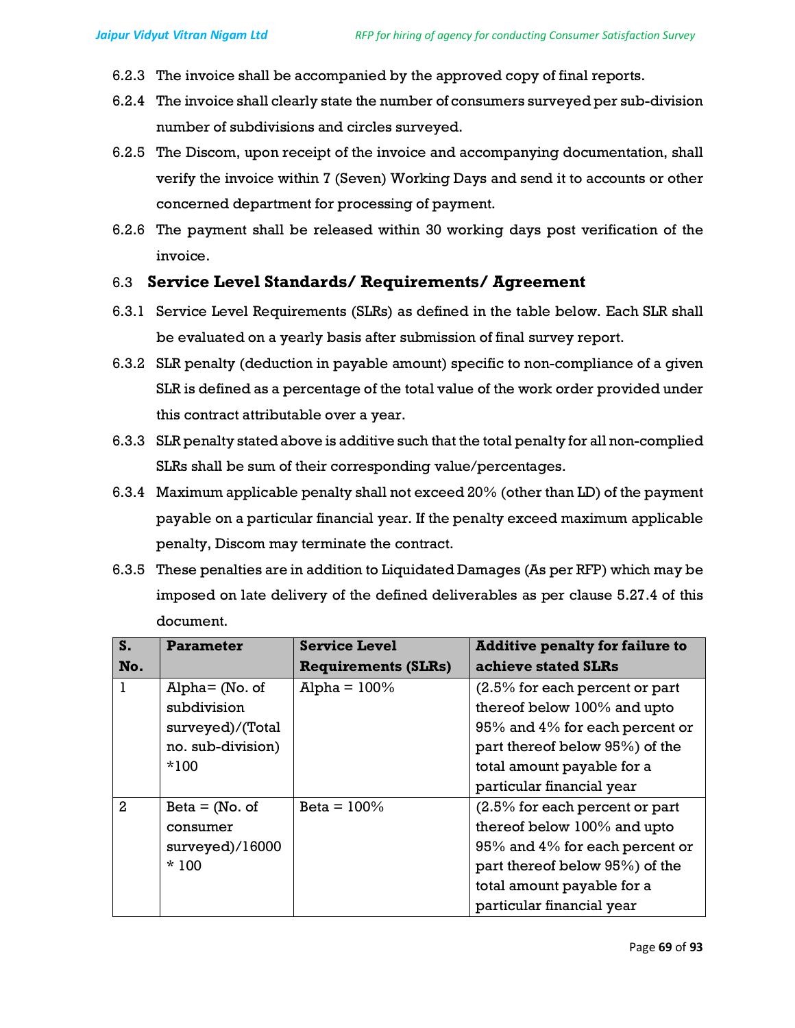6.2.3 The invoice shall be accompanied by the approved copy of final reports.

6.2.4 The invoice shall clearly state the number of consumers surveyed per sub-division number of subdivisions and circles surveyed.

6.2.5 The Discom, upon receipt of the invoice and accompanying documentation, shall verify the invoice within 7 (Seven) Working Days and send it to accounts or other concerned department for processing of payment.

6.2.6 The payment shall be released within 30 working days post verification of the invoice.

## 6.3 Service Level Standards/ Requirements/ Agreement

6.3.1 Service Level Requirements (SLRs) as defined in the table below. Each SLR shall be evaluated on a yearly basis after submission of final survey report.

6.3.2 SLR penalty (deduction in payable amount) specific to non-compliance of a given SLR is defined as a percentage of the total value of the work order provided under this contract attributable over a year.

6.3.3 SLR penalty stated above is additive such that the total penalty for all non-complied SLRs shall be sum of their corresponding value/percentages.

6.3.4 Maximum applicable penalty shall not exceed 20% (other than LD) of the payment payable on a particular financial year. If the penalty exceed maximum applicable penalty, Discom may terminate the contract.

6.3.5 These penalties are in addition to Liquidated Damages (As per RFP) which may be imposed on late delivery of the defined deliverables as per clause 5.27.4 of this document.

| S. No. | Parameter | Service Level Requirements (SLRs) | Additive penalty for failure to achieve stated SLRs |
|---|---|---|---|
| 1 | Alpha= (No. of subdivision surveyed)/(Total no. sub-division) *100 | Alpha = 100% | (2.5% for each percent or part thereof below 100% and upto 95% and 4% for each percent or part thereof below 95%) of the total amount payable for a particular financial year |
| 2 | Beta = (No. of consumer surveyed)/16000 * 100 | Beta = 100% | (2.5% for each percent or part thereof below 100% and upto 95% and 4% for each percent or part thereof below 95%) of the total amount payable for a particular financial year |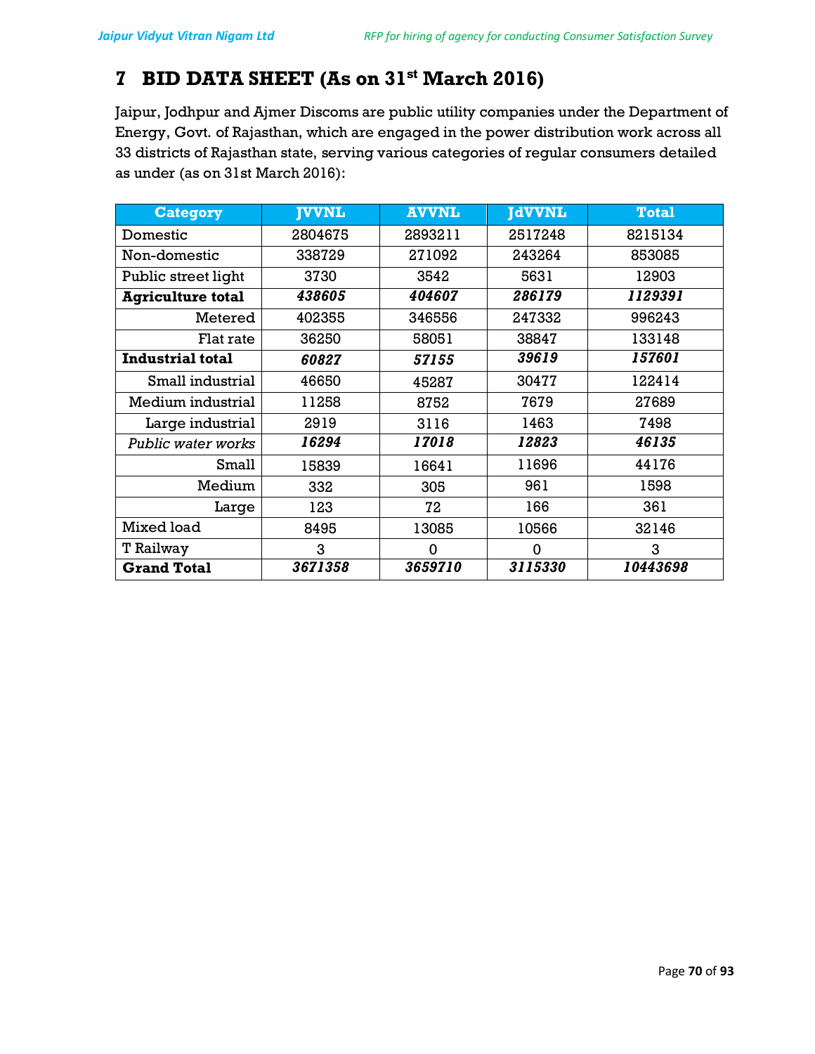# 7 BID DATA SHEET (As on 31st March 2016)

Jaipur, Jodhpur and Ajmer Discoms are public utility companies under the Department of Energy, Govt. of Rajasthan, which are engaged in the power distribution work across all 33 districts of Rajasthan state, serving various categories of regular consumers detailed as under (as on 31st March 2016):

| Category | JVVNL | AVVNL | JdVVNL | Total |
|---|---|---|---|---|
| Domestic | 2804675 | 2893211 | 2517248 | 8215134 |
| Non-domestic | 338729 | 271092 | 243264 | 853085 |
| Public street light | 3730 | 3542 | 5631 | 12903 |
| **Agriculture total** | ***438605*** | ***404607*** | ***286179*** | ***1129391*** |
| Metered | 402355 | 346556 | 247332 | 996243 |
| Flat rate | 36250 | 58051 | 38847 | 133148 |
| **Industrial total** | ***60827*** | ***57155*** | ***39619*** | ***157601*** |
| Small industrial | 46650 | 45287 | 30477 | 122414 |
| Medium industrial | 11258 | 8752 | 7679 | 27689 |
| Large industrial | 2919 | 3116 | 1463 | 7498 |
| *Public water works* | ***16294*** | ***17018*** | ***12823*** | ***46135*** |
| Small | 15839 | 16641 | 11696 | 44176 |
| Medium | 332 | 305 | 961 | 1598 |
| Large | 123 | 72 | 166 | 361 |
| Mixed load | 8495 | 13085 | 10566 | 32146 |
| T Railway | 3 | 0 | 0 | 3 |
| **Grand Total** | ***3671358*** | ***3659710*** | ***3115330*** | ***10443698*** |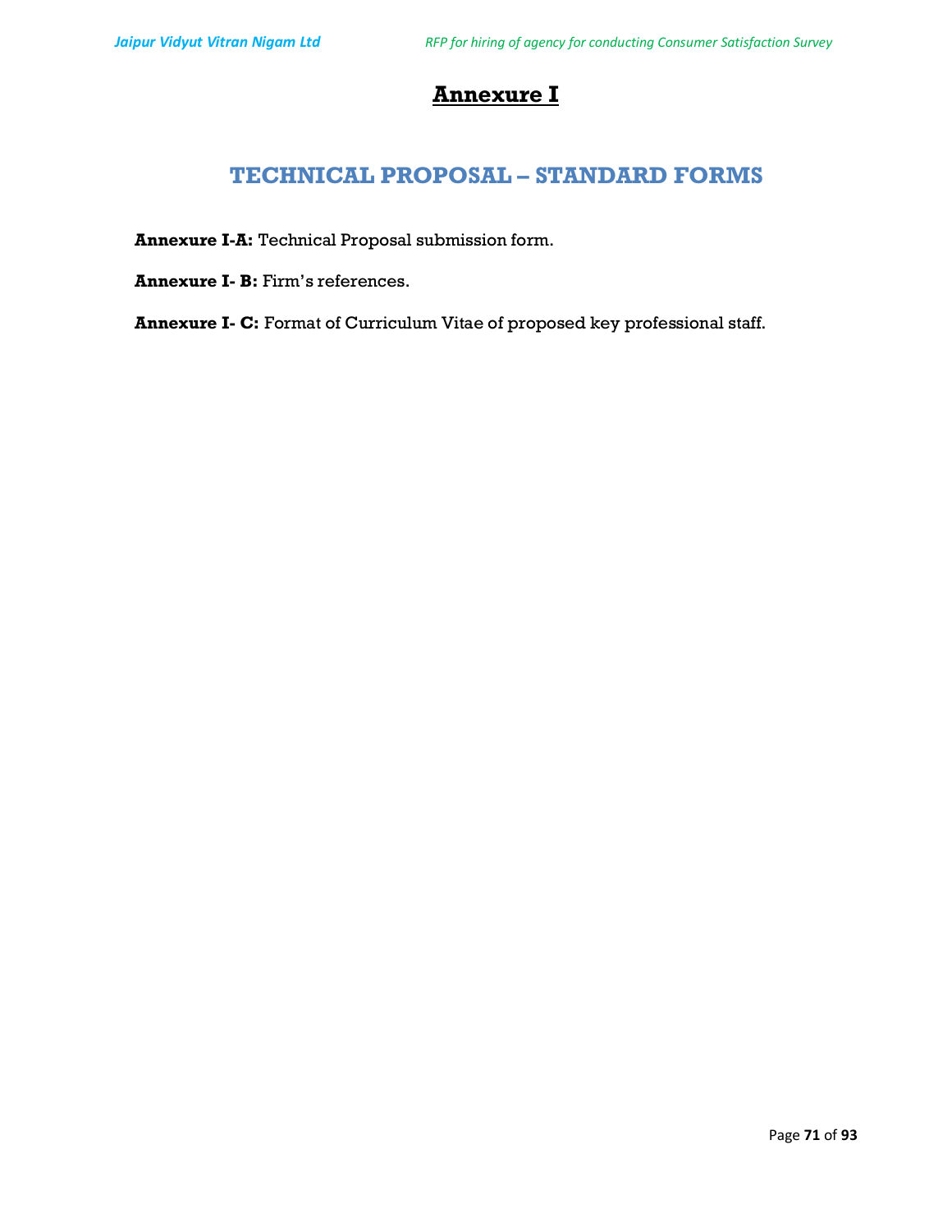# Annexure I

## TECHNICAL PROPOSAL – STANDARD FORMS

**Annexure I-A:** Technical Proposal submission form.

**Annexure I- B:** Firm's references.

**Annexure I- C:** Format of Curriculum Vitae of proposed key professional staff.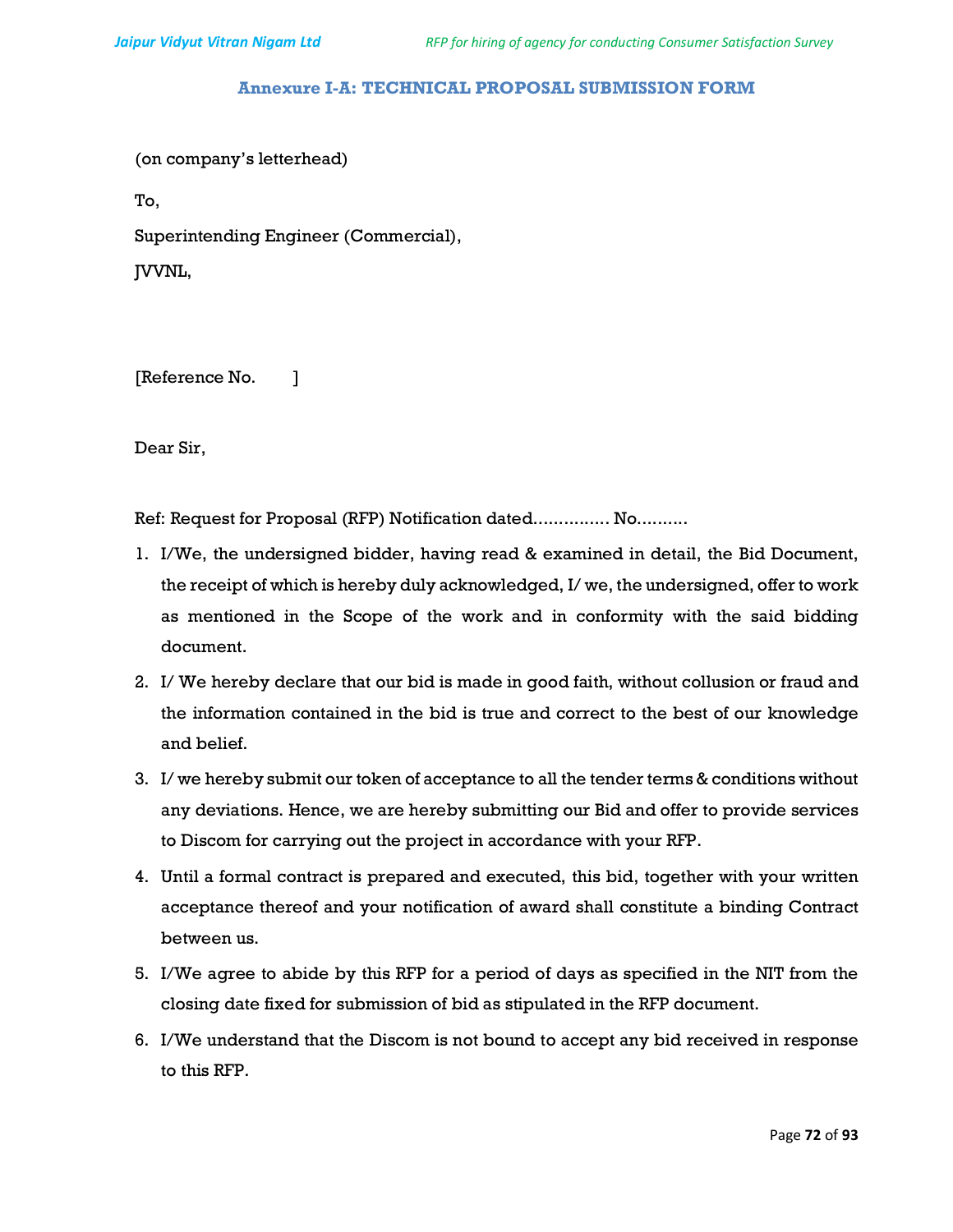## Annexure I-A: TECHNICAL PROPOSAL SUBMISSION FORM

(on company's letterhead)

To,

Superintending Engineer (Commercial),

JVVNL,

[Reference No. ]

Dear Sir,

Ref: Request for Proposal (RFP) Notification dated............... No..........

1. I/We, the undersigned bidder, having read & examined in detail, the Bid Document, the receipt of which is hereby duly acknowledged, I/ we, the undersigned, offer to work as mentioned in the Scope of the work and in conformity with the said bidding document.
2. I/ We hereby declare that our bid is made in good faith, without collusion or fraud and the information contained in the bid is true and correct to the best of our knowledge and belief.
3. I/ we hereby submit our token of acceptance to all the tender terms & conditions without any deviations. Hence, we are hereby submitting our Bid and offer to provide services to Discom for carrying out the project in accordance with your RFP.
4. Until a formal contract is prepared and executed, this bid, together with your written acceptance thereof and your notification of award shall constitute a binding Contract between us.
5. I/We agree to abide by this RFP for a period of days as specified in the NIT from the closing date fixed for submission of bid as stipulated in the RFP document.
6. I/We understand that the Discom is not bound to accept any bid received in response to this RFP.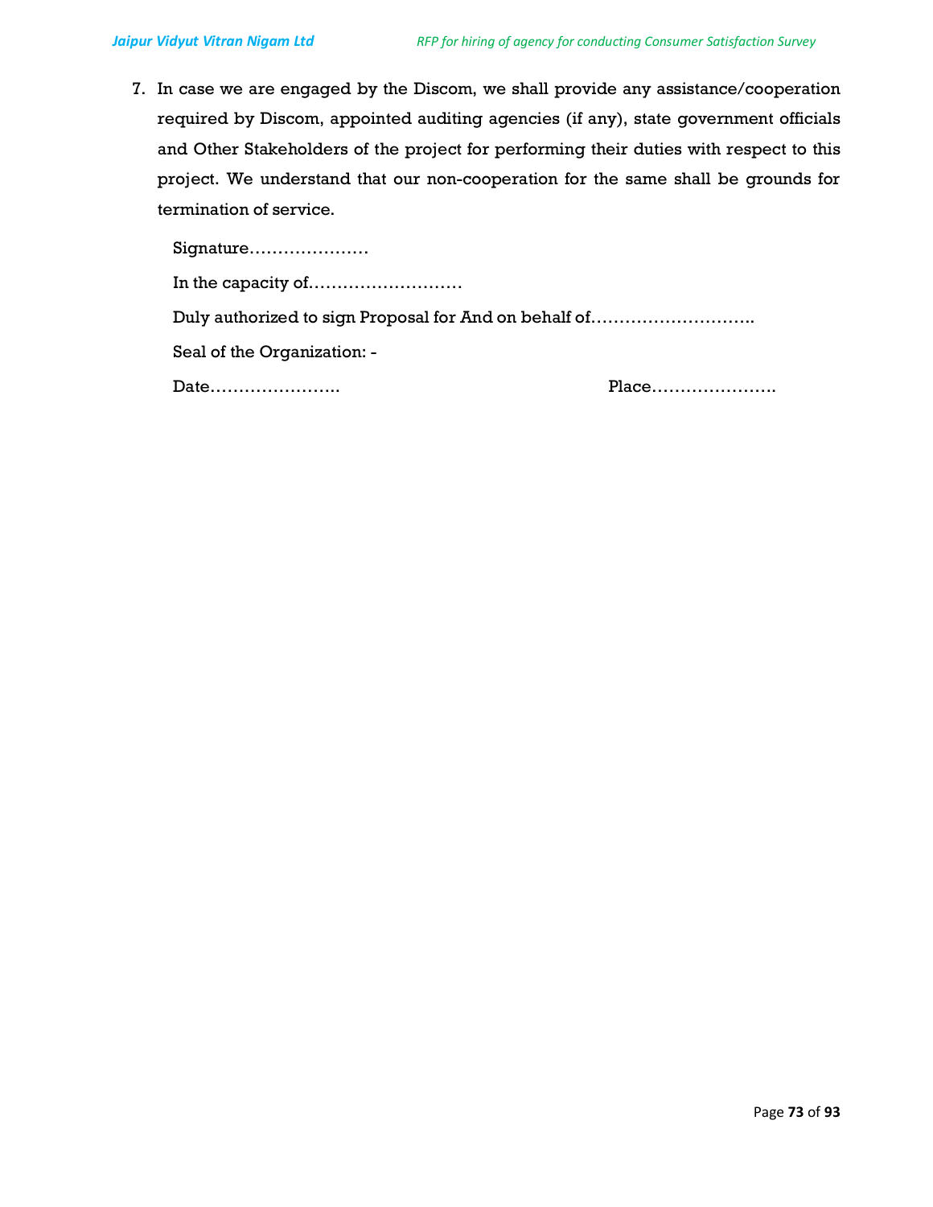7. In case we are engaged by the Discom, we shall provide any assistance/cooperation required by Discom, appointed auditing agencies (if any), state government officials and Other Stakeholders of the project for performing their duties with respect to this project. We understand that our non-cooperation for the same shall be grounds for termination of service.

   Signature…………………

   In the capacity of………………………

   Duly authorized to sign Proposal for And on behalf of……………………….

   Seal of the Organization: -

   Date…………………. Place………………….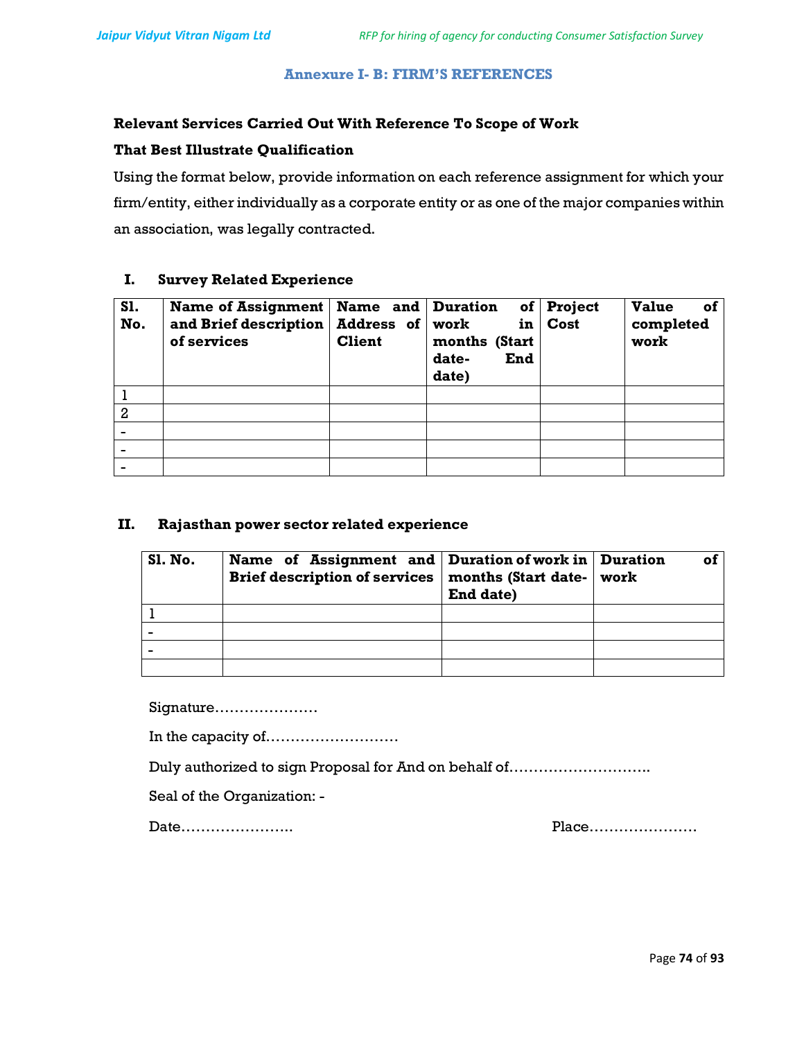## Annexure I- B: FIRM'S REFERENCES

**Relevant Services Carried Out With Reference To Scope of Work**

**That Best Illustrate Qualification**

Using the format below, provide information on each reference assignment for which your firm/entity, either individually as a corporate entity or as one of the major companies within an association, was legally contracted.

### I. Survey Related Experience

| Sl. No. | Name of Assignment and Brief description of services | Name and Address of Client | Duration of work in months (Start date- End date) | Project Cost | Value of completed work |
|---|---|---|---|---|---|
| 1 | | | | | |
| 2 | | | | | |
| - | | | | | |
| - | | | | | |
| - | | | | | |

### II. Rajasthan power sector related experience

| Sl. No. | Name of Assignment and Brief description of services | Duration of work in months (Start date- End date) | Duration of work |
|---|---|---|---|
| 1 | | | |
| - | | | |
| - | | | |
| | | | |

Signature…………………

In the capacity of………………………

Duly authorized to sign Proposal for And on behalf of……………………….

Seal of the Organization: -

Date…………………. Place………………….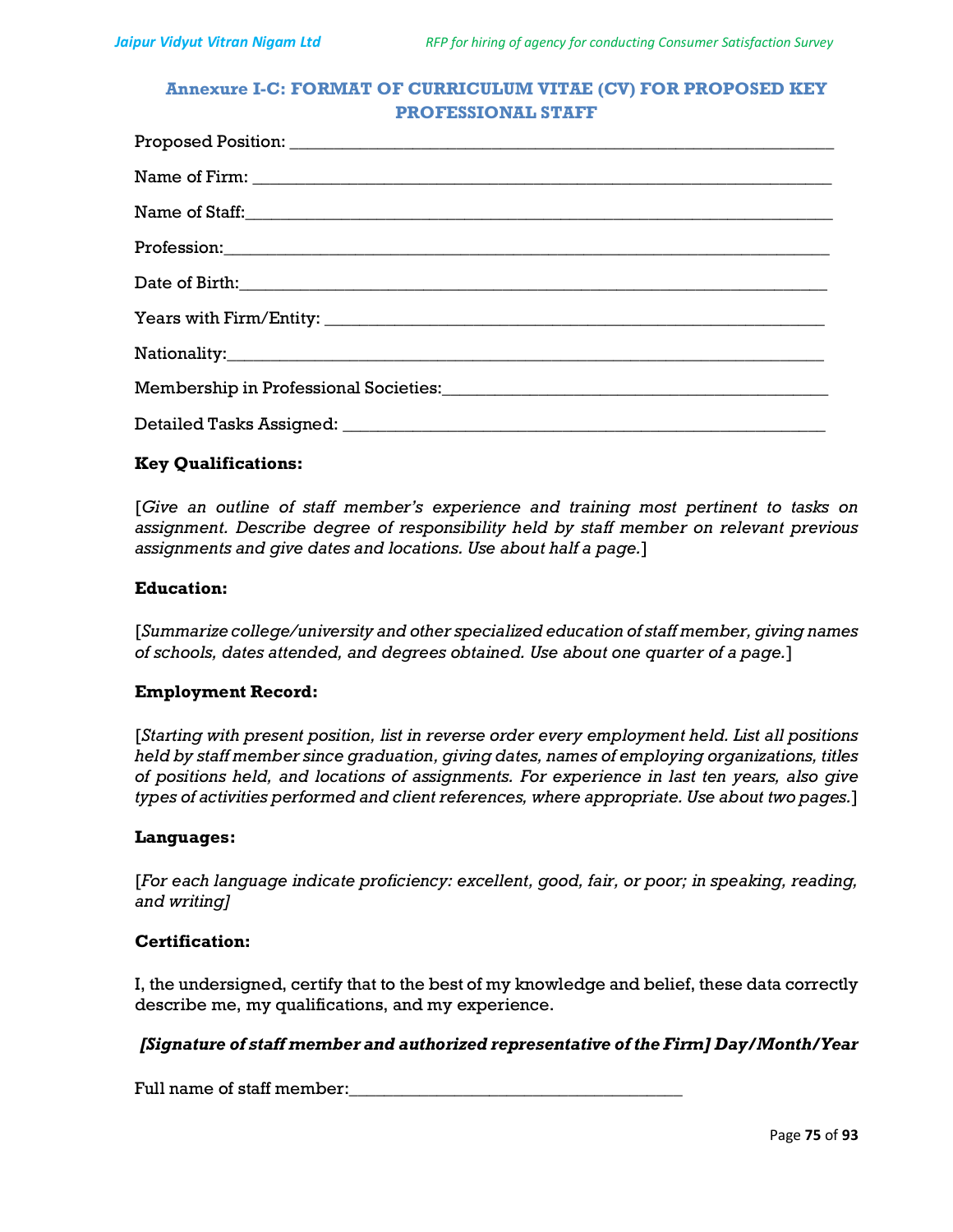## Annexure I-C: FORMAT OF CURRICULUM VITAE (CV) FOR PROPOSED KEY PROFESSIONAL STAFF

Proposed Position: ____________________________________________________________

Name of Firm: ________________________________________________________________

Name of Staff:________________________________________________________________

Profession:___________________________________________________________________

Date of Birth:_________________________________________________________________

Years with Firm/Entity: _______________________________________________________

Nationality:___________________________________________________________________

Membership in Professional Societies:_____________________________________________

Detailed Tasks Assigned: _______________________________________________________

**Key Qualifications:**

[*Give an outline of staff member's experience and training most pertinent to tasks on assignment. Describe degree of responsibility held by staff member on relevant previous assignments and give dates and locations. Use about half a page.*]

**Education:**

[*Summarize college/university and other specialized education of staff member, giving names of schools, dates attended, and degrees obtained. Use about one quarter of a page.*]

**Employment Record:**

[*Starting with present position, list in reverse order every employment held. List all positions held by staff member since graduation, giving dates, names of employing organizations, titles of positions held, and locations of assignments. For experience in last ten years, also give types of activities performed and client references, where appropriate. Use about two pages.*]

**Languages:**

[*For each language indicate proficiency: excellent, good, fair, or poor; in speaking, reading, and writing]*

**Certification:**

I, the undersigned, certify that to the best of my knowledge and belief, these data correctly describe me, my qualifications, and my experience.

***[Signature of staff member and authorized representative of the Firm] Day/Month/Year***

Full name of staff member:_____________________________________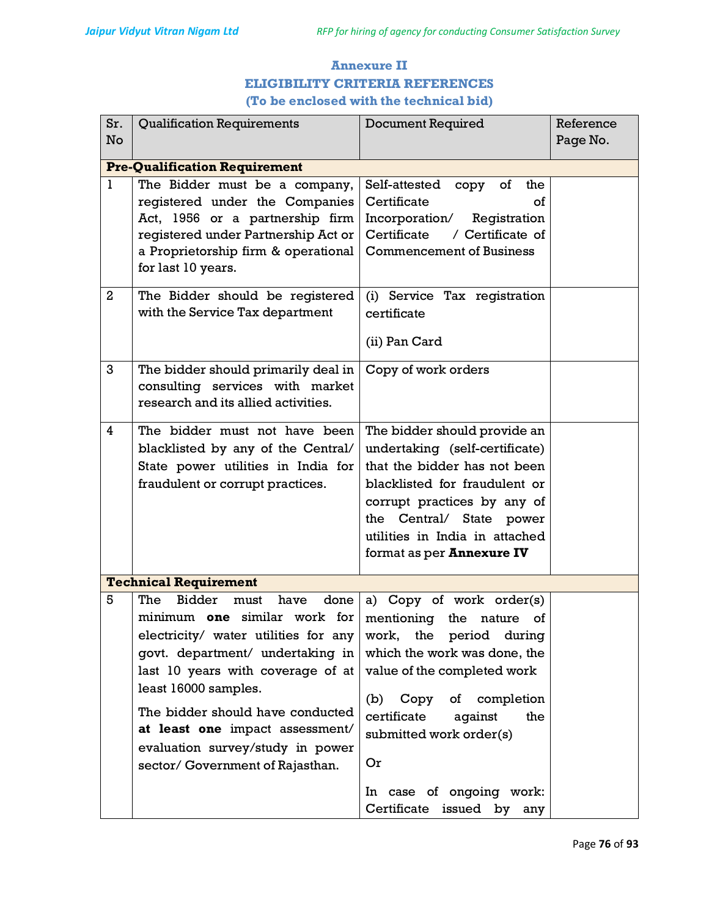## Annexure II

## ELIGIBILITY CRITERIA REFERENCES

**(To be enclosed with the technical bid)**

| Sr. No | Qualification Requirements | Document Required | Reference Page No. |
|---|---|---|---|
| **Pre-Qualification Requirement** | | | |
| 1 | The Bidder must be a company, registered under the Companies Act, 1956 or a partnership firm registered under Partnership Act or a Proprietorship firm & operational for last 10 years. | Self-attested copy of the Certificate of Incorporation/ Registration Certificate / Certificate of Commencement of Business | |
| 2 | The Bidder should be registered with the Service Tax department | (i) Service Tax registration certificate<br><br>(ii) Pan Card | |
| 3 | The bidder should primarily deal in consulting services with market research and its allied activities. | Copy of work orders | |
| 4 | The bidder must not have been blacklisted by any of the Central/ State power utilities in India for fraudulent or corrupt practices. | The bidder should provide an undertaking (self-certificate) that the bidder has not been blacklisted for fraudulent or corrupt practices by any of the Central/ State power utilities in India in attached format as per **Annexure IV** | |
| **Technical Requirement** | | | |
| 5 | The Bidder must have done minimum **one** similar work for electricity/ water utilities for any govt. department/ undertaking in last 10 years with coverage of at least 16000 samples.<br><br>The bidder should have conducted **at least one** impact assessment/ evaluation survey/study in power sector/ Government of Rajasthan. | a) Copy of work order(s) mentioning the nature of work, the period during which the work was done, the value of the completed work<br><br>(b) Copy of completion certificate against the submitted work order(s)<br><br>Or<br><br>In case of ongoing work: Certificate issued by any | |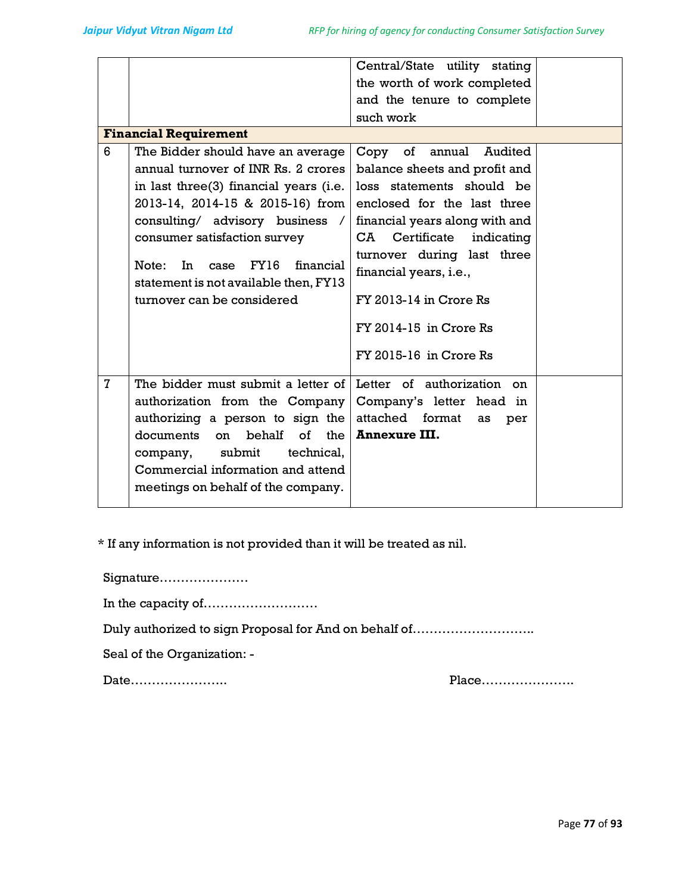| | | | |
|---|---|---|---|
| | | Central/State utility stating the worth of work completed and the tenure to complete such work | |
| **Financial Requirement** | | | |
| 6 | The Bidder should have an average annual turnover of INR Rs. 2 crores in last three(3) financial years (i.e. 2013-14, 2014-15 & 2015-16) from consulting/ advisory business / consumer satisfaction survey<br><br>Note: In case FY16 financial statement is not available then, FY13 turnover can be considered | Copy of annual Audited balance sheets and profit and loss statements should be enclosed for the last three financial years along with and CA Certificate indicating turnover during last three financial years, i.e.,<br><br>FY 2013-14 in Crore Rs<br><br>FY 2014-15 in Crore Rs<br><br>FY 2015-16 in Crore Rs | |
| 7 | The bidder must submit a letter of authorization from the Company authorizing a person to sign the documents on behalf of the company, submit technical, Commercial information and attend meetings on behalf of the company. | Letter of authorization on Company's letter head in attached format as per **Annexure III.** | |

* If any information is not provided than it will be treated as nil.

Signature…………………

In the capacity of………………………

Duly authorized to sign Proposal for And on behalf of……………………….

Seal of the Organization: -

Date…………………..                                                  Place………………….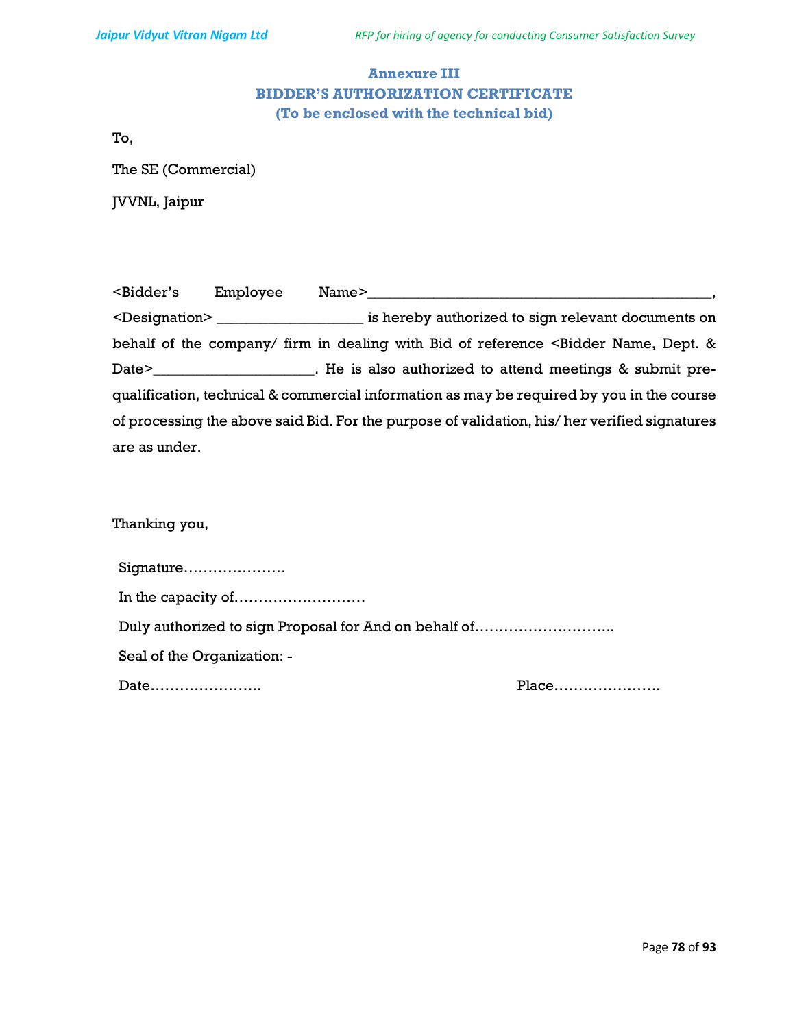## Annexure III
## BIDDER'S AUTHORIZATION CERTIFICATE
### (To be enclosed with the technical bid)

To,

The SE (Commercial)

JVVNL, Jaipur

<Bidder's Employee Name>_____________________________________________, <Designation> ___________________ is hereby authorized to sign relevant documents on behalf of the company/ firm in dealing with Bid of reference <Bidder Name, Dept. & Date>_____________________. He is also authorized to attend meetings & submit pre-qualification, technical & commercial information as may be required by you in the course of processing the above said Bid. For the purpose of validation, his/ her verified signatures are as under.

Thanking you,

Signature…………………

In the capacity of………………………

Duly authorized to sign Proposal for And on behalf of……………………….

Seal of the Organization: -

Date…………………..                                                            Place………………….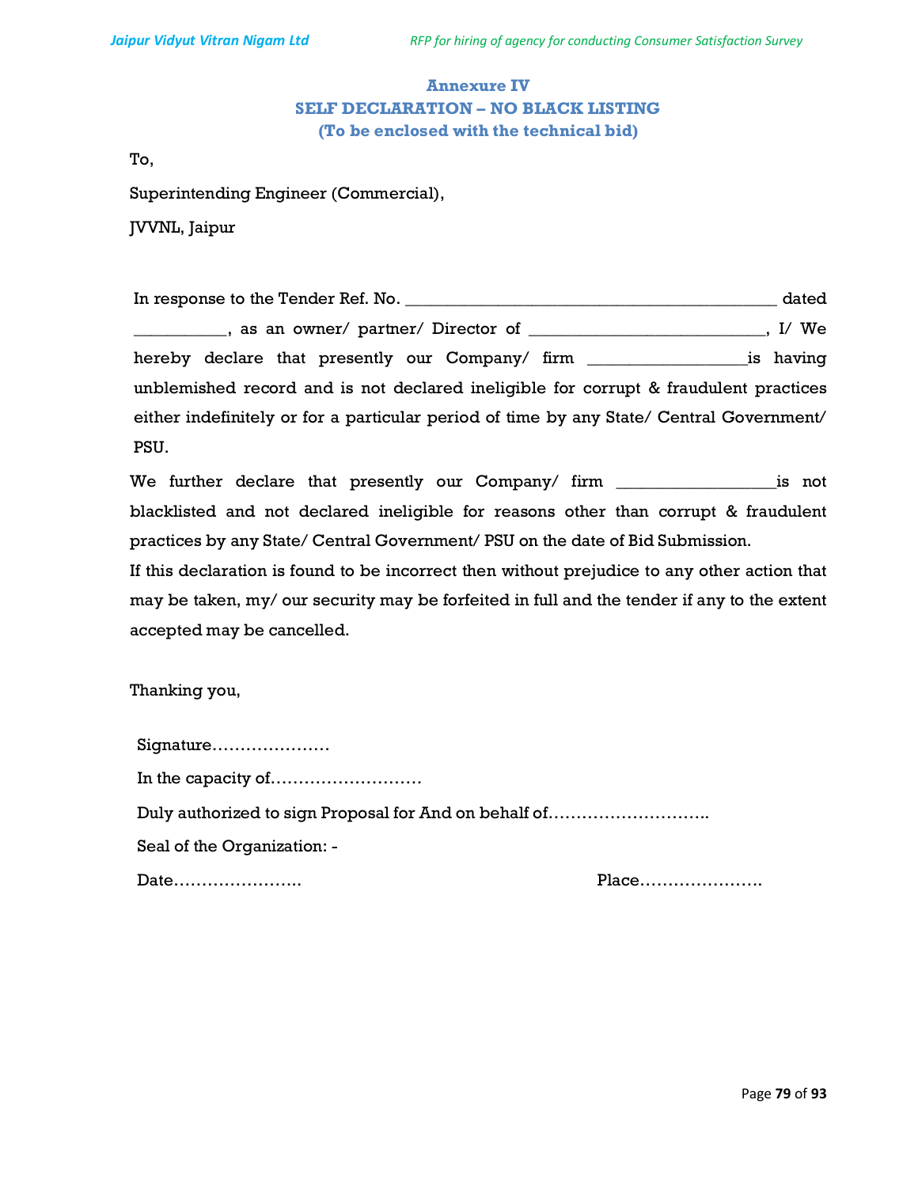## Annexure IV
## SELF DECLARATION – NO BLACK LISTING
## (To be enclosed with the technical bid)

To,

Superintending Engineer (Commercial),

JVVNL, Jaipur

In response to the Tender Ref. No. __________________________________________ dated __________, as an owner/ partner/ Director of _________________________, I/ We hereby declare that presently our Company/ firm ________________is having unblemished record and is not declared ineligible for corrupt & fraudulent practices either indefinitely or for a particular period of time by any State/ Central Government/ PSU.

We further declare that presently our Company/ firm ________________is not blacklisted and not declared ineligible for reasons other than corrupt & fraudulent practices by any State/ Central Government/ PSU on the date of Bid Submission.

If this declaration is found to be incorrect then without prejudice to any other action that may be taken, my/ our security may be forfeited in full and the tender if any to the extent accepted may be cancelled.

Thanking you,

Signature…………………

In the capacity of………………………

Duly authorized to sign Proposal for And on behalf of……………………….

Seal of the Organization: -

Date…………………..                                                                 Place………………….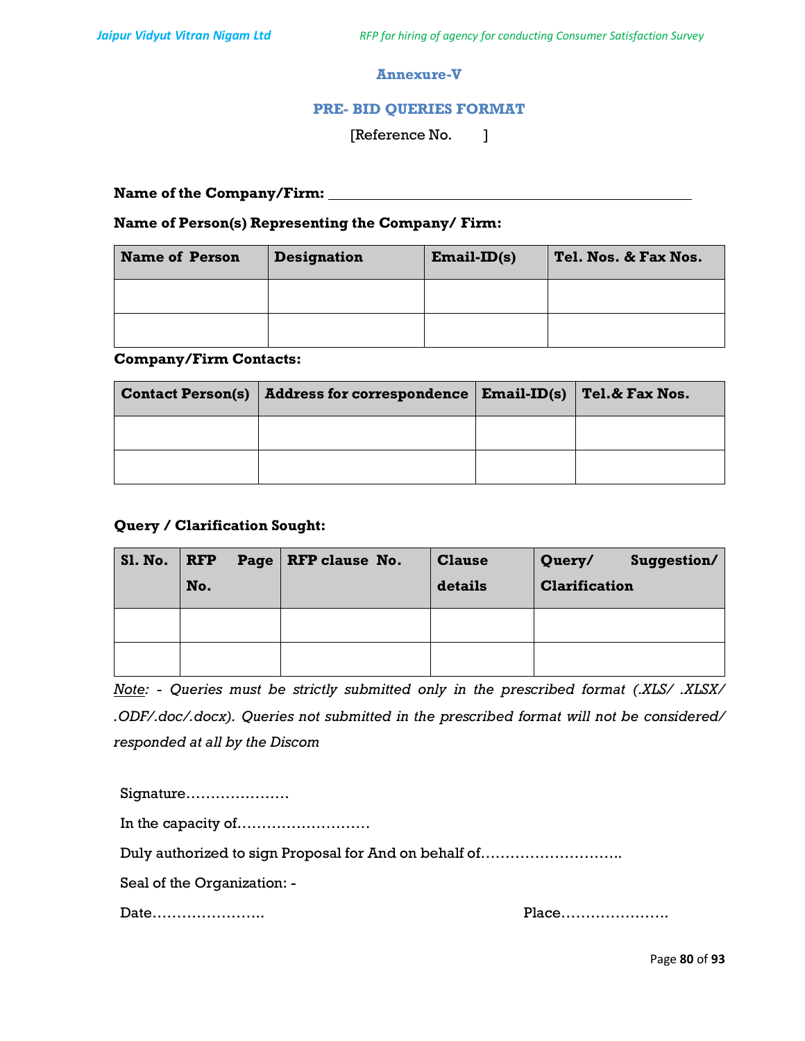## Annexure-V

### PRE- BID QUERIES FORMAT

[Reference No.        ]

**Name of the Company/Firm:** ____________________________________________

**Name of Person(s) Representing the Company/ Firm:**

| Name of Person | Designation | Email-ID(s) | Tel. Nos. & Fax Nos. |
|---|---|---|---|
| | | | |
| | | | |

**Company/Firm Contacts:**

| Contact Person(s) | Address for correspondence | Email-ID(s) | Tel.& Fax Nos. |
|---|---|---|---|
| | | | |
| | | | |

**Query / Clarification Sought:**

| Sl. No. | RFP Page No. | RFP clause No. | Clause details | Query/ Suggestion/ Clarification |
|---|---|---|---|---|
| | | | | |
| | | | | |

*Note: - Queries must be strictly submitted only in the prescribed format (.XLS/ .XLSX/ .ODF/.doc/.docx). Queries not submitted in the prescribed format will not be considered/ responded at all by the Discom*

Signature…………………

In the capacity of………………………

Duly authorized to sign Proposal for And on behalf of……………………….

Seal of the Organization: -

Date…………………..                                        Place………………….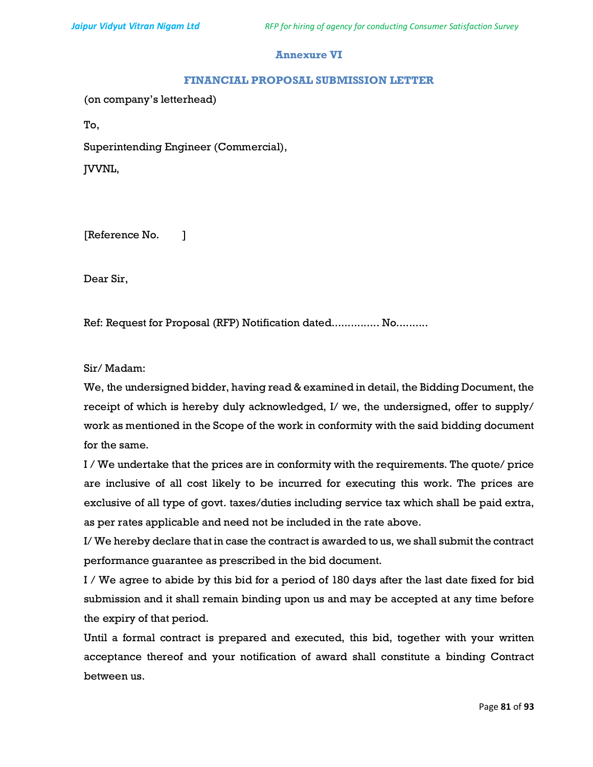## Annexure VI

## FINANCIAL PROPOSAL SUBMISSION LETTER

(on company's letterhead)

To,

Superintending Engineer (Commercial),

JVVNL,

[Reference No. ]

Dear Sir,

Ref: Request for Proposal (RFP) Notification dated…………… No……….

Sir/ Madam:

We, the undersigned bidder, having read & examined in detail, the Bidding Document, the receipt of which is hereby duly acknowledged, I/ we, the undersigned, offer to supply/ work as mentioned in the Scope of the work in conformity with the said bidding document for the same.

I / We undertake that the prices are in conformity with the requirements. The quote/ price are inclusive of all cost likely to be incurred for executing this work. The prices are exclusive of all type of govt. taxes/duties including service tax which shall be paid extra, as per rates applicable and need not be included in the rate above.

I/ We hereby declare that in case the contract is awarded to us, we shall submit the contract performance guarantee as prescribed in the bid document.

I / We agree to abide by this bid for a period of 180 days after the last date fixed for bid submission and it shall remain binding upon us and may be accepted at any time before the expiry of that period.

Until a formal contract is prepared and executed, this bid, together with your written acceptance thereof and your notification of award shall constitute a binding Contract between us.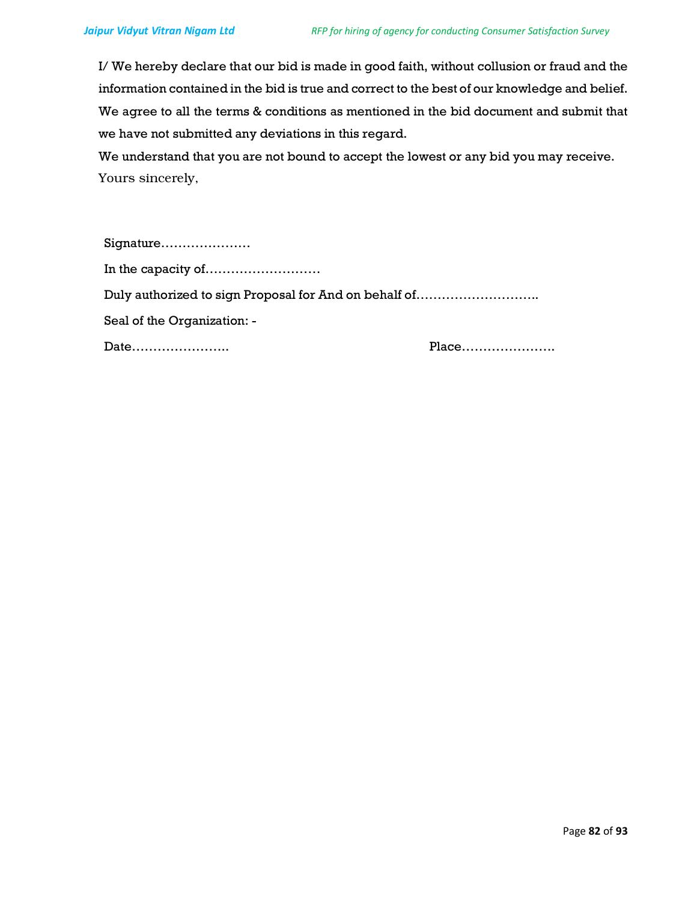I/ We hereby declare that our bid is made in good faith, without collusion or fraud and the information contained in the bid is true and correct to the best of our knowledge and belief. We agree to all the terms & conditions as mentioned in the bid document and submit that we have not submitted any deviations in this regard.

We understand that you are not bound to accept the lowest or any bid you may receive.

Yours sincerely,

Signature…………………

In the capacity of………………………

Duly authorized to sign Proposal for And on behalf of………………………..

Seal of the Organization: -

Date…………………..                                        Place………………….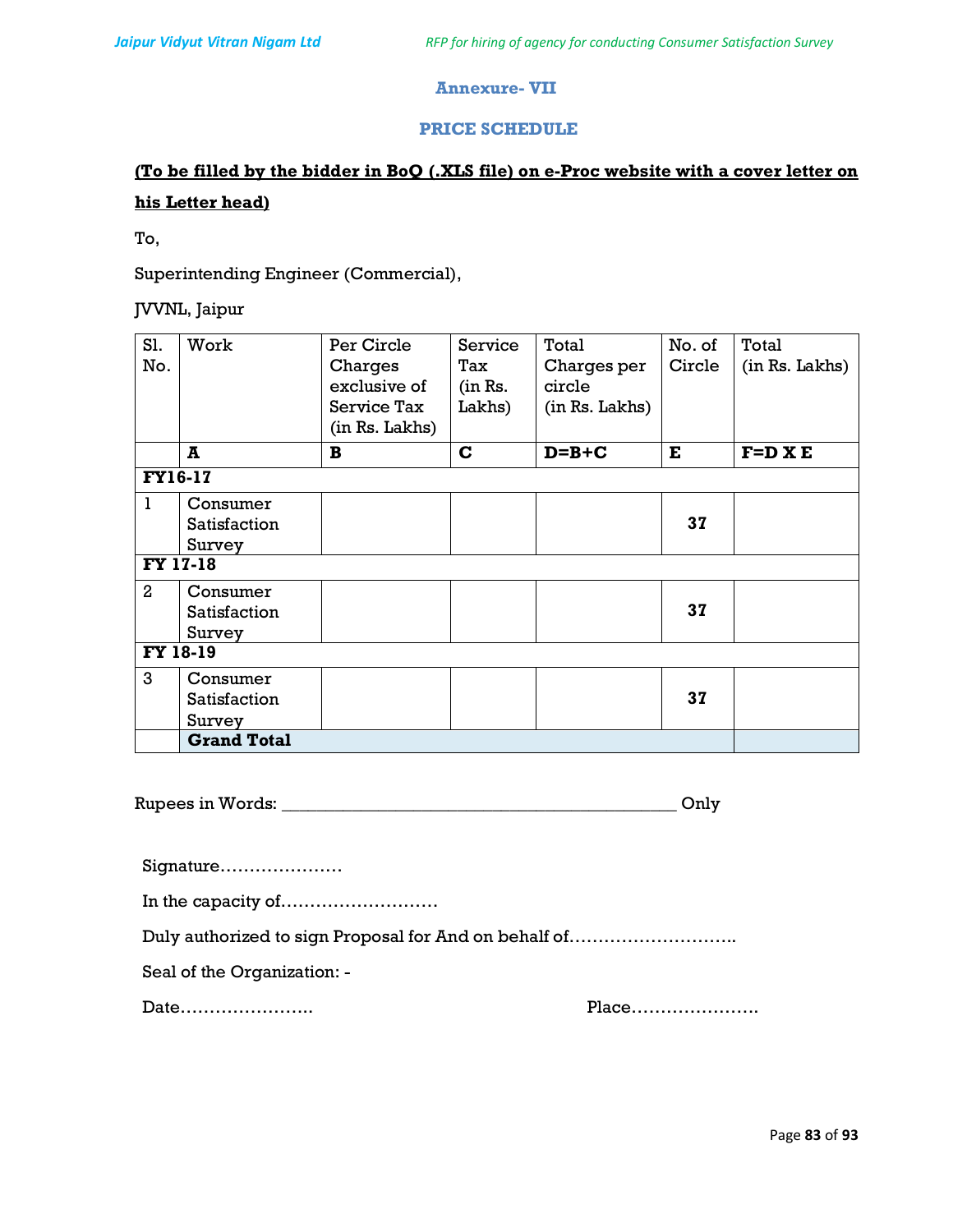## Annexure- VII

## PRICE SCHEDULE

**(To be filled by the bidder in BoQ (.XLS file) on e-Proc website with a cover letter on his Letter head)**

To,

Superintending Engineer (Commercial),

JVVNL, Jaipur

| Sl. No. | Work | Per Circle Charges exclusive of Service Tax (in Rs. Lakhs) | Service Tax (in Rs. Lakhs) | Total Charges per circle (in Rs. Lakhs) | No. of Circle | Total (in Rs. Lakhs) |
|---|---|---|---|---|---|---|
| | **A** | **B** | **C** | **D=B+C** | **E** | **F=D X E** |
| **FY16-17** | | | | | | |
| 1 | Consumer Satisfaction Survey | | | | **37** | |
| **FY 17-18** | | | | | | |
| 2 | Consumer Satisfaction Survey | | | | **37** | |
| **FY 18-19** | | | | | | |
| 3 | Consumer Satisfaction Survey | | | | **37** | |
| | **Grand Total** | | | | | |

Rupees in Words: ___________________________________________ Only

Signature…………………

In the capacity of………………………

Duly authorized to sign Proposal for And on behalf of……………………….

Seal of the Organization: -

Date…………………..                                        Place………………….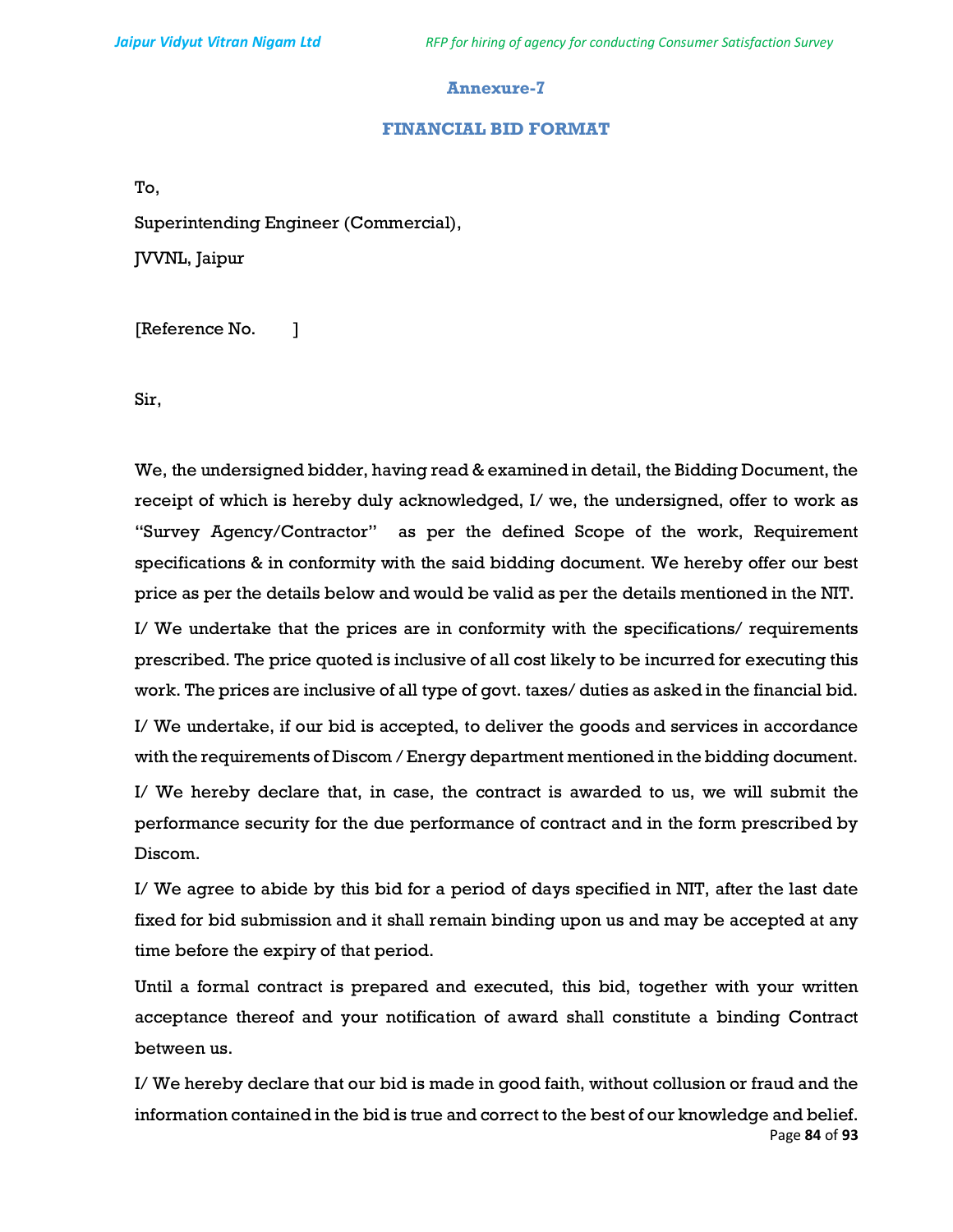## Annexure-7

## FINANCIAL BID FORMAT

To,

Superintending Engineer (Commercial),

JVVNL, Jaipur

[Reference No.        ]

Sir,

We, the undersigned bidder, having read & examined in detail, the Bidding Document, the receipt of which is hereby duly acknowledged, I/ we, the undersigned, offer to work as "Survey Agency/Contractor" as per the defined Scope of the work, Requirement specifications & in conformity with the said bidding document. We hereby offer our best price as per the details below and would be valid as per the details mentioned in the NIT.

I/ We undertake that the prices are in conformity with the specifications/ requirements prescribed. The price quoted is inclusive of all cost likely to be incurred for executing this work. The prices are inclusive of all type of govt. taxes/ duties as asked in the financial bid.

I/ We undertake, if our bid is accepted, to deliver the goods and services in accordance with the requirements of Discom / Energy department mentioned in the bidding document.

I/ We hereby declare that, in case, the contract is awarded to us, we will submit the performance security for the due performance of contract and in the form prescribed by Discom.

I/ We agree to abide by this bid for a period of days specified in NIT, after the last date fixed for bid submission and it shall remain binding upon us and may be accepted at any time before the expiry of that period.

Until a formal contract is prepared and executed, this bid, together with your written acceptance thereof and your notification of award shall constitute a binding Contract between us.

I/ We hereby declare that our bid is made in good faith, without collusion or fraud and the information contained in the bid is true and correct to the best of our knowledge and belief.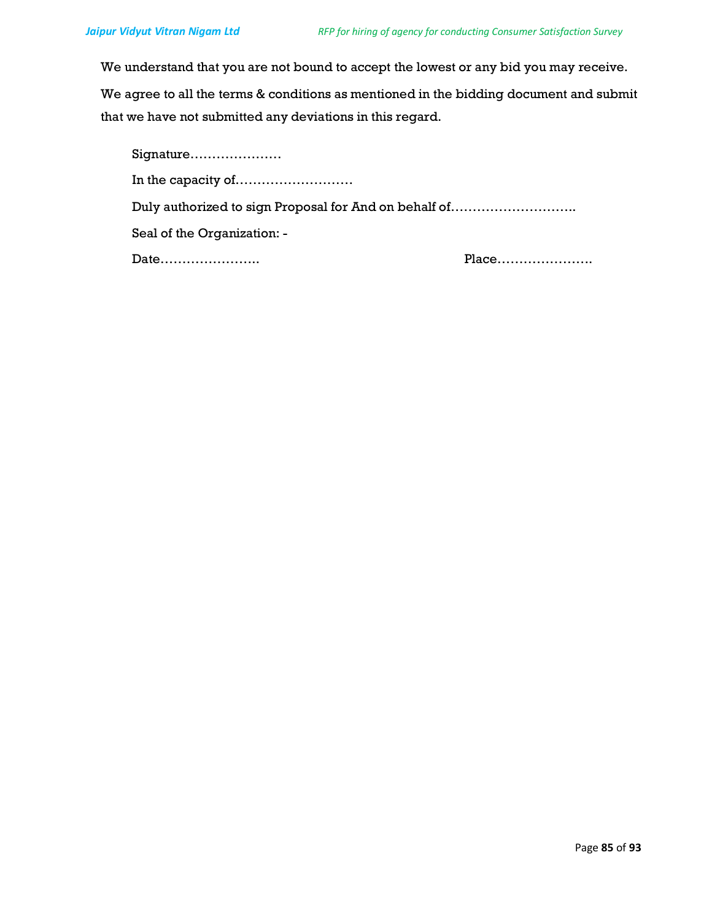We understand that you are not bound to accept the lowest or any bid you may receive.

We agree to all the terms & conditions as mentioned in the bidding document and submit that we have not submitted any deviations in this regard.

Signature…………………

In the capacity of………………………

Duly authorized to sign Proposal for And on behalf of……………………….

Seal of the Organization: -

Date…………………. Place………………….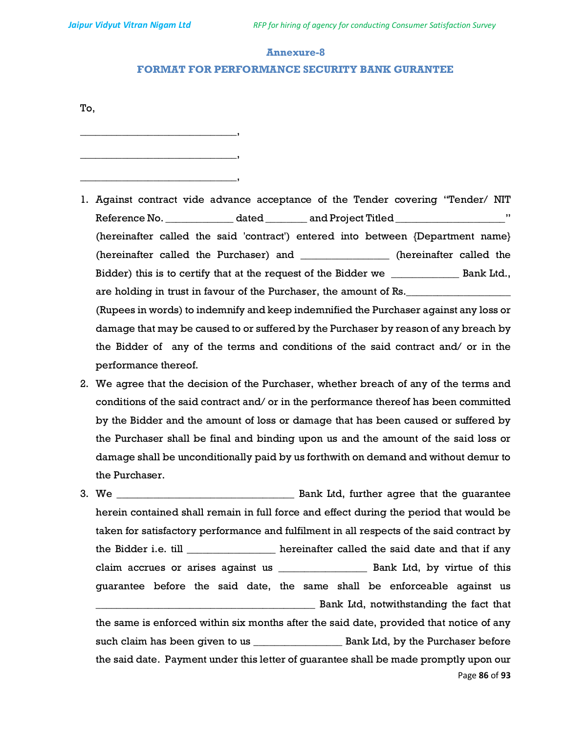## Annexure-8

## FORMAT FOR PERFORMANCE SECURITY BANK GURANTEE

To,

______________________________,

______________________________,

______________________________,

1. Against contract vide advance acceptance of the Tender covering "Tender/ NIT Reference No. _____________ dated ________ and Project Titled ____________________" (hereinafter called the said 'contract') entered into between {Department name} (hereinafter called the Purchaser) and ________________ (hereinafter called the Bidder) this is to certify that at the request of the Bidder we _____________ Bank Ltd., are holding in trust in favour of the Purchaser, the amount of Rs.___________________ (Rupees in words) to indemnify and keep indemnified the Purchaser against any loss or damage that may be caused to or suffered by the Purchaser by reason of any breach by the Bidder of any of the terms and conditions of the said contract and/ or in the performance thereof.
2. We agree that the decision of the Purchaser, whether breach of any of the terms and conditions of the said contract and/ or in the performance thereof has been committed by the Bidder and the amount of loss or damage that has been caused or suffered by the Purchaser shall be final and binding upon us and the amount of the said loss or damage shall be unconditionally paid by us forthwith on demand and without demur to the Purchaser.
3. We __________________________________ Bank Ltd, further agree that the guarantee herein contained shall remain in full force and effect during the period that would be taken for satisfactory performance and fulfilment in all respects of the said contract by the Bidder i.e. till ________________ hereinafter called the said date and that if any claim accrues or arises against us ________________ Bank Ltd, by virtue of this guarantee before the said date, the same shall be enforceable against us __________________________________________ Bank Ltd, notwithstanding the fact that the same is enforced within six months after the said date, provided that notice of any such claim has been given to us ________________ Bank Ltd, by the Purchaser before the said date. Payment under this letter of guarantee shall be made promptly upon our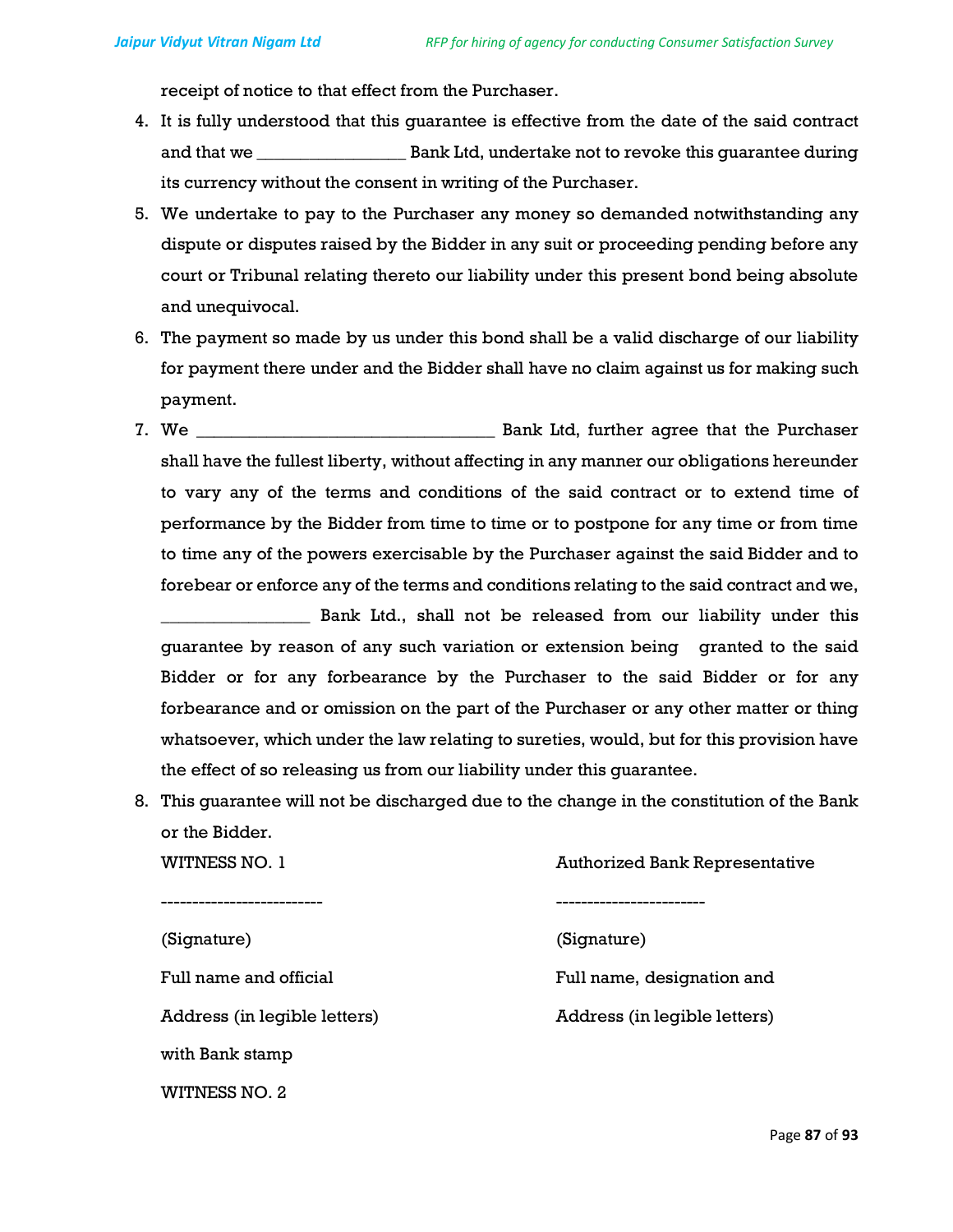receipt of notice to that effect from the Purchaser.

4. It is fully understood that this guarantee is effective from the date of the said contract and that we ________________ Bank Ltd, undertake not to revoke this guarantee during its currency without the consent in writing of the Purchaser.
5. We undertake to pay to the Purchaser any money so demanded notwithstanding any dispute or disputes raised by the Bidder in any suit or proceeding pending before any court or Tribunal relating thereto our liability under this present bond being absolute and unequivocal.
6. The payment so made by us under this bond shall be a valid discharge of our liability for payment there under and the Bidder shall have no claim against us for making such payment.
7. We _________________________________ Bank Ltd, further agree that the Purchaser shall have the fullest liberty, without affecting in any manner our obligations hereunder to vary any of the terms and conditions of the said contract or to extend time of performance by the Bidder from time to time or to postpone for any time or from time to time any of the powers exercisable by the Purchaser against the said Bidder and to forebear or enforce any of the terms and conditions relating to the said contract and we, ________________ Bank Ltd., shall not be released from our liability under this guarantee by reason of any such variation or extension being granted to the said Bidder or for any forbearance by the Purchaser to the said Bidder or for any forbearance and or omission on the part of the Purchaser or any other matter or thing whatsoever, which under the law relating to sureties, would, but for this provision have the effect of so releasing us from our liability under this guarantee.
8. This guarantee will not be discharged due to the change in the constitution of the Bank or the Bidder.

WITNESS NO. 1

-------------------------

(Signature)

Full name and official

Address (in legible letters)

with Bank stamp

Authorized Bank Representative

------------------------

(Signature)

Full name, designation and

Address (in legible letters)

WITNESS NO. 2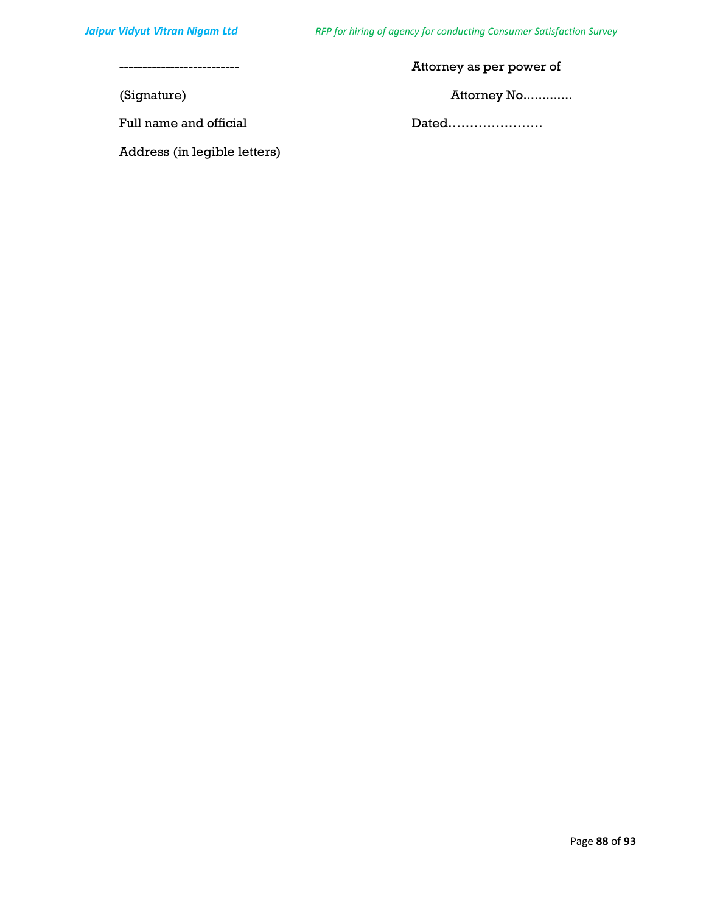| -------------------------- | Attorney as per power of |
|---|---|
| (Signature) | Attorney No............. |
| Full name and official | Dated…………………. |
| Address (in legible letters) | |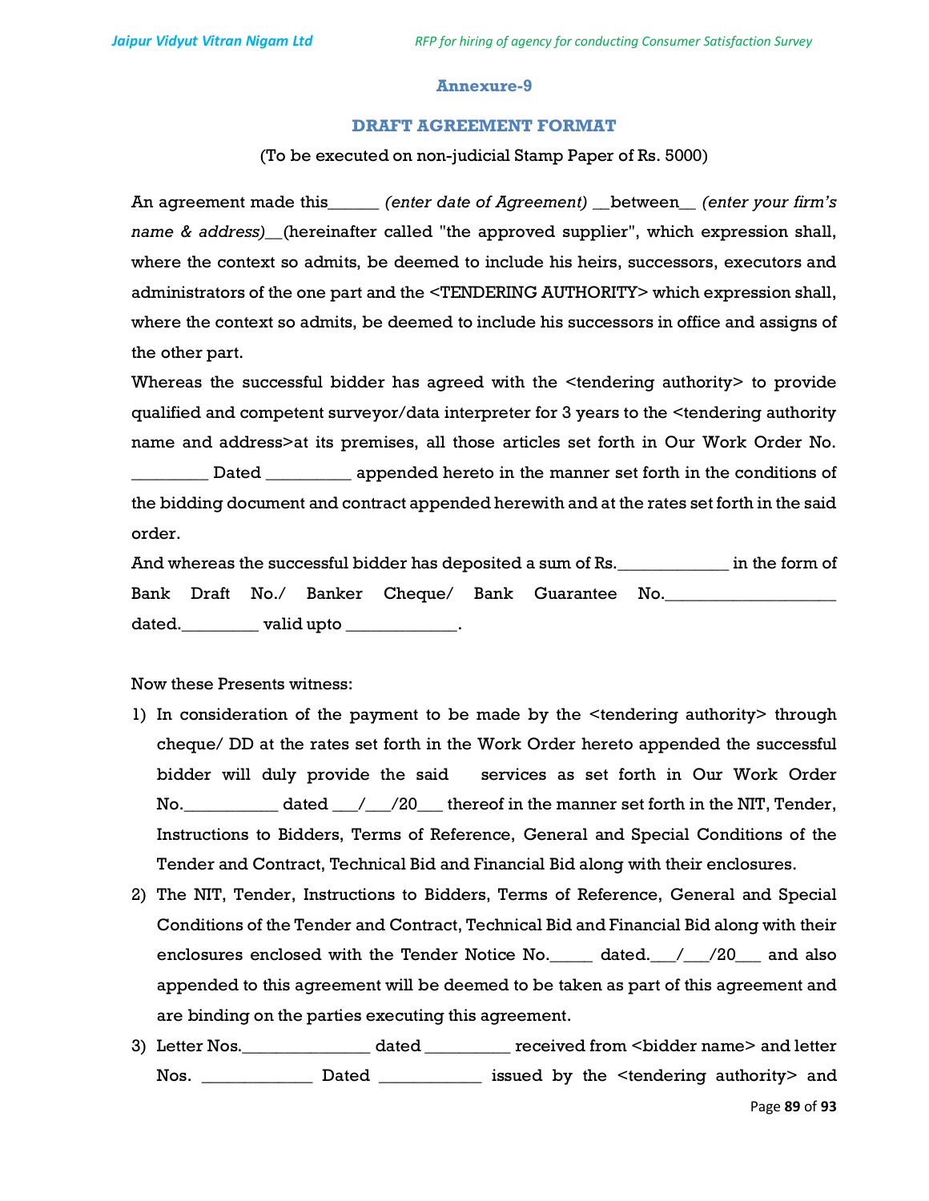## Annexure-9

## DRAFT AGREEMENT FORMAT

(To be executed on non-judicial Stamp Paper of Rs. 5000)

An agreement made this______ *(enter date of Agreement)* __between__ *(enter your firm's name & address)*__(hereinafter called "the approved supplier", which expression shall, where the context so admits, be deemed to include his heirs, successors, executors and administrators of the one part and the <TENDERING AUTHORITY> which expression shall, where the context so admits, be deemed to include his successors in office and assigns of the other part.

Whereas the successful bidder has agreed with the <tendering authority> to provide qualified and competent surveyor/data interpreter for 3 years to the <tendering authority name and address>at its premises, all those articles set forth in Our Work Order No. _________ Dated __________ appended hereto in the manner set forth in the conditions of the bidding document and contract appended herewith and at the rates set forth in the said order.

And whereas the successful bidder has deposited a sum of Rs._____________ in the form of Bank Draft No./ Banker Cheque/ Bank Guarantee No.____________________ dated._________ valid upto _____________.

Now these Presents witness:

1) In consideration of the payment to be made by the <tendering authority> through cheque/ DD at the rates set forth in the Work Order hereto appended the successful bidder will duly provide the said services as set forth in Our Work Order No.___________ dated ___/___/20___ thereof in the manner set forth in the NIT, Tender, Instructions to Bidders, Terms of Reference, General and Special Conditions of the Tender and Contract, Technical Bid and Financial Bid along with their enclosures.
2) The NIT, Tender, Instructions to Bidders, Terms of Reference, General and Special Conditions of the Tender and Contract, Technical Bid and Financial Bid along with their enclosures enclosed with the Tender Notice No._____ dated.___/___/20___ and also appended to this agreement will be deemed to be taken as part of this agreement and are binding on the parties executing this agreement.
3) Letter Nos._______________ dated __________ received from <bidder name> and letter Nos. _____________ Dated ____________ issued by the <tendering authority> and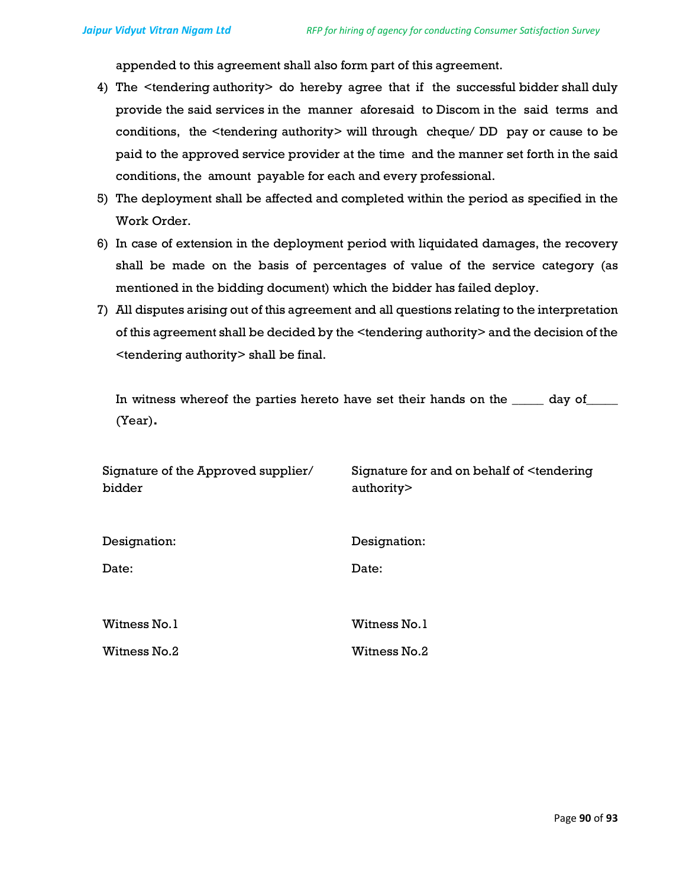appended to this agreement shall also form part of this agreement.

4) The <tendering authority> do hereby agree that if the successful bidder shall duly provide the said services in the manner aforesaid to Discom in the said terms and conditions, the <tendering authority> will through cheque/ DD pay or cause to be paid to the approved service provider at the time and the manner set forth in the said conditions, the amount payable for each and every professional.
5) The deployment shall be affected and completed within the period as specified in the Work Order.
6) In case of extension in the deployment period with liquidated damages, the recovery shall be made on the basis of percentages of value of the service category (as mentioned in the bidding document) which the bidder has failed deploy.
7) All disputes arising out of this agreement and all questions relating to the interpretation of this agreement shall be decided by the <tendering authority> and the decision of the <tendering authority> shall be final.

In witness whereof the parties hereto have set their hands on the _____ day of_____ (Year).

| Signature of the Approved supplier/ bidder | Signature for and on behalf of <tendering authority> |
|---|---|
| Designation: | Designation: |
| Date: | Date: |
| Witness No.1 | Witness No.1 |
| Witness No.2 | Witness No.2 |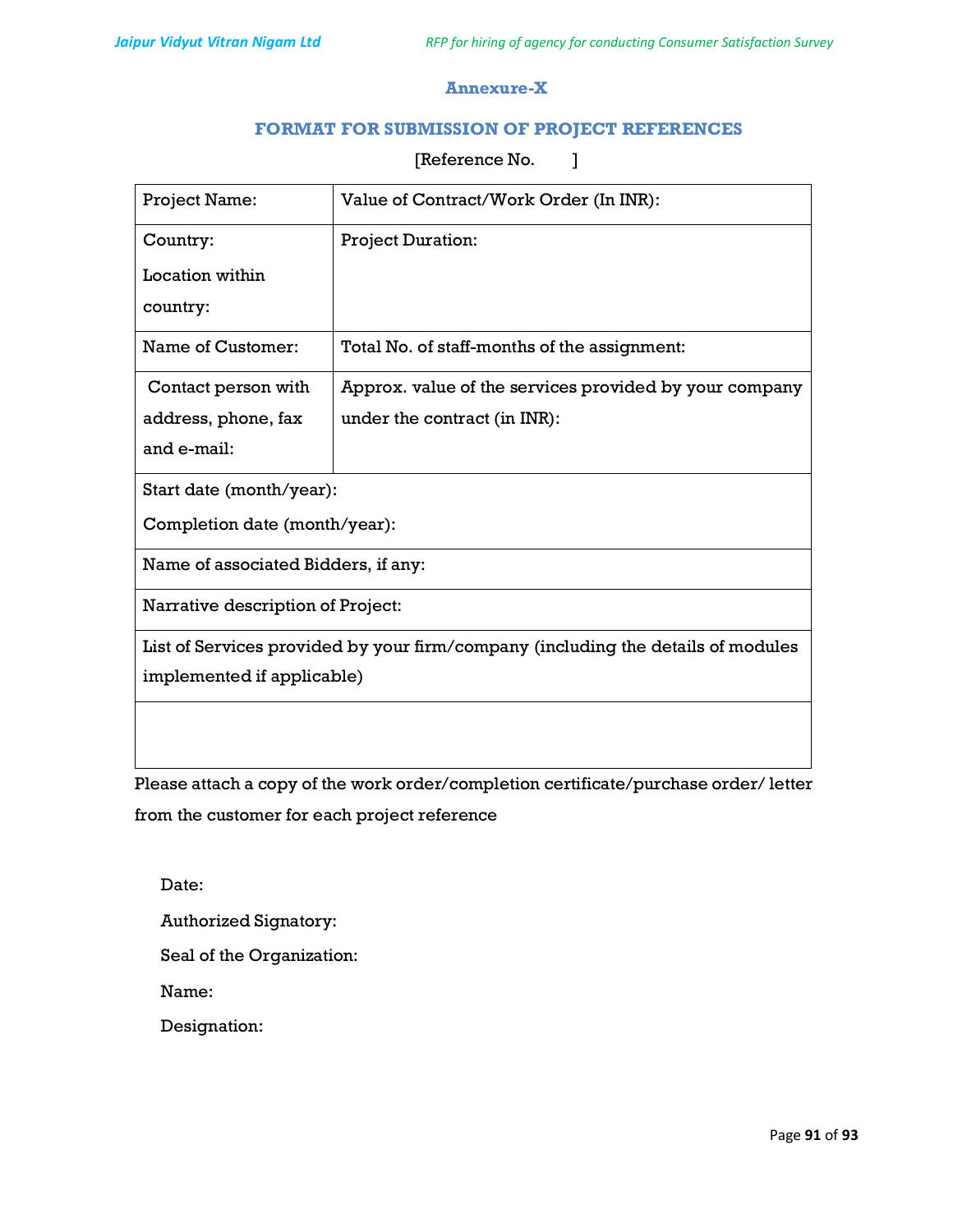## Annexure-X

## FORMAT FOR SUBMISSION OF PROJECT REFERENCES

[Reference No.        ]

| Project Name: | Value of Contract/Work Order (In INR): |
|---|---|
| Country:<br>Location within country: | Project Duration: |
| Name of Customer: | Total No. of staff-months of the assignment: |
| Contact person with address, phone, fax and e-mail: | Approx. value of the services provided by your company under the contract (in INR): |
| Start date (month/year):<br>Completion date (month/year): | |
| Name of associated Bidders, if any: | |
| Narrative description of Project: | |
| List of Services provided by your firm/company (including the details of modules implemented if applicable) | |
| | |

Please attach a copy of the work order/completion certificate/purchase order/ letter from the customer for each project reference

Date:

Authorized Signatory:

Seal of the Organization:

Name:

Designation: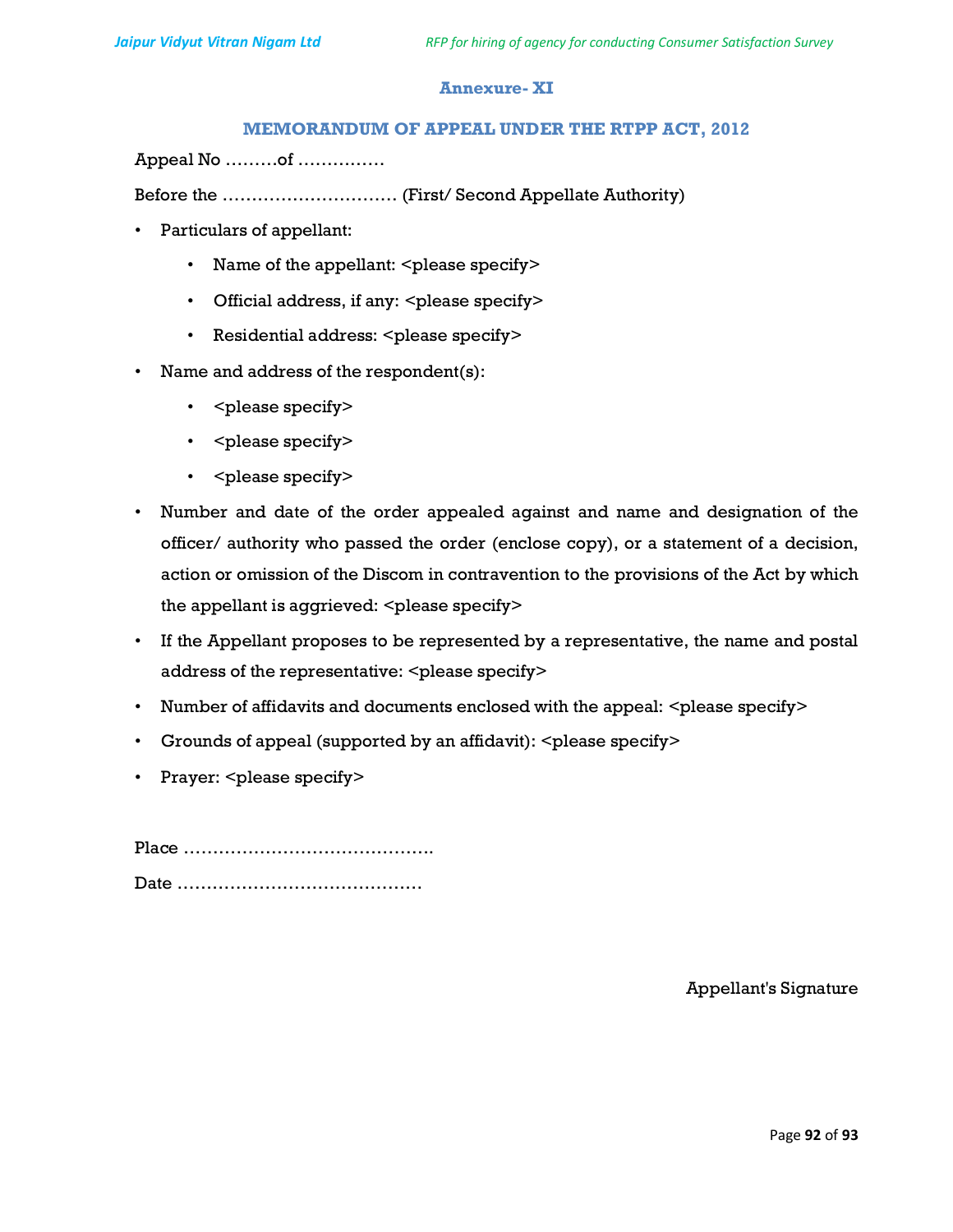## Annexure- XI

## MEMORANDUM OF APPEAL UNDER THE RTPP ACT, 2012

Appeal No ………of ……………

Before the ………………………… (First/ Second Appellate Authority)

- Particulars of appellant:
  - Name of the appellant: <please specify>
  - Official address, if any: <please specify>
  - Residential address: <please specify>
- Name and address of the respondent(s):
  - <please specify>
  - <please specify>
  - <please specify>
- Number and date of the order appealed against and name and designation of the officer/ authority who passed the order (enclose copy), or a statement of a decision, action or omission of the Discom in contravention to the provisions of the Act by which the appellant is aggrieved: <please specify>
- If the Appellant proposes to be represented by a representative, the name and postal address of the representative: <please specify>
- Number of affidavits and documents enclosed with the appeal: <please specify>
- Grounds of appeal (supported by an affidavit): <please specify>
- Prayer: <please specify>

Place …………………………………….

Date ……………………………………

Appellant's Signature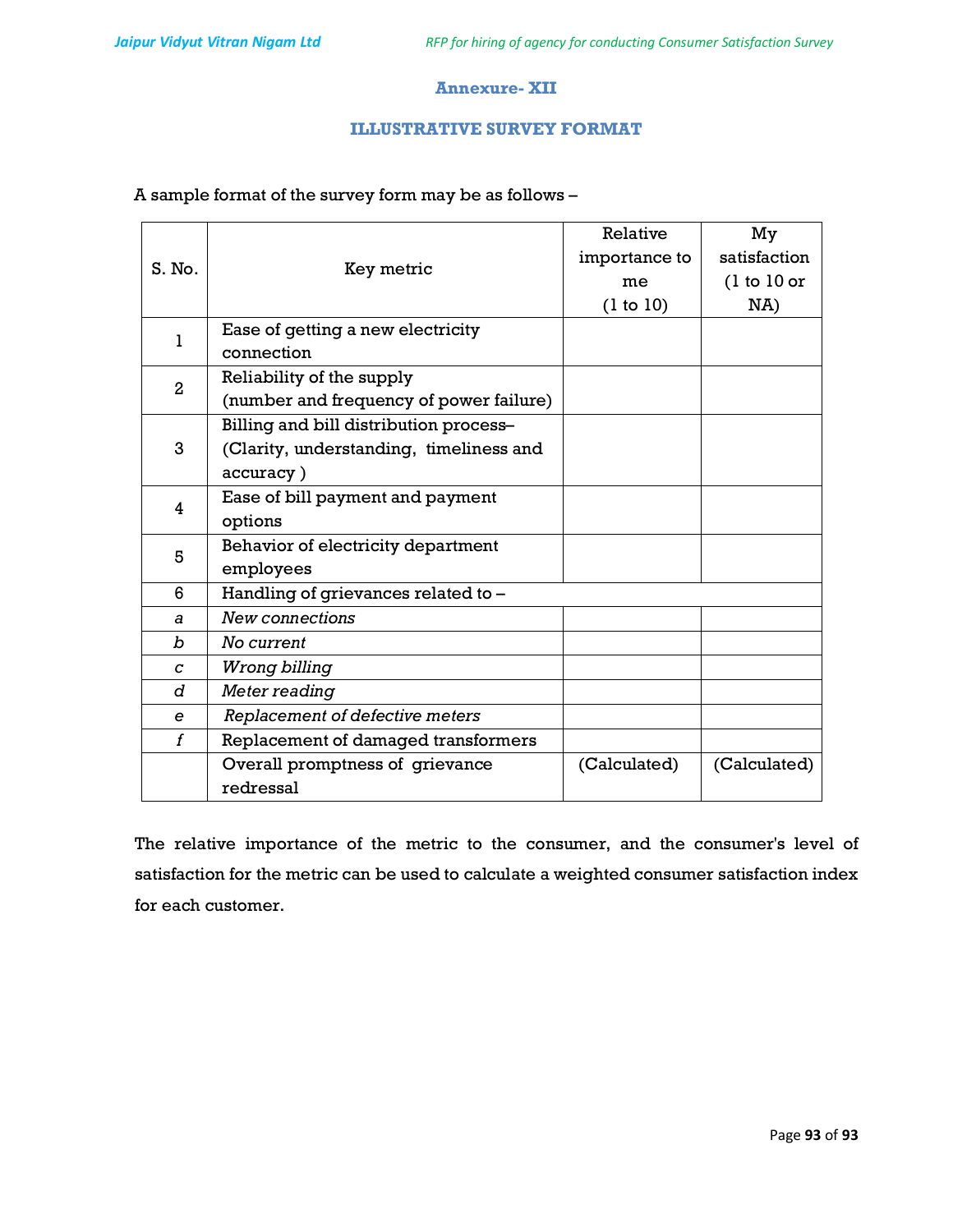## Annexure- XII

## ILLUSTRATIVE SURVEY FORMAT

A sample format of the survey form may be as follows –

| S. No. | Key metric | Relative importance to me (1 to 10) | My satisfaction (1 to 10 or NA) |
|---|---|---|---|
| 1 | Ease of getting a new electricity connection | | |
| 2 | Reliability of the supply (number and frequency of power failure) | | |
| 3 | Billing and bill distribution process– (Clarity, understanding, timeliness and accuracy ) | | |
| 4 | Ease of bill payment and payment options | | |
| 5 | Behavior of electricity department employees | | |
| 6 | Handling of grievances related to – | | |
| *a* | *New connections* | | |
| *b* | *No current* | | |
| *c* | *Wrong billing* | | |
| *d* | *Meter reading* | | |
| *e* | *Replacement of defective meters* | | |
| *f* | Replacement of damaged transformers | | |
| | Overall promptness of grievance redressal | (Calculated) | (Calculated) |

The relative importance of the metric to the consumer, and the consumer's level of satisfaction for the metric can be used to calculate a weighted consumer satisfaction index for each customer.